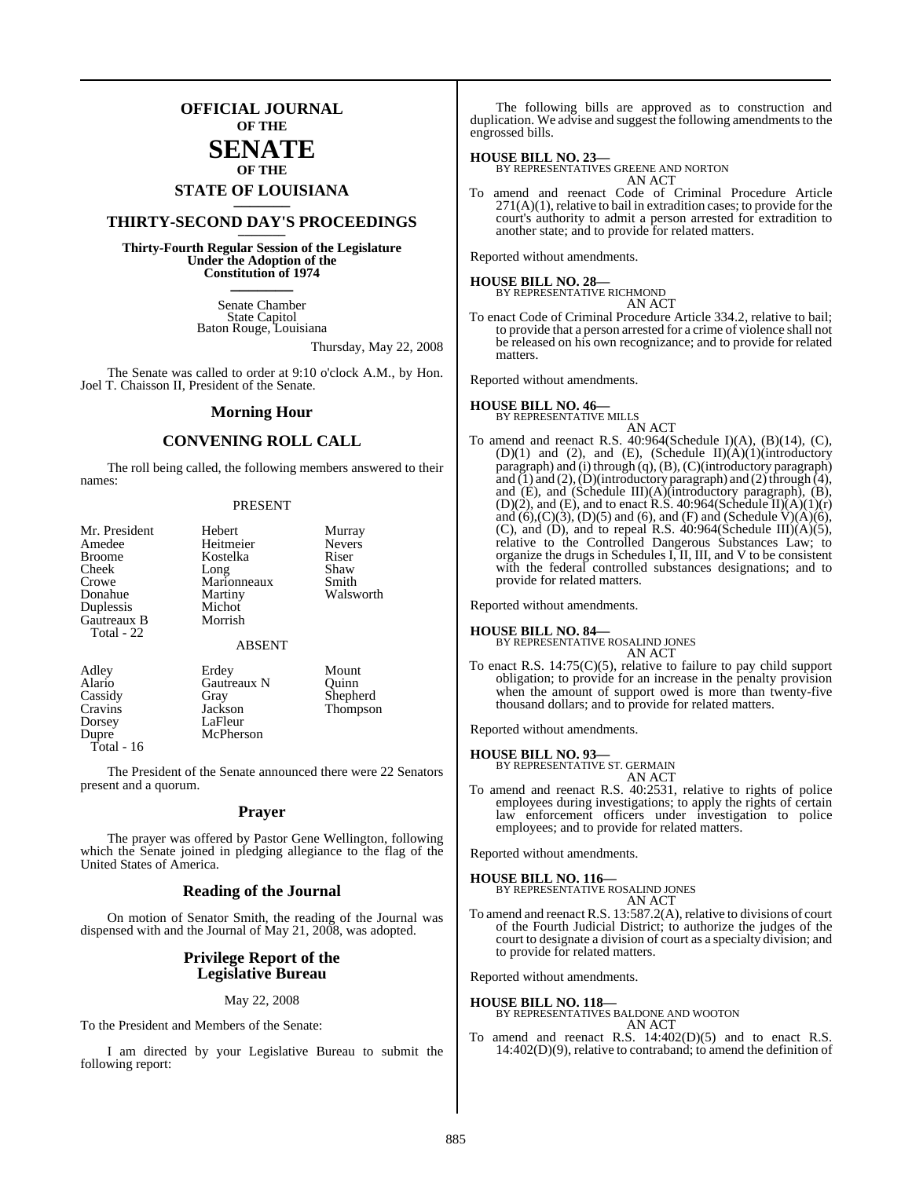# OFFICIAL JOURNAL OF THE SENATE OF THE STATE OF LOUISIANA

## THIRTY-SECOND DAY'S PROCEEDINGS

**Thirty-Fourth Regular Session of the Legislature Under the Adoption of the Constitution of 1974**

Senate Chamber
State Capitol
Baton Rouge, Louisiana

Thursday, May 22, 2008

The Senate was called to order at 9:10 o'clock A.M., by Hon. Joel T. Chaisson II, President of the Senate.

## Morning Hour

## CONVENING ROLL CALL

The roll being called, the following members answered to their names:

PRESENT

| | | |
|---|---|---|
| Mr. President | Hebert | Murray |
| Amedee | Heitmeier | Nevers |
| Broome | Kostelka | Riser |
| Cheek | Long | Shaw |
| Crowe | Marionneaux | Smith |
| Donahue | Martiny | Walsworth |
| Duplessis | Michot | |
| Gautreaux B | Morrish | |
| Total - 22 | | |

ABSENT

| | | |
|---|---|---|
| Adley | Erdey | Mount |
| Alario | Gautreaux N | Quinn |
| Cassidy | Gray | Shepherd |
| Cravins | Jackson | Thompson |
| Dorsey | LaFleur | |
| Dupre | McPherson | |
| Total - 16 | | |

The President of the Senate announced there were 22 Senators present and a quorum.

## Prayer

The prayer was offered by Pastor Gene Wellington, following which the Senate joined in pledging allegiance to the flag of the United States of America.

## Reading of the Journal

On motion of Senator Smith, the reading of the Journal was dispensed with and the Journal of May 21, 2008, was adopted.

## Privilege Report of the Legislative Bureau

May 22, 2008

To the President and Members of the Senate:

I am directed by your Legislative Bureau to submit the following report:

The following bills are approved as to construction and duplication. We advise and suggest the following amendments to the engrossed bills.

**HOUSE BILL NO. 23—**
BY REPRESENTATIVES GREENE AND NORTON
AN ACT
To amend and reenact Code of Criminal Procedure Article 271(A)(1), relative to bail in extradition cases; to provide for the court's authority to admit a person arrested for extradition to another state; and to provide for related matters.

Reported without amendments.

**HOUSE BILL NO. 28—**
BY REPRESENTATIVE RICHMOND
AN ACT
To enact Code of Criminal Procedure Article 334.2, relative to bail; to provide that a person arrested for a crime of violence shall not be released on his own recognizance; and to provide for related matters.

Reported without amendments.

**HOUSE BILL NO. 46—**
BY REPRESENTATIVE MILLS
AN ACT
To amend and reenact R.S. 40:964(Schedule I)(A), (B)(14), (C), (D)(1) and (2), and (E), (Schedule II)(A)(1)(introductory paragraph) and (i) through (q), (B), (C)(introductory paragraph) and (1) and (2), (D)(introductory paragraph) and (2) through (4), and (E), and (Schedule III)(A)(introductory paragraph), (B), (D)(2), and (E), and to enact R.S. 40:964(Schedule II)(A)(1)(r) and (6),(C)(3), (D)(5) and (6), and (F) and (Schedule V)(A)(6), (C), and (D), and to repeal R.S. 40:964(Schedule III)(A)(5), relative to the Controlled Dangerous Substances Law; to organize the drugs in Schedules I, II, III, and V to be consistent with the federal controlled substances designations; and to provide for related matters.

Reported without amendments.

**HOUSE BILL NO. 84—**
BY REPRESENTATIVE ROSALIND JONES
AN ACT
To enact R.S. 14:75(C)(5), relative to failure to pay child support obligation; to provide for an increase in the penalty provision when the amount of support owed is more than twenty-five thousand dollars; and to provide for related matters.

Reported without amendments.

**HOUSE BILL NO. 93—**
BY REPRESENTATIVE ST. GERMAIN
AN ACT
To amend and reenact R.S. 40:2531, relative to rights of police employees during investigations; to apply the rights of certain law enforcement officers under investigation to police employees; and to provide for related matters.

Reported without amendments.

**HOUSE BILL NO. 116—**
BY REPRESENTATIVE ROSALIND JONES
AN ACT
To amend and reenact R.S. 13:587.2(A), relative to divisions of court of the Fourth Judicial District; to authorize the judges of the court to designate a division of court as a specialty division; and to provide for related matters.

Reported without amendments.

**HOUSE BILL NO. 118—**
BY REPRESENTATIVES BALDONE AND WOOTON
AN ACT
To amend and reenact R.S. 14:402(D)(5) and to enact R.S. 14:402(D)(9), relative to contraband; to amend the definition of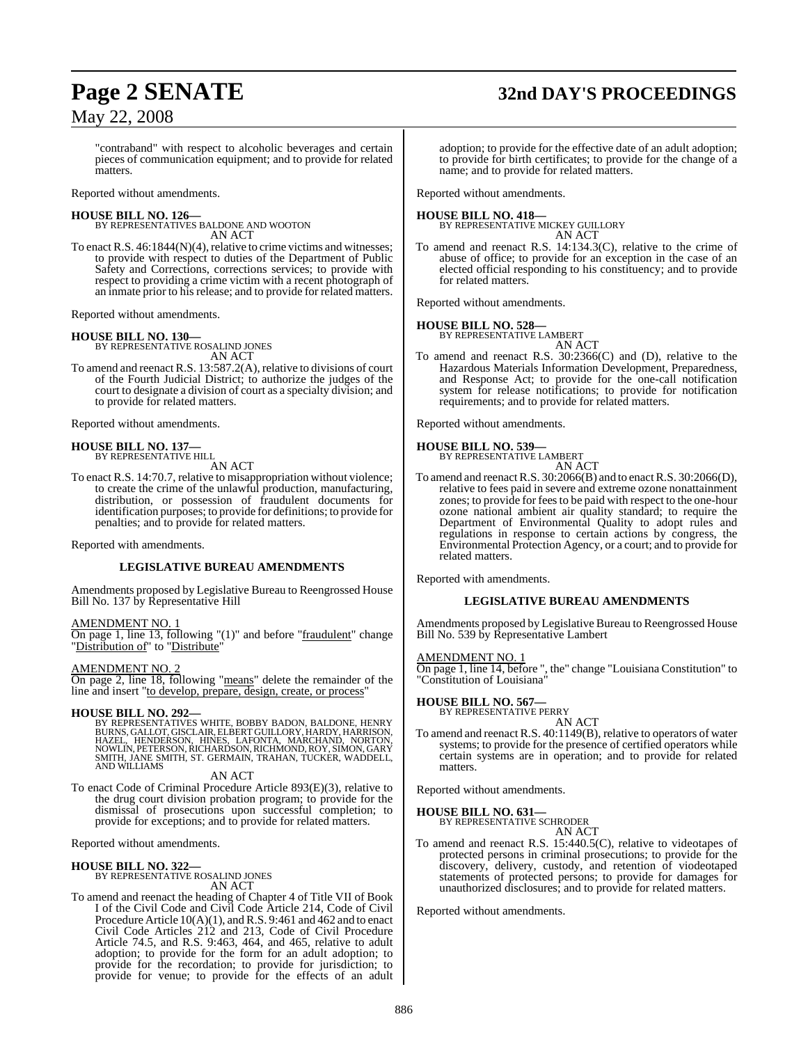"contraband" with respect to alcoholic beverages and certain pieces of communication equipment; and to provide for related matters.

Reported without amendments.

**HOUSE BILL NO. 126—**
BY REPRESENTATIVES BALDONE AND WOOTON
AN ACT

To enact R.S. 46:1844(N)(4), relative to crime victims and witnesses; to provide with respect to duties of the Department of Public Safety and Corrections, corrections services; to provide with respect to providing a crime victim with a recent photograph of an inmate prior to his release; and to provide for related matters.

Reported without amendments.

**HOUSE BILL NO. 130—**
BY REPRESENTATIVE ROSALIND JONES
AN ACT

To amend and reenact R.S. 13:587.2(A), relative to divisions of court of the Fourth Judicial District; to authorize the judges of the court to designate a division of court as a specialty division; and to provide for related matters.

Reported without amendments.

**HOUSE BILL NO. 137—**
BY REPRESENTATIVE HILL
AN ACT

To enact R.S. 14:70.7, relative to misappropriation without violence; to create the crime of the unlawful production, manufacturing, distribution, or possession of fraudulent documents for identification purposes; to provide for definitions; to provide for penalties; and to provide for related matters.

Reported with amendments.

**LEGISLATIVE BUREAU AMENDMENTS**

Amendments proposed by Legislative Bureau to Reengrossed House Bill No. 137 by Representative Hill

AMENDMENT NO. 1
On page 1, line 13, following "(1)" and before "fraudulent" change "Distribution of" to "Distribute"

AMENDMENT NO. 2
On page 2, line 18, following "means" delete the remainder of the line and insert "to develop, prepare, design, create, or process"

**HOUSE BILL NO. 292—**
BY REPRESENTATIVES WHITE, BOBBY BADON, BALDONE, HENRY BURNS, GALLOT, GISCLAIR, ELBERT GUILLORY, HARDY, HARRISON, HAZEL, HENDERSON, HINES, LAFONTA, MARCHAND, NORTON, NOWLIN, PETERSON, RICHARDSON, RICHMOND, ROY, SIMON, GARY SMITH, JANE SMITH, ST. GERMAIN, TRAHAN, TUCKER, WADDELL, AND WILLIAMS
AN ACT

To enact Code of Criminal Procedure Article 893(E)(3), relative to the drug court division probation program; to provide for the dismissal of prosecutions upon successful completion; to provide for exceptions; and to provide for related matters.

Reported without amendments.

**HOUSE BILL NO. 322—**
BY REPRESENTATIVE ROSALIND JONES
AN ACT

To amend and reenact the heading of Chapter 4 of Title VII of Book I of the Civil Code and Civil Code Article 214, Code of Civil Procedure Article 10(A)(1), and R.S. 9:461 and 462 and to enact Civil Code Articles 212 and 213, Code of Civil Procedure Article 74.5, and R.S. 9:463, 464, and 465, relative to adult adoption; to provide for the form for an adult adoption; to provide for the recordation; to provide for jurisdiction; to provide for venue; to provide for the effects of an adult adoption; to provide for the effective date of an adult adoption; to provide for birth certificates; to provide for the change of a name; and to provide for related matters.

Reported without amendments.

**HOUSE BILL NO. 418—**
BY REPRESENTATIVE MICKEY GUILLORY
AN ACT

To amend and reenact R.S. 14:134.3(C), relative to the crime of abuse of office; to provide for an exception in the case of an elected official responding to his constituency; and to provide for related matters.

Reported without amendments.

**HOUSE BILL NO. 528—**
BY REPRESENTATIVE LAMBERT
AN ACT

To amend and reenact R.S. 30:2366(C) and (D), relative to the Hazardous Materials Information Development, Preparedness, and Response Act; to provide for the one-call notification system for release notifications; to provide for notification requirements; and to provide for related matters.

Reported without amendments.

**HOUSE BILL NO. 539—**
BY REPRESENTATIVE LAMBERT
AN ACT

To amend and reenact R.S. 30:2066(B) and to enact R.S. 30:2066(D), relative to fees paid in severe and extreme ozone nonattainment zones; to provide for fees to be paid with respect to the one-hour ozone national ambient air quality standard; to require the Department of Environmental Quality to adopt rules and regulations in response to certain actions by congress, the Environmental Protection Agency, or a court; and to provide for related matters.

Reported with amendments.

**LEGISLATIVE BUREAU AMENDMENTS**

Amendments proposed by Legislative Bureau to Reengrossed House Bill No. 539 by Representative Lambert

AMENDMENT NO. 1
On page 1, line 14, before ", the" change "Louisiana Constitution" to "Constitution of Louisiana"

**HOUSE BILL NO. 567—**
BY REPRESENTATIVE PERRY
AN ACT

To amend and reenact R.S. 40:1149(B), relative to operators of water systems; to provide for the presence of certified operators while certain systems are in operation; and to provide for related matters.

Reported without amendments.

**HOUSE BILL NO. 631—**
BY REPRESENTATIVE SCHRODER
AN ACT

To amend and reenact R.S. 15:440.5(C), relative to videotapes of protected persons in criminal prosecutions; to provide for the discovery, delivery, custody, and retention of viodeotaped statements of protected persons; to provide for damages for unauthorized disclosures; and to provide for related matters.

Reported without amendments.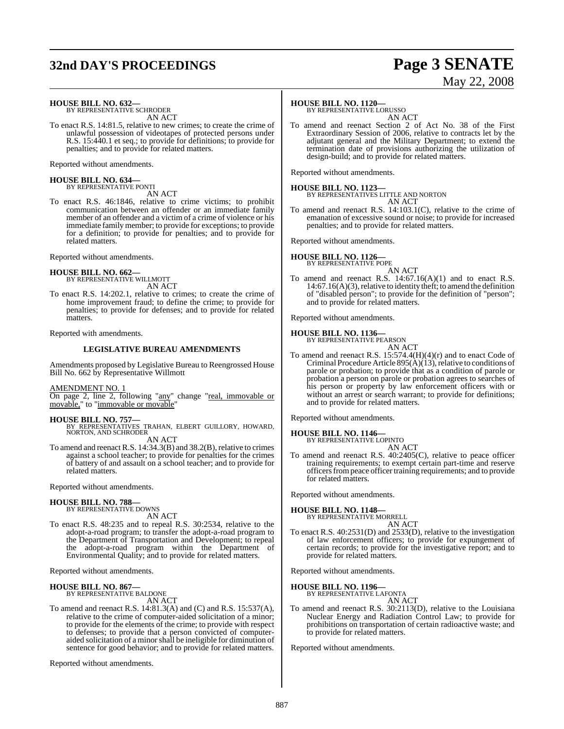**HOUSE BILL NO. 632—**
BY REPRESENTATIVE SCHRODER

AN ACT

To enact R.S. 14:81.5, relative to new crimes; to create the crime of unlawful possession of videotapes of protected persons under R.S. 15:440.1 et seq.; to provide for definitions; to provide for penalties; and to provide for related matters.

Reported without amendments.

**HOUSE BILL NO. 634—**
BY REPRESENTATIVE PONTI

AN ACT

To enact R.S. 46:1846, relative to crime victims; to prohibit communication between an offender or an immediate family member of an offender and a victim of a crime of violence or his immediate family member; to provide for exceptions; to provide for a definition; to provide for penalties; and to provide for related matters.

Reported without amendments.

**HOUSE BILL NO. 662—**
BY REPRESENTATIVE WILLMOTT

AN ACT

To enact R.S. 14:202.1, relative to crimes; to create the crime of home improvement fraud; to define the crime; to provide for penalties; to provide for defenses; and to provide for related matters.

Reported with amendments.

**LEGISLATIVE BUREAU AMENDMENTS**

Amendments proposed by Legislative Bureau to Reengrossed House Bill No. 662 by Representative Willmott

AMENDMENT NO. 1

On page 2, line 2, following "any" change "real, immovable or movable," to "immovable or movable"

**HOUSE BILL NO. 757—**
BY REPRESENTATIVES TRAHAN, ELBERT GUILLORY, HOWARD, NORTON, AND SCHRODER

AN ACT

To amend and reenact R.S. 14:34.3(B) and 38.2(B), relative to crimes against a school teacher; to provide for penalties for the crimes of battery of and assault on a school teacher; and to provide for related matters.

Reported without amendments.

**HOUSE BILL NO. 788—**
BY REPRESENTATIVE DOWNS

AN ACT

To enact R.S. 48:235 and to repeal R.S. 30:2534, relative to the adopt-a-road program; to transfer the adopt-a-road program to the Department of Transportation and Development; to repeal the adopt-a-road program within the Department of Environmental Quality; and to provide for related matters.

Reported without amendments.

**HOUSE BILL NO. 867—**
BY REPRESENTATIVE BALDONE

AN ACT

To amend and reenact R.S. 14:81.3(A) and (C) and R.S. 15:537(A), relative to the crime of computer-aided solicitation of a minor; to provide for the elements of the crime; to provide with respect to defenses; to provide that a person convicted of computer-aided solicitation of a minor shall be ineligible for diminution of sentence for good behavior; and to provide for related matters.

Reported without amendments.

**HOUSE BILL NO. 1120—**
BY REPRESENTATIVE LORUSSO

AN ACT

To amend and reenact Section 2 of Act No. 38 of the First Extraordinary Session of 2006, relative to contracts let by the adjutant general and the Military Department; to extend the termination date of provisions authorizing the utilization of design-build; and to provide for related matters.

Reported without amendments.

**HOUSE BILL NO. 1123—**
BY REPRESENTATIVES LITTLE AND NORTON

AN ACT

To amend and reenact R.S. 14:103.1(C), relative to the crime of emanation of excessive sound or noise; to provide for increased penalties; and to provide for related matters.

Reported without amendments.

**HOUSE BILL NO. 1126—**
BY REPRESENTATIVE POPE

AN ACT

To amend and reenact R.S. 14:67.16(A)(1) and to enact R.S. 14:67.16(A)(3), relative to identity theft; to amend the definition of "disabled person"; to provide for the definition of "person"; and to provide for related matters.

Reported without amendments.

**HOUSE BILL NO. 1136—**
BY REPRESENTATIVE PEARSON

AN ACT

To amend and reenact R.S. 15:574.4(H)(4)(r) and to enact Code of Criminal Procedure Article 895(A)(13), relative to conditions of parole or probation; to provide that as a condition of parole or probation a person on parole or probation agrees to searches of his person or property by law enforcement officers with or without an arrest or search warrant; to provide for definitions; and to provide for related matters.

Reported without amendments.

**HOUSE BILL NO. 1146—**
BY REPRESENTATIVE LOPINTO

AN ACT

To amend and reenact R.S. 40:2405(C), relative to peace officer training requirements; to exempt certain part-time and reserve officers from peace officer training requirements; and to provide for related matters.

Reported without amendments.

**HOUSE BILL NO. 1148—**
BY REPRESENTATIVE MORRELL

AN ACT

To enact R.S. 40:2531(D) and 2533(D), relative to the investigation of law enforcement officers; to provide for expungement of certain records; to provide for the investigative report; and to provide for related matters.

Reported without amendments.

**HOUSE BILL NO. 1196—**
BY REPRESENTATIVE LAFONTA

AN ACT

To amend and reenact R.S. 30:2113(D), relative to the Louisiana Nuclear Energy and Radiation Control Law; to provide for prohibitions on transportation of certain radioactive waste; and to provide for related matters.

Reported without amendments.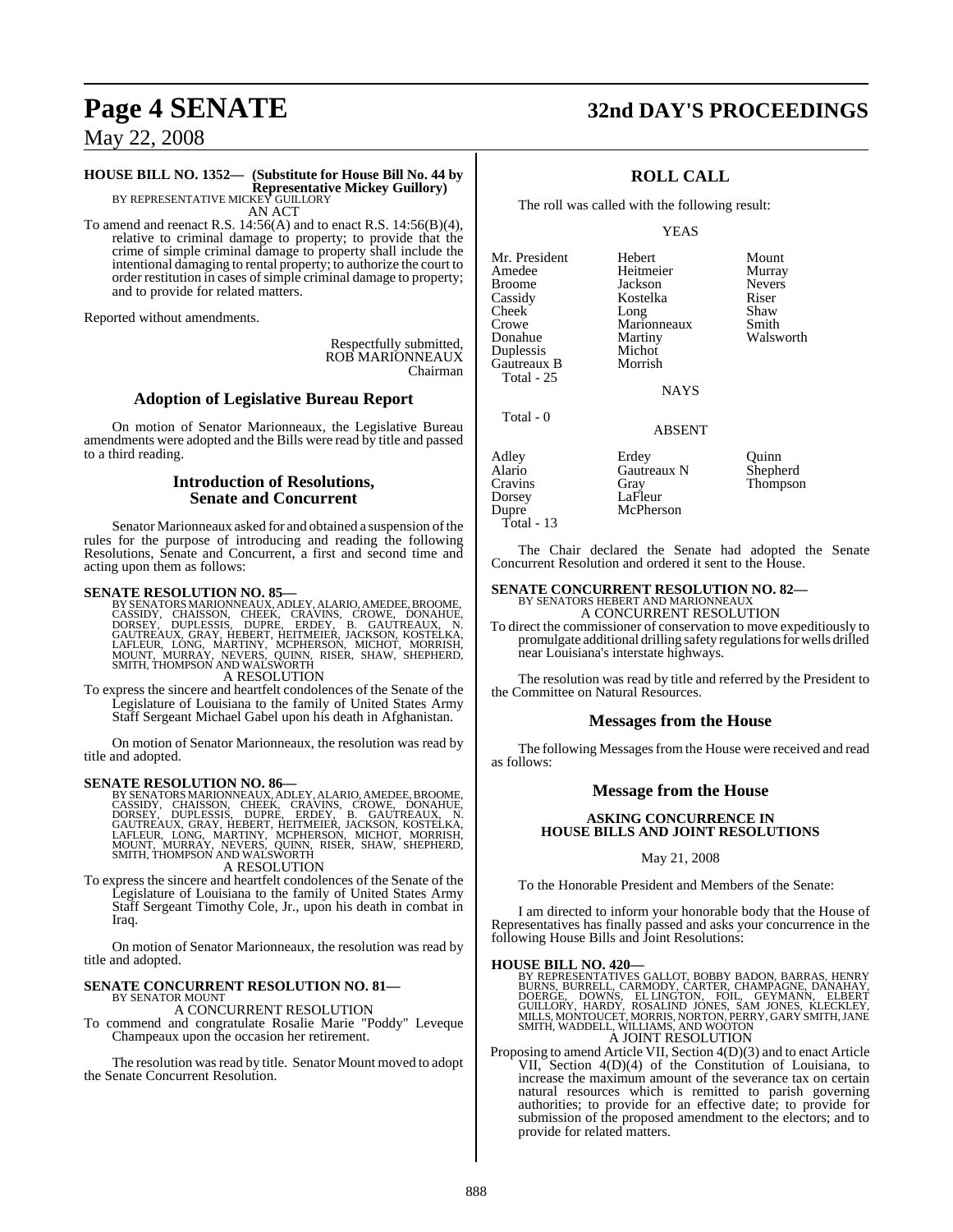**HOUSE BILL NO. 1352— (Substitute for House Bill No. 44 by Representative Mickey Guillory)**
BY REPRESENTATIVE MICKEY GUILLORY

AN ACT

To amend and reenact R.S. 14:56(A) and to enact R.S. 14:56(B)(4), relative to criminal damage to property; to provide that the crime of simple criminal damage to property shall include the intentional damaging to rental property; to authorize the court to order restitution in cases of simple criminal damage to property; and to provide for related matters.

Reported without amendments.

Respectfully submitted,
ROB MARIONNEAUX
Chairman

## Adoption of Legislative Bureau Report

On motion of Senator Marionneaux, the Legislative Bureau amendments were adopted and the Bills were read by title and passed to a third reading.

## Introduction of Resolutions, Senate and Concurrent

Senator Marionneaux asked for and obtained a suspension of the rules for the purpose of introducing and reading the following Resolutions, Senate and Concurrent, a first and second time and acting upon them as follows:

**SENATE RESOLUTION NO. 85—**
BY SENATORS MARIONNEAUX, ADLEY, ALARIO, AMEDEE, BROOME, CASSIDY, CHAISSON, CHEEK, CRAVINS, CROWE, DONAHUE, DORSEY, DUPLESSIS, DUPRE, ERDEY, B. GAUTREAUX, N. GAUTREAUX, GRAY, HEBERT, HEITMEIER, JACKSON, KOSTELKA, LAFLEUR, LONG, MARTINY, MCPHERSON, MICHOT, MORRISH, MOUNT, MURRAY, NEVERS, QUINN, RISER, SHAW, SHEPHERD, SMITH, THOMPSON AND WALSWORTH

A RESOLUTION

To express the sincere and heartfelt condolences of the Senate of the Legislature of Louisiana to the family of United States Army Staff Sergeant Michael Gabel upon his death in Afghanistan.

On motion of Senator Marionneaux, the resolution was read by title and adopted.

**SENATE RESOLUTION NO. 86—**
BY SENATORS MARIONNEAUX, ADLEY, ALARIO, AMEDEE, BROOME, CASSIDY, CHAISSON, CHEEK, CRAVINS, CROWE, DONAHUE, DORSEY, DUPLESSIS, DUPRE, ERDEY, B. GAUTREAUX, N. GAUTREAUX, GRAY, HEBERT, HEITMEIER, JACKSON, KOSTELKA, LAFLEUR, LONG, MARTINY, MCPHERSON, MICHOT, MORRISH, MOUNT, MURRAY, NEVERS, QUINN, RISER, SHAW, SHEPHERD, SMITH, THOMPSON AND WALSWORTH

A RESOLUTION

To express the sincere and heartfelt condolences of the Senate of the Legislature of Louisiana to the family of United States Army Staff Sergeant Timothy Cole, Jr., upon his death in combat in Iraq.

On motion of Senator Marionneaux, the resolution was read by title and adopted.

**SENATE CONCURRENT RESOLUTION NO. 81—**
BY SENATOR MOUNT

A CONCURRENT RESOLUTION

To commend and congratulate Rosalie Marie "Poddy" Leveque Champeaux upon the occasion her retirement.

The resolution was read by title. Senator Mount moved to adopt the Senate Concurrent Resolution.

## ROLL CALL

The roll was called with the following result:

YEAS

| | | |
|---|---|---|
| Mr. President | Hebert | Mount |
| Amedee | Heitmeier | Murray |
| Broome | Jackson | Nevers |
| Cassidy | Kostelka | Riser |
| Cheek | Long | Shaw |
| Crowe | Marionneaux | Smith |
| Donahue | Martiny | Walsworth |
| Duplessis | Michot | |
| Gautreaux B | Morrish | |

Total - 25

NAYS

Total - 0

ABSENT

| | | |
|---|---|---|
| Adley | Erdey | Quinn |
| Alario | Gautreaux N | Shepherd |
| Cravins | Gray | Thompson |
| Dorsey | LaFleur | |
| Dupre | McPherson | |

Total - 13

The Chair declared the Senate had adopted the Senate Concurrent Resolution and ordered it sent to the House.

**SENATE CONCURRENT RESOLUTION NO. 82—**
BY SENATORS HEBERT AND MARIONNEAUX

A CONCURRENT RESOLUTION

To direct the commissioner of conservation to move expeditiously to promulgate additional drilling safety regulations for wells drilled near Louisiana's interstate highways.

The resolution was read by title and referred by the President to the Committee on Natural Resources.

## Messages from the House

The following Messages from the House were received and read as follows:

## Message from the House

### ASKING CONCURRENCE IN HOUSE BILLS AND JOINT RESOLUTIONS

May 21, 2008

To the Honorable President and Members of the Senate:

I am directed to inform your honorable body that the House of Representatives has finally passed and asks your concurrence in the following House Bills and Joint Resolutions:

**HOUSE BILL NO. 420—**
BY REPRESENTATIVES GALLOT, BOBBY BADON, BARRAS, HENRY BURNS, BURRELL, CARMODY, CARTER, CHAMPAGNE, DANAHAY, DOERGE, DOWNS, EL LINGTON, FOIL, GEYMANN, ELBERT GUILLORY, HARDY, ROSALIND JONES, SAM JONES, KLECKLEY, MILLS, MONTOUCET, MORRIS, NORTON, PERRY, GARY SMITH, JANE SMITH, WADDELL, WILLIAMS, AND WOOTON

A JOINT RESOLUTION

Proposing to amend Article VII, Section 4(D)(3) and to enact Article VII, Section 4(D)(4) of the Constitution of Louisiana, to increase the maximum amount of the severance tax on certain natural resources which is remitted to parish governing authorities; to provide for an effective date; to provide for submission of the proposed amendment to the electors; and to provide for related matters.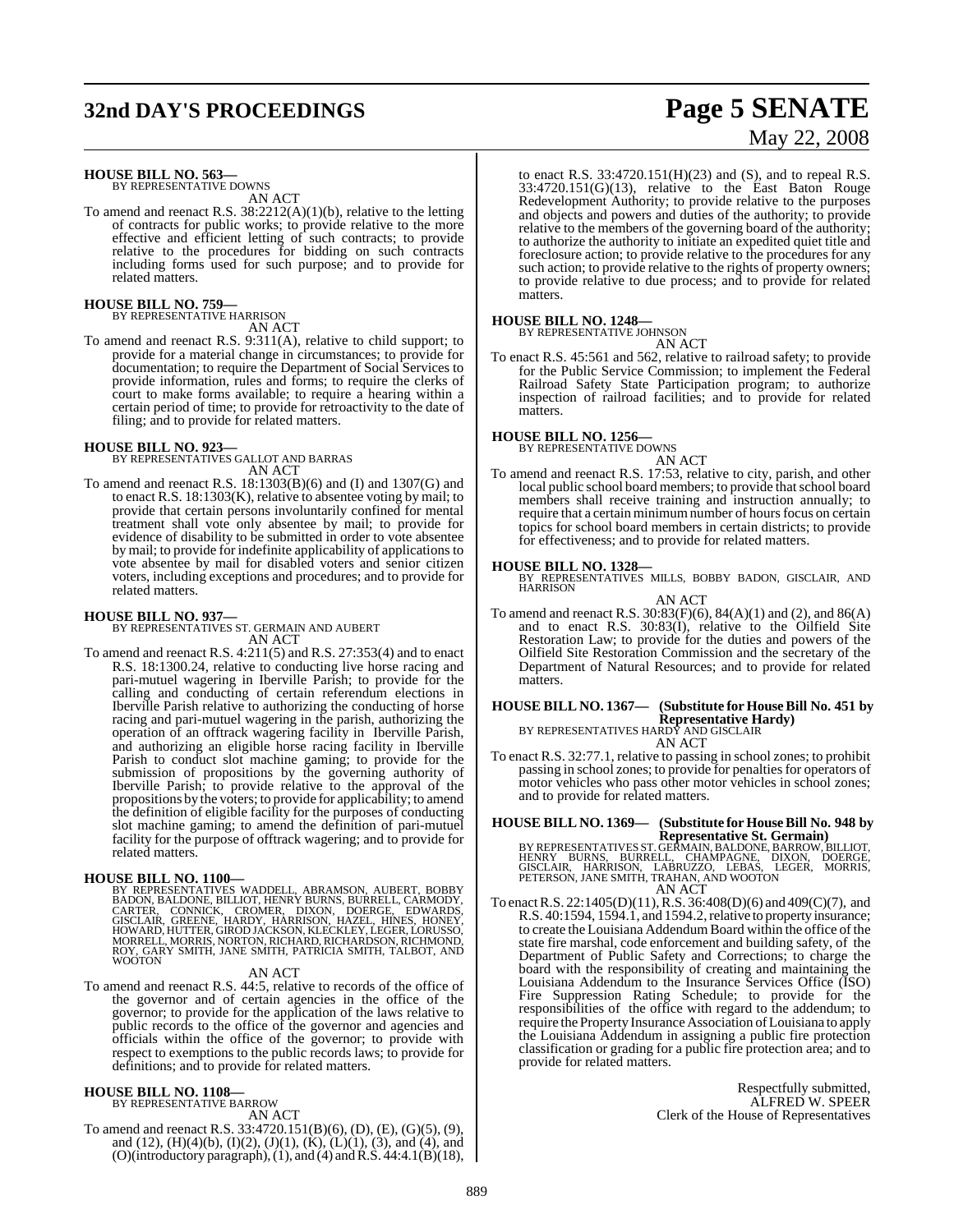**HOUSE BILL NO. 563—**
BY REPRESENTATIVE DOWNS

AN ACT

To amend and reenact R.S. 38:2212(A)(1)(b), relative to the letting of contracts for public works; to provide relative to the more effective and efficient letting of such contracts; to provide relative to the procedures for bidding on such contracts including forms used for such purpose; and to provide for related matters.

**HOUSE BILL NO. 759—**
BY REPRESENTATIVE HARRISON

AN ACT

To amend and reenact R.S. 9:311(A), relative to child support; to provide for a material change in circumstances; to provide for documentation; to require the Department of Social Services to provide information, rules and forms; to require the clerks of court to make forms available; to require a hearing within a certain period of time; to provide for retroactivity to the date of filing; and to provide for related matters.

**HOUSE BILL NO. 923—**
BY REPRESENTATIVES GALLOT AND BARRAS

AN ACT

To amend and reenact R.S. 18:1303(B)(6) and (I) and 1307(G) and to enact R.S. 18:1303(K), relative to absentee voting by mail; to provide that certain persons involuntarily confined for mental treatment shall vote only absentee by mail; to provide for evidence of disability to be submitted in order to vote absentee by mail; to provide for indefinite applicability of applications to vote absentee by mail for disabled voters and senior citizen voters, including exceptions and procedures; and to provide for related matters.

**HOUSE BILL NO. 937—**
BY REPRESENTATIVES ST. GERMAIN AND AUBERT

AN ACT

To amend and reenact R.S. 4:211(5) and R.S. 27:353(4) and to enact R.S. 18:1300.24, relative to conducting live horse racing and pari-mutuel wagering in Iberville Parish; to provide for the calling and conducting of certain referendum elections in Iberville Parish relative to authorizing the conducting of horse racing and pari-mutuel wagering in the parish, authorizing the operation of an offtrack wagering facility in Iberville Parish, and authorizing an eligible horse racing facility in Iberville Parish to conduct slot machine gaming; to provide for the submission of propositions by the governing authority of Iberville Parish; to provide relative to the approval of the propositions by the voters; to provide for applicability; to amend the definition of eligible facility for the purposes of conducting slot machine gaming; to amend the definition of pari-mutuel facility for the purpose of offtrack wagering; and to provide for related matters.

**HOUSE BILL NO. 1100—**
BY REPRESENTATIVES WADDELL, ABRAMSON, AUBERT, BOBBY BADON, BALDONE, BILLIOT, HENRY BURNS, BURRELL, CARMODY, CARTER, CONNICK, CROMER, DIXON, DOERGE, EDWARDS, GISCLAIR, GREENE, HARDY, HARRISON, HAZEL, HINES, HONEY, HOWARD, HUTTER, GIROD JACKSON, KLECKLEY, LEGER, LORUSSO, MORRELL, MORRIS, NORTON, RICHARD, RICHARDSON, RICHMOND, ROY, GARY SMITH, JANE SMITH, PATRICIA SMITH, TALBOT, AND WOOTON

AN ACT

To amend and reenact R.S. 44:5, relative to records of the office of the governor and of certain agencies in the office of the governor; to provide for the application of the laws relative to public records to the office of the governor and agencies and officials within the office of the governor; to provide with respect to exemptions to the public records laws; to provide for definitions; and to provide for related matters.

**HOUSE BILL NO. 1108—**
BY REPRESENTATIVE BARROW

AN ACT

To amend and reenact R.S. 33:4720.151(B)(6), (D), (E), (G)(5), (9), and (12), (H)(4)(b), (I)(2), (J)(1), (K), (L)(1), (3), and (4), and (O)(introductory paragraph), (1), and (4) and R.S. 44:4.1(B)(18), to enact R.S. 33:4720.151(H)(23) and (S), and to repeal R.S. 33:4720.151(G)(13), relative to the East Baton Rouge Redevelopment Authority; to provide relative to the purposes and objects and powers and duties of the authority; to provide relative to the members of the governing board of the authority; to authorize the authority to initiate an expedited quiet title and foreclosure action; to provide relative to the procedures for any such action; to provide relative to the rights of property owners; to provide relative to due process; and to provide for related matters.

**HOUSE BILL NO. 1248—**
BY REPRESENTATIVE JOHNSON

AN ACT

To enact R.S. 45:561 and 562, relative to railroad safety; to provide for the Public Service Commission; to implement the Federal Railroad Safety State Participation program; to authorize inspection of railroad facilities; and to provide for related matters.

**HOUSE BILL NO. 1256—**
BY REPRESENTATIVE DOWNS

AN ACT

To amend and reenact R.S. 17:53, relative to city, parish, and other local public school board members; to provide that school board members shall receive training and instruction annually; to require that a certain minimum number of hours focus on certain topics for school board members in certain districts; to provide for effectiveness; and to provide for related matters.

**HOUSE BILL NO. 1328—**
BY REPRESENTATIVES MILLS, BOBBY BADON, GISCLAIR, AND HARRISON

AN ACT

To amend and reenact R.S. 30:83(F)(6), 84(A)(1) and (2), and 86(A) and to enact R.S. 30:83(I), relative to the Oilfield Site Restoration Law; to provide for the duties and powers of the Oilfield Site Restoration Commission and the secretary of the Department of Natural Resources; and to provide for related matters.

**HOUSE BILL NO. 1367— (Substitute for House Bill No. 451 by Representative Hardy)**
BY REPRESENTATIVES HARDY AND GISCLAIR

AN ACT

To enact R.S. 32:77.1, relative to passing in school zones; to prohibit passing in school zones; to provide for penalties for operators of motor vehicles who pass other motor vehicles in school zones; and to provide for related matters.

**HOUSE BILL NO. 1369— (Substitute for House Bill No. 948 by Representative St. Germain)**
BY REPRESENTATIVES ST. GERMAIN, BALDONE, BARROW, BILLIOT, HENRY BURNS, BURRELL, CHAMPAGNE, DIXON, DOERGE, GISCLAIR, HARRISON, LABRUZZO, LEBAS, LEGER, MORRIS, PETERSON, JANE SMITH, TRAHAN, AND WOOTON

AN ACT

To enact R.S. 22:1405(D)(11), R.S. 36:408(D)(6) and 409(C)(7), and R.S. 40:1594, 1594.1, and 1594.2, relative to property insurance; to create the Louisiana Addendum Board within the office of the state fire marshal, code enforcement and building safety, of the Department of Public Safety and Corrections; to charge the board with the responsibility of creating and maintaining the Louisiana Addendum to the Insurance Services Office (ISO) Fire Suppression Rating Schedule; to provide for the responsibilities of the office with regard to the addendum; to require the Property Insurance Association of Louisiana to apply the Louisiana Addendum in assigning a public fire protection classification or grading for a public fire protection area; and to provide for related matters.

Respectfully submitted,
ALFRED W. SPEER
Clerk of the House of Representatives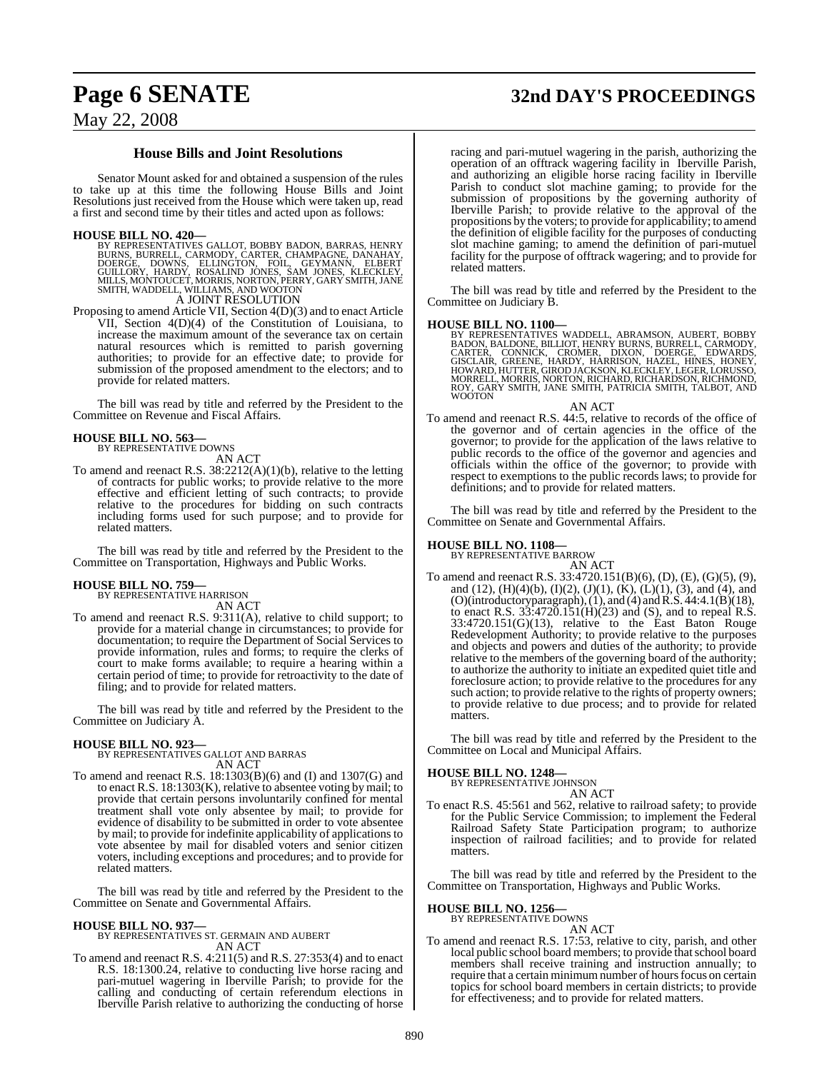## House Bills and Joint Resolutions

Senator Mount asked for and obtained a suspension of the rules to take up at this time the following House Bills and Joint Resolutions just received from the House which were taken up, read a first and second time by their titles and acted upon as follows:

**HOUSE BILL NO. 420—**
BY REPRESENTATIVES GALLOT, BOBBY BADON, BARRAS, HENRY BURNS, BURRELL, CARMODY, CARTER, CHAMPAGNE, DANAHAY, DOERGE, DOWNS, ELLINGTON, FOIL, GEYMANN, ELBERT GUILLORY, HARDY, ROSALIND JONES, SAM JONES, KLECKLEY, MILLS, MONTOUCET, MORRIS, NORTON, PERRY, GARY SMITH, JANE SMITH, WADDELL, WILLIAMS, AND WOOTON
A JOINT RESOLUTION

Proposing to amend Article VII, Section 4(D)(3) and to enact Article VII, Section 4(D)(4) of the Constitution of Louisiana, to increase the maximum amount of the severance tax on certain natural resources which is remitted to parish governing authorities; to provide for an effective date; to provide for submission of the proposed amendment to the electors; and to provide for related matters.

The bill was read by title and referred by the President to the Committee on Revenue and Fiscal Affairs.

**HOUSE BILL NO. 563—**
BY REPRESENTATIVE DOWNS
AN ACT

To amend and reenact R.S. 38:2212(A)(1)(b), relative to the letting of contracts for public works; to provide relative to the more effective and efficient letting of such contracts; to provide relative to the procedures for bidding on such contracts including forms used for such purpose; and to provide for related matters.

The bill was read by title and referred by the President to the Committee on Transportation, Highways and Public Works.

**HOUSE BILL NO. 759—**
BY REPRESENTATIVE HARRISON
AN ACT

To amend and reenact R.S. 9:311(A), relative to child support; to provide for a material change in circumstances; to provide for documentation; to require the Department of Social Services to provide information, rules and forms; to require the clerks of court to make forms available; to require a hearing within a certain period of time; to provide for retroactivity to the date of filing; and to provide for related matters.

The bill was read by title and referred by the President to the Committee on Judiciary A.

**HOUSE BILL NO. 923—**
BY REPRESENTATIVES GALLOT AND BARRAS
AN ACT

To amend and reenact R.S. 18:1303(B)(6) and (I) and 1307(G) and to enact R.S. 18:1303(K), relative to absentee voting by mail; to provide that certain persons involuntarily confined for mental treatment shall vote only absentee by mail; to provide for evidence of disability to be submitted in order to vote absentee by mail; to provide for indefinite applicability of applications to vote absentee by mail for disabled voters and senior citizen voters, including exceptions and procedures; and to provide for related matters.

The bill was read by title and referred by the President to the Committee on Senate and Governmental Affairs.

**HOUSE BILL NO. 937—**
BY REPRESENTATIVES ST. GERMAIN AND AUBERT
AN ACT

To amend and reenact R.S. 4:211(5) and R.S. 27:353(4) and to enact R.S. 18:1300.24, relative to conducting live horse racing and pari-mutuel wagering in Iberville Parish; to provide for the calling and conducting of certain referendum elections in Iberville Parish relative to authorizing the conducting of horse racing and pari-mutuel wagering in the parish, authorizing the operation of an offtrack wagering facility in Iberville Parish, and authorizing an eligible horse racing facility in Iberville Parish to conduct slot machine gaming; to provide for the submission of propositions by the governing authority of Iberville Parish; to provide relative to the approval of the propositions by the voters; to provide for applicability; to amend the definition of eligible facility for the purposes of conducting slot machine gaming; to amend the definition of pari-mutuel facility for the purpose of offtrack wagering; and to provide for related matters.

The bill was read by title and referred by the President to the Committee on Judiciary B.

**HOUSE BILL NO. 1100—**
BY REPRESENTATIVES WADDELL, ABRAMSON, AUBERT, BOBBY BADON, BALDONE, BILLIOT, HENRY BURNS, BURRELL, CARMODY, CARTER, CONNICK, CROMER, DIXON, DOERGE, EDWARDS, GISCLAIR, GREENE, HARDY, HARRISON, HAZEL, HINES, HONEY, HOWARD, HUTTER, GIROD JACKSON, KLECKLEY, LEGER, LORUSSO, MORRELL, MORRIS, NORTON, RICHARD, RICHARDSON, RICHMOND, ROY, GARY SMITH, JANE SMITH, PATRICIA SMITH, TALBOT, AND WOOTON
AN ACT

To amend and reenact R.S. 44:5, relative to records of the office of the governor and of certain agencies in the office of the governor; to provide for the application of the laws relative to public records to the office of the governor and agencies and officials within the office of the governor; to provide with respect to exemptions to the public records laws; to provide for definitions; and to provide for related matters.

The bill was read by title and referred by the President to the Committee on Senate and Governmental Affairs.

**HOUSE BILL NO. 1108—**
BY REPRESENTATIVE BARROW
AN ACT

To amend and reenact R.S. 33:4720.151(B)(6), (D), (E), (G)(5), (9), and (12), (H)(4)(b), (I)(2), (J)(1), (K), (L)(1), (3), and (4), and (O)(introductoryparagraph), (1), and (4) and R.S. 44:4.1(B)(18), to enact R.S. 33:4720.151(H)(23) and (S), and to repeal R.S. 33:4720.151(G)(13), relative to the East Baton Rouge Redevelopment Authority; to provide relative to the purposes and objects and powers and duties of the authority; to provide relative to the members of the governing board of the authority; to authorize the authority to initiate an expedited quiet title and foreclosure action; to provide relative to the procedures for any such action; to provide relative to the rights of property owners; to provide relative to due process; and to provide for related matters.

The bill was read by title and referred by the President to the Committee on Local and Municipal Affairs.

**HOUSE BILL NO. 1248—**
BY REPRESENTATIVE JOHNSON
AN ACT

To enact R.S. 45:561 and 562, relative to railroad safety; to provide for the Public Service Commission; to implement the Federal Railroad Safety State Participation program; to authorize inspection of railroad facilities; and to provide for related matters.

The bill was read by title and referred by the President to the Committee on Transportation, Highways and Public Works.

**HOUSE BILL NO. 1256—**
BY REPRESENTATIVE DOWNS
AN ACT

To amend and reenact R.S. 17:53, relative to city, parish, and other local public school board members; to provide that school board members shall receive training and instruction annually; to require that a certain minimum number of hours focus on certain topics for school board members in certain districts; to provide for effectiveness; and to provide for related matters.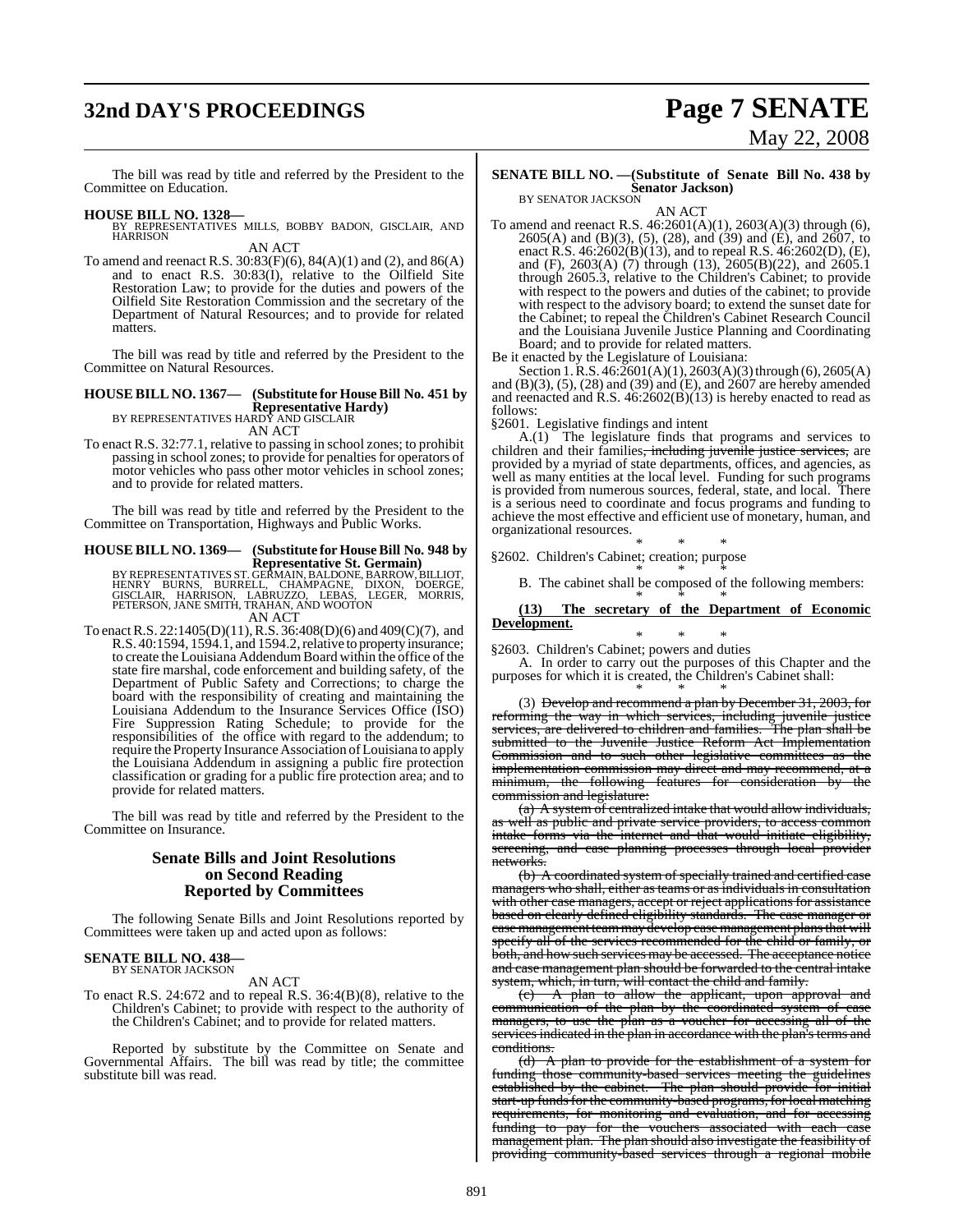The bill was read by title and referred by the President to the Committee on Education.

**HOUSE BILL NO. 1328—**
BY REPRESENTATIVES MILLS, BOBBY BADON, GISCLAIR, AND HARRISON

AN ACT

To amend and reenact R.S. 30:83(F)(6), 84(A)(1) and (2), and 86(A) and to enact R.S. 30:83(I), relative to the Oilfield Site Restoration Law; to provide for the duties and powers of the Oilfield Site Restoration Commission and the secretary of the Department of Natural Resources; and to provide for related matters.

The bill was read by title and referred by the President to the Committee on Natural Resources.

**HOUSE BILL NO. 1367— (Substitute for House Bill No. 451 by Representative Hardy)**
BY REPRESENTATIVES HARDY AND GISCLAIR

AN ACT

To enact R.S. 32:77.1, relative to passing in school zones; to prohibit passing in school zones; to provide for penalties for operators of motor vehicles who pass other motor vehicles in school zones; and to provide for related matters.

The bill was read by title and referred by the President to the Committee on Transportation, Highways and Public Works.

**HOUSE BILL NO. 1369— (Substitute for House Bill No. 948 by Representative St. Germain)**
BY REPRESENTATIVES ST. GERMAIN, BALDONE, BARROW, BILLIOT, HENRY BURNS, BURRELL, CHAMPAGNE, DIXON, DOERGE, GISCLAIR, HARRISON, LABRUZZO, LEBAS, LEGER, MORRIS, PETERSON, JANE SMITH, TRAHAN, AND WOOTON

AN ACT

To enact R.S. 22:1405(D)(11), R.S. 36:408(D)(6) and 409(C)(7), and R.S. 40:1594, 1594.1, and 1594.2, relative to property insurance; to create the Louisiana Addendum Board within the office of the state fire marshal, code enforcement and building safety, of the Department of Public Safety and Corrections; to charge the board with the responsibility of creating and maintaining the Louisiana Addendum to the Insurance Services Office (ISO) Fire Suppression Rating Schedule; to provide for the responsibilities of the office with regard to the addendum; to require the Property Insurance Association of Louisiana to apply the Louisiana Addendum in assigning a public fire protection classification or grading for a public fire protection area; and to provide for related matters.

The bill was read by title and referred by the President to the Committee on Insurance.

## Senate Bills and Joint Resolutions on Second Reading Reported by Committees

The following Senate Bills and Joint Resolutions reported by Committees were taken up and acted upon as follows:

**SENATE BILL NO. 438—**
BY SENATOR JACKSON

AN ACT

To enact R.S. 24:672 and to repeal R.S. 36:4(B)(8), relative to the Children's Cabinet; to provide with respect to the authority of the Children's Cabinet; and to provide for related matters.

Reported by substitute by the Committee on Senate and Governmental Affairs. The bill was read by title; the committee substitute bill was read.

**SENATE BILL NO. —(Substitute of Senate Bill No. 438 by Senator Jackson)**
BY SENATOR JACKSON

AN ACT

To amend and reenact R.S. 46:2601(A)(1), 2603(A)(3) through (6), 2605(A) and (B)(3), (5), (28), and (39) and (E), and 2607, to enact R.S. 46:2602(B)(13), and to repeal R.S. 46:2602(D), (E), and (F), 2603(A) (7) through (13), 2605(B)(22), and 2605.1 through 2605.3, relative to the Children's Cabinet; to provide with respect to the powers and duties of the cabinet; to provide with respect to the advisory board; to extend the sunset date for the Cabinet; to repeal the Children's Cabinet Research Council and the Louisiana Juvenile Justice Planning and Coordinating Board; and to provide for related matters.

Be it enacted by the Legislature of Louisiana:

Section 1. R.S. 46:2601(A)(1), 2603(A)(3) through (6), 2605(A) and (B)(3), (5), (28) and (39) and (E), and 2607 are hereby amended and reenacted and R.S. 46:2602(B)(13) is hereby enacted to read as follows:

§2601. Legislative findings and intent

A.(1) The legislature finds that programs and services to children and their families~~, including juvenile justice services,~~ are provided by a myriad of state departments, offices, and agencies, as well as many entities at the local level. Funding for such programs is provided from numerous sources, federal, state, and local. There is a serious need to coordinate and focus programs and funding to achieve the most effective and efficient use of monetary, human, and organizational resources.

\* \* \*

§2602. Children's Cabinet; creation; purpose

\* \* \*

B. The cabinet shall be composed of the following members:

\* \* \*

**<u>(13) The secretary of the Department of Economic Development.</u>**

\* \* \*

§2603. Children's Cabinet; powers and duties

A. In order to carry out the purposes of this Chapter and the purposes for which it is created, the Children's Cabinet shall:

\* \* \*

(3) ~~Develop and recommend a plan by December 31, 2003, for reforming the way in which services, including juvenile justice services, are delivered to children and families. The plan shall be submitted to the Juvenile Justice Reform Act Implementation Commission and to such other legislative committees as the implementation commission may direct and may recommend, at a minimum, the following features for consideration by the commission and legislature:~~

~~(a) A system of centralized intake that would allow individuals, as well as public and private service providers, to access common intake forms via the internet and that would initiate eligibility, screening, and case planning processes through local provider networks.~~

~~(b) A coordinated system of specially trained and certified case managers who shall, either as teams or as individuals in consultation with other case managers, accept or reject applications for assistance based on clearly defined eligibility standards. The case manager or case management team may develop case management plans that will specify all of the services recommended for the child or family, or both, and how such services may be accessed. The acceptance notice and case management plan should be forwarded to the central intake system, which, in turn, will contact the child and family.~~

~~(c) A plan to allow the applicant, upon approval and communication of the plan by the coordinated system of case managers, to use the plan as a voucher for accessing all of the services indicated in the plan in accordance with the plan's terms and conditions.~~

~~(d) A plan to provide for the establishment of a system for funding those community-based services meeting the guidelines established by the cabinet. The plan should provide for initial start-up funds for the community-based programs, for local matching requirements, for monitoring and evaluation, and for accessing funding to pay for the vouchers associated with each case management plan. The plan should also investigate the feasibility of providing community-based services through a regional mobile~~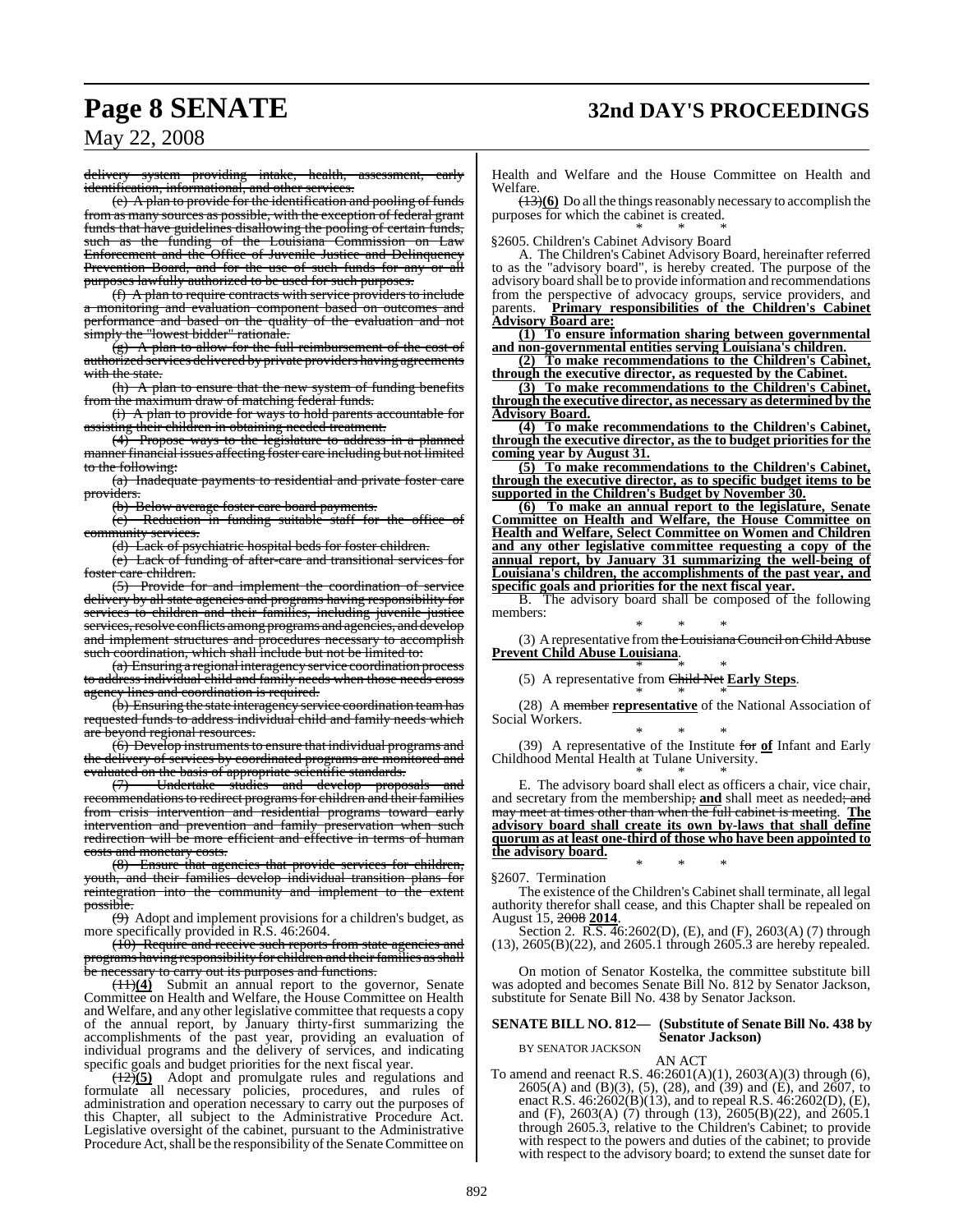delivery system providing intake, health, assessment, early identification, informational, and other services.

(e) A plan to provide for the identification and pooling of funds from as many sources as possible, with the exception of federal grant funds that have guidelines disallowing the pooling of certain funds, such as the funding of the Louisiana Commission on Law Enforcement and the Office of Juvenile Justice and Delinquency Prevention Board, and for the use of such funds for any or all purposes lawfully authorized to be used for such purposes.

(f) A plan to require contracts with service providers to include a monitoring and evaluation component based on outcomes and performance and based on the quality of the evaluation and not simply the "lowest bidder" rationale.

(g) A plan to allow for the full reimbursement of the cost of authorized services delivered by private providers having agreements with the state.

(h) A plan to ensure that the new system of funding benefits from the maximum draw of matching federal funds.

(i) A plan to provide for ways to hold parents accountable for assisting their children in obtaining needed treatment.

(4) Propose ways to the legislature to address in a planned manner financial issues affecting foster care including but not limited to the following:

(a) Inadequate payments to residential and private foster care providers.

(b) Below average foster care board payments.

(c) Reduction in funding suitable staff for the office of community services.

(d) Lack of psychiatric hospital beds for foster children.

(e) Lack of funding of after-care and transitional services for foster care children.

(5) Provide for and implement the coordination of service delivery by all state agencies and programs having responsibility for services to children and their families, including juvenile justice services, resolve conflicts among programs and agencies, and develop and implement structures and procedures necessary to accomplish such coordination, which shall include but not be limited to:

(a) Ensuring a regional interagency service coordination process to address individual child and family needs when those needs cross agency lines and coordination is required.

(b) Ensuring the state interagency service coordination team has requested funds to address individual child and family needs which are beyond regional resources.

(6) Develop instruments to ensure that individual programs and the delivery of services by coordinated programs are monitored and evaluated on the basis of appropriate scientific standards.

(7) Undertake studies and develop proposals and recommendations to redirect programs for children and their families from crisis intervention and residential programs toward early intervention and prevention and family preservation when such redirection will be more efficient and effective in terms of human costs and monetary costs.

(8) Ensure that agencies that provide services for children, youth, and their families develop individual transition plans for reintegration into the community and implement to the extent possible.

(9) Adopt and implement provisions for a children's budget, as more specifically provided in R.S. 46:2604.

(10) Require and receive such reports from state agencies and programs having responsibility for children and their families as shall be necessary to carry out its purposes and functions.

(11)**(4)** Submit an annual report to the governor, Senate Committee on Health and Welfare, the House Committee on Health and Welfare, and any other legislative committee that requests a copy of the annual report, by January thirty-first summarizing the accomplishments of the past year, providing an evaluation of individual programs and the delivery of services, and indicating specific goals and budget priorities for the next fiscal year.

(12)**(5)** Adopt and promulgate rules and regulations and formulate all necessary policies, procedures, and rules of administration and operation necessary to carry out the purposes of this Chapter, all subject to the Administrative Procedure Act. Legislative oversight of the cabinet, pursuant to the Administrative Procedure Act, shall be the responsibility of the Senate Committee on Health and Welfare and the House Committee on Health and Welfare.

(13)**(6)** Do all the things reasonably necessary to accomplish the purposes for which the cabinet is created.

\* \* \*

§2605. Children's Cabinet Advisory Board

A. The Children's Cabinet Advisory Board, hereinafter referred to as the "advisory board", is hereby created. The purpose of the advisory board shall be to provide information and recommendations from the perspective of advocacy groups, service providers, and parents. **Primary responsibilities of the Children's Cabinet Advisory Board are:**

**(1) To ensure information sharing between governmental and non-governmental entities serving Louisiana's children.**

**(2) To make recommendations to the Children's Cabinet, through the executive director, as requested by the Cabinet.**

**(3) To make recommendations to the Children's Cabinet, through the executive director, as necessary as determined by the Advisory Board.**

**(4) To make recommendations to the Children's Cabinet, through the executive director, as the to budget priorities for the coming year by August 31.**

**(5) To make recommendations to the Children's Cabinet, through the executive director, as to specific budget items to be supported in the Children's Budget by November 30.**

**(6) To make an annual report to the legislature, Senate Committee on Health and Welfare, the House Committee on Health and Welfare, Select Committee on Women and Children and any other legislative committee requesting a copy of the annual report, by January 31 summarizing the well-being of Louisiana's children, the accomplishments of the past year, and specific goals and priorities for the next fiscal year.**

B. The advisory board shall be composed of the following members:

\* \* \*

(3) A representative from the Louisiana Council on Child Abuse **Prevent Child Abuse Louisiana**.

\* \* \*

(5) A representative from Child Net **Early Steps**.

\* \* \*

(28) A member **representative** of the National Association of Social Workers.

\* \* \*

(39) A representative of the Institute for **of** Infant and Early Childhood Mental Health at Tulane University.

\* \* \*

E. The advisory board shall elect as officers a chair, vice chair, and secretary from the membership; **and** shall meet as needed; and may meet at times other than when the full cabinet is meeting. **The advisory board shall create its own by-laws that shall define quorum as at least one-third of those who have been appointed to the advisory board.**

\* \* \*

§2607. Termination

The existence of the Children's Cabinet shall terminate, all legal authority therefor shall cease, and this Chapter shall be repealed on August 15, 2008 **2014**.

Section 2. R.S. 46:2602(D), (E), and (F), 2603(A) (7) through (13), 2605(B)(22), and 2605.1 through 2605.3 are hereby repealed.

On motion of Senator Kostelka, the committee substitute bill was adopted and becomes Senate Bill No. 812 by Senator Jackson, substitute for Senate Bill No. 438 by Senator Jackson.

**SENATE BILL NO. 812— (Substitute of Senate Bill No. 438 by Senator Jackson)**

BY SENATOR JACKSON

AN ACT

To amend and reenact R.S. 46:2601(A)(1), 2603(A)(3) through (6), 2605(A) and (B)(3), (5), (28), and (39) and (E), and 2607, to enact R.S. 46:2602(B)(13), and to repeal R.S. 46:2602(D), (E), and (F), 2603(A) (7) through (13), 2605(B)(22), and 2605.1 through 2605.3, relative to the Children's Cabinet; to provide with respect to the powers and duties of the cabinet; to provide with respect to the advisory board; to extend the sunset date for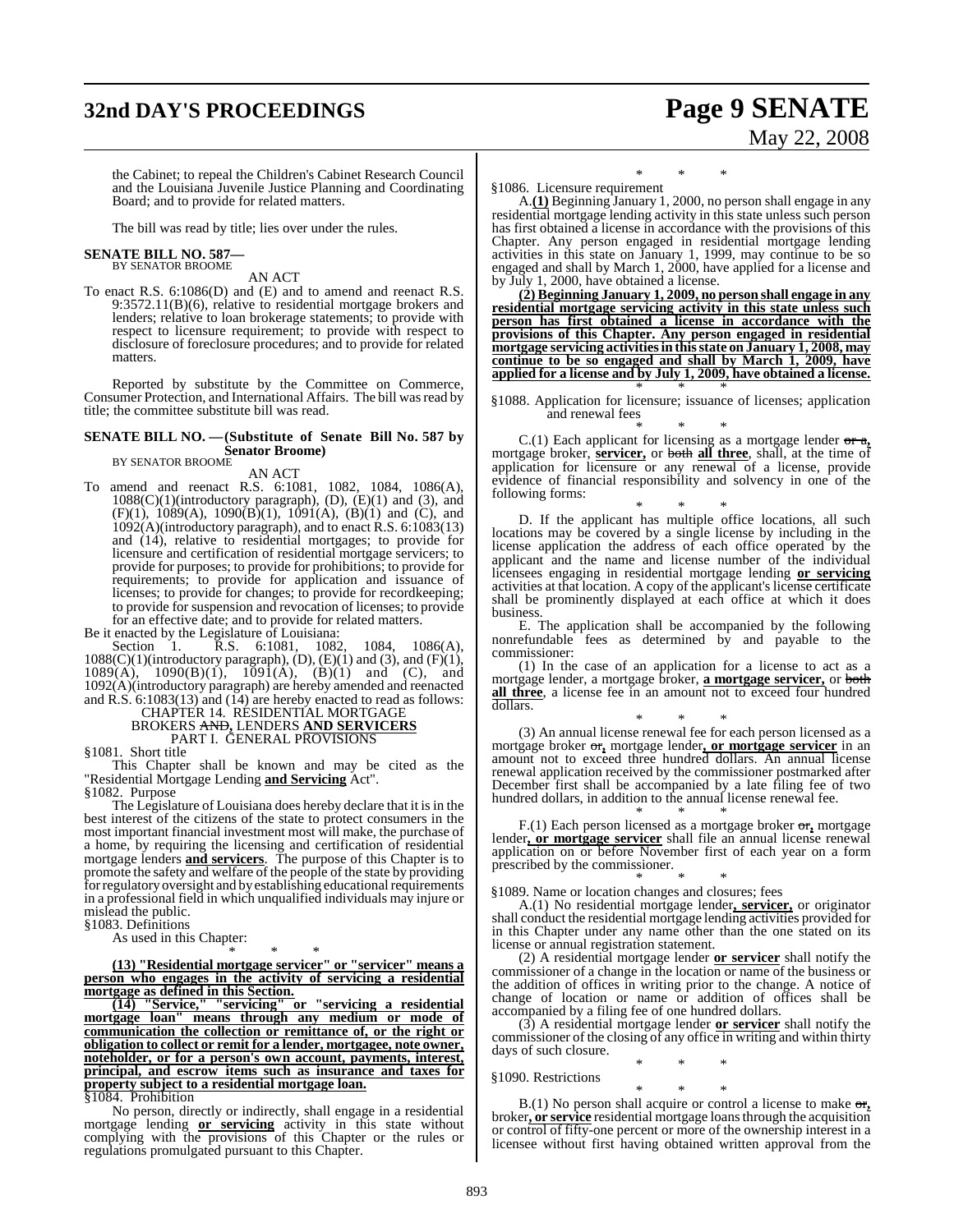the Cabinet; to repeal the Children's Cabinet Research Council and the Louisiana Juvenile Justice Planning and Coordinating Board; and to provide for related matters.

The bill was read by title; lies over under the rules.

**SENATE BILL NO. 587—**
BY SENATOR BROOME

AN ACT

To enact R.S. 6:1086(D) and (E) and to amend and reenact R.S. 9:3572.11(B)(6), relative to residential mortgage brokers and lenders; relative to loan brokerage statements; to provide with respect to licensure requirement; to provide with respect to disclosure of foreclosure procedures; and to provide for related matters.

Reported by substitute by the Committee on Commerce, Consumer Protection, and International Affairs. The bill was read by title; the committee substitute bill was read.

**SENATE BILL NO. —(Substitute of Senate Bill No. 587 by Senator Broome)**
BY SENATOR BROOME

AN ACT

To amend and reenact R.S. 6:1081, 1082, 1084, 1086(A), 1088(C)(1)(introductory paragraph), (D), (E)(1) and (3), and (F)(1), 1089(A), 1090(B)(1), 1091(A), (B)(1) and (C), and 1092(A)(introductory paragraph), and to enact R.S. 6:1083(13) and (14), relative to residential mortgages; to provide for licensure and certification of residential mortgage servicers; to provide for purposes; to provide for prohibitions; to provide for requirements; to provide for application and issuance of licenses; to provide for changes; to provide for recordkeeping; to provide for suspension and revocation of licenses; to provide for an effective date; and to provide for related matters.

Be it enacted by the Legislature of Louisiana:

Section 1. R.S. 6:1081, 1082, 1084, 1086(A), 1088(C)(1)(introductory paragraph), (D), (E)(1) and (3), and (F)(1), 1089(A), 1090(B)(1), 1091(A), (B)(1) and (C), and 1092(A)(introductory paragraph) are hereby amended and reenacted and R.S. 6:1083(13) and (14) are hereby enacted to read as follows:

CHAPTER 14. RESIDENTIAL MORTGAGE
BROKERS ~~AND~~**,** LENDERS **AND SERVICERS**
PART I. GENERAL PROVISIONS

§1081. Short title

This Chapter shall be known and may be cited as the "Residential Mortgage Lending **and Servicing** Act".

§1082. Purpose

The Legislature of Louisiana does hereby declare that it is in the best interest of the citizens of the state to protect consumers in the most important financial investment most will make, the purchase of a home, by requiring the licensing and certification of residential mortgage lenders **and servicers**. The purpose of this Chapter is to promote the safety and welfare of the people of the state by providing for regulatory oversight and by establishing educational requirements in a professional field in which unqualified individuals may injure or mislead the public.

§1083. Definitions

As used in this Chapter:

\* \* \*

**(13) "Residential mortgage servicer" or "servicer" means a person who engages in the activity of servicing a residential mortgage as defined in this Section.**

**(14) "Service," "servicing" or "servicing a residential mortgage loan" means through any medium or mode of communication the collection or remittance of, or the right or obligation to collect or remit for a lender, mortgagee, note owner, noteholder, or for a person's own account, payments, interest, principal, and escrow items such as insurance and taxes for property subject to a residential mortgage loan.**

§1084. Prohibition

No person, directly or indirectly, shall engage in a residential mortgage lending **or servicing** activity in this state without complying with the provisions of this Chapter or the rules or regulations promulgated pursuant to this Chapter.

\* \* \*

§1086. Licensure requirement

A.**(1)** Beginning January 1, 2000, no person shall engage in any residential mortgage lending activity in this state unless such person has first obtained a license in accordance with the provisions of this Chapter. Any person engaged in residential mortgage lending activities in this state on January 1, 1999, may continue to be so engaged and shall by March 1, 2000, have applied for a license and by July 1, 2000, have obtained a license.

**(2) Beginning January 1, 2009, no person shall engage in any residential mortgage servicing activity in this state unless such person has first obtained a license in accordance with the provisions of this Chapter. Any person engaged in residential mortgage servicing activities in this state on January 1, 2008, may continue to be so engaged and shall by March 1, 2009, have applied for a license and by July 1, 2009, have obtained a license.**

\* \* \*

§1088. Application for licensure; issuance of licenses; application and renewal fees

\* \* \*

C.(1) Each applicant for licensing as a mortgage lender ~~or a~~**,** mortgage broker, **servicer,** or ~~both~~ **all three**, shall, at the time of application for licensure or any renewal of a license, provide evidence of financial responsibility and solvency in one of the following forms:

\* \* \*

D. If the applicant has multiple office locations, all such locations may be covered by a single license by including in the license application the address of each office operated by the applicant and the name and license number of the individual licensees engaging in residential mortgage lending **or servicing** activities at that location. A copy of the applicant's license certificate shall be prominently displayed at each office at which it does business.

E. The application shall be accompanied by the following nonrefundable fees as determined by and payable to the commissioner:

(1) In the case of an application for a license to act as a mortgage lender, a mortgage broker, **a mortgage servicer,** or ~~both~~ **all three**, a license fee in an amount not to exceed four hundred dollars.

\* \* \*

(3) An annual license renewal fee for each person licensed as a mortgage broker ~~or~~**,** mortgage lender**, or mortgage servicer** in an amount not to exceed three hundred dollars. An annual license renewal application received by the commissioner postmarked after December first shall be accompanied by a late filing fee of two hundred dollars, in addition to the annual license renewal fee.

\* \* \*

F.(1) Each person licensed as a mortgage broker ~~or~~**,** mortgage lender**, or mortgage servicer** shall file an annual license renewal application on or before November first of each year on a form prescribed by the commissioner.

\* \* \*

§1089. Name or location changes and closures; fees

A.(1) No residential mortgage lender**, servicer,** or originator shall conduct the residential mortgage lending activities provided for in this Chapter under any name other than the one stated on its license or annual registration statement.

(2) A residential mortgage lender **or servicer** shall notify the commissioner of a change in the location or name of the business or the addition of offices in writing prior to the change. A notice of change of location or name or addition of offices shall be accompanied by a filing fee of one hundred dollars.

(3) A residential mortgage lender **or servicer** shall notify the commissioner of the closing of any office in writing and within thirty days of such closure.

\* \* \*

§1090. Restrictions

\* \* \*

B.(1) No person shall acquire or control a license to make ~~or~~**,** broker**, or service** residential mortgage loans through the acquisition or control of fifty-one percent or more of the ownership interest in a licensee without first having obtained written approval from the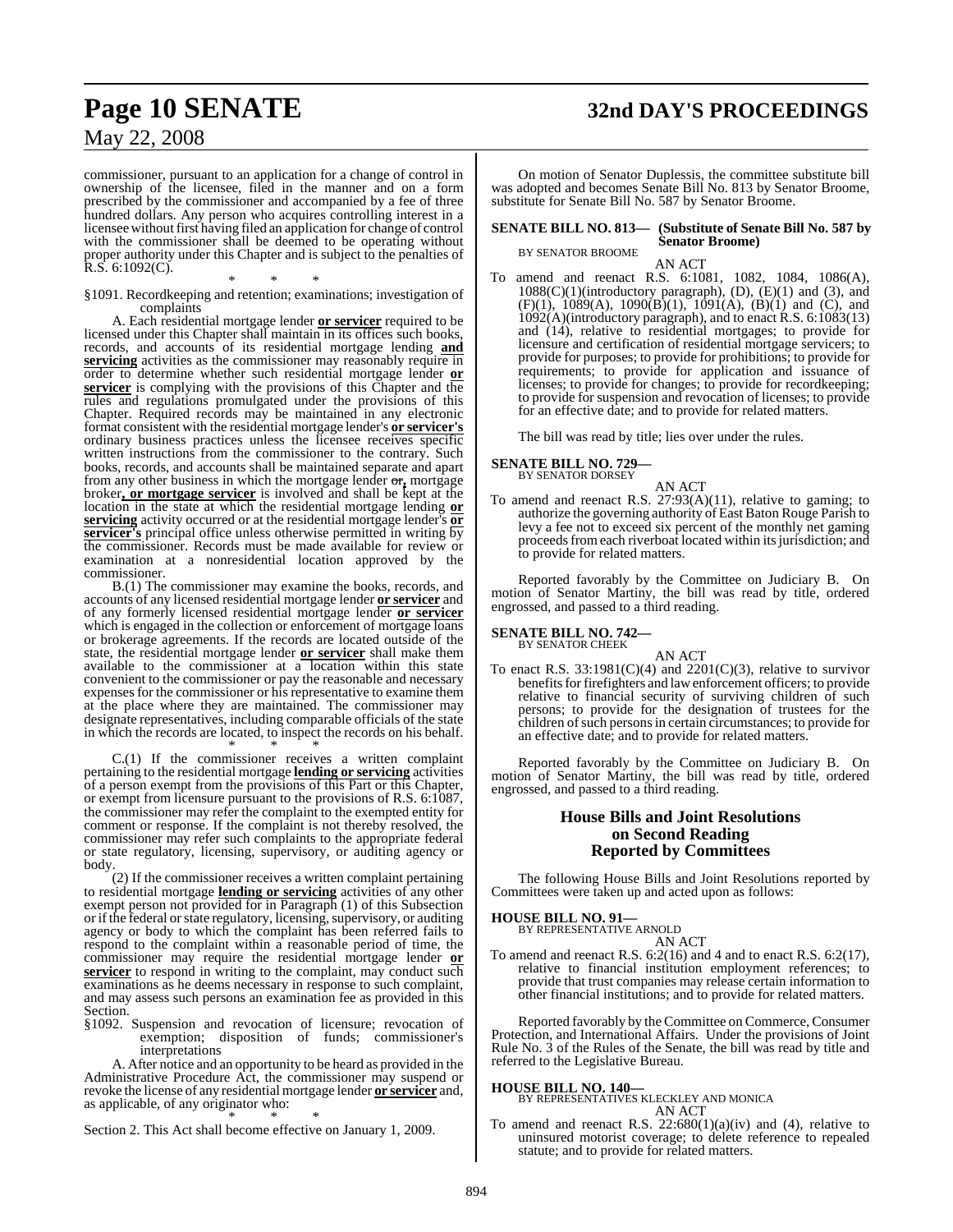commissioner, pursuant to an application for a change of control in ownership of the licensee, filed in the manner and on a form prescribed by the commissioner and accompanied by a fee of three hundred dollars. Any person who acquires controlling interest in a licensee without first having filed an application for change of control with the commissioner shall be deemed to be operating without proper authority under this Chapter and is subject to the penalties of R.S. 6:1092(C).

\* \* \*

§1091. Recordkeeping and retention; examinations; investigation of complaints

A. Each residential mortgage lender **or servicer** required to be licensed under this Chapter shall maintain in its offices such books, records, and accounts of its residential mortgage lending **and servicing** activities as the commissioner may reasonably require in order to determine whether such residential mortgage lender **or servicer** is complying with the provisions of this Chapter and the rules and regulations promulgated under the provisions of this Chapter. Required records may be maintained in any electronic format consistent with the residential mortgage lender's **or servicer's** ordinary business practices unless the licensee receives specific written instructions from the commissioner to the contrary. Such books, records, and accounts shall be maintained separate and apart from any other business in which the mortgage lender ~~or~~**,** mortgage broker**, or mortgage servicer** is involved and shall be kept at the location in the state at which the residential mortgage lending **or servicing** activity occurred or at the residential mortgage lender's **or servicer's** principal office unless otherwise permitted in writing by the commissioner. Records must be made available for review or examination at a nonresidential location approved by the commissioner.

B.(1) The commissioner may examine the books, records, and accounts of any licensed residential mortgage lender **or servicer** and of any formerly licensed residential mortgage lender **or servicer** which is engaged in the collection or enforcement of mortgage loans or brokerage agreements. If the records are located outside of the state, the residential mortgage lender **or servicer** shall make them available to the commissioner at a location within this state convenient to the commissioner or pay the reasonable and necessary expenses for the commissioner or his representative to examine them at the place where they are maintained. The commissioner may designate representatives, including comparable officials of the state in which the records are located, to inspect the records on his behalf.

\* \* \*

C.(1) If the commissioner receives a written complaint pertaining to the residential mortgage **lending or servicing** activities of a person exempt from the provisions of this Part or this Chapter, or exempt from licensure pursuant to the provisions of R.S. 6:1087, the commissioner may refer the complaint to the exempted entity for comment or response. If the complaint is not thereby resolved, the commissioner may refer such complaints to the appropriate federal or state regulatory, licensing, supervisory, or auditing agency or body.

(2) If the commissioner receives a written complaint pertaining to residential mortgage **lending or servicing** activities of any other exempt person not provided for in Paragraph (1) of this Subsection or if the federal or state regulatory, licensing, supervisory, or auditing agency or body to which the complaint has been referred fails to respond to the complaint within a reasonable period of time, the commissioner may require the residential mortgage lender **or servicer** to respond in writing to the complaint, may conduct such examinations as he deems necessary in response to such complaint, and may assess such persons an examination fee as provided in this Section.

§1092. Suspension and revocation of licensure; revocation of exemption; disposition of funds; commissioner's interpretations

A. After notice and an opportunity to be heard as provided in the Administrative Procedure Act, the commissioner may suspend or revoke the license of any residential mortgage lender **or servicer** and, as applicable, of any originator who:

\* \* \*

Section 2. This Act shall become effective on January 1, 2009.

On motion of Senator Duplessis, the committee substitute bill was adopted and becomes Senate Bill No. 813 by Senator Broome, substitute for Senate Bill No. 587 by Senator Broome.

**SENATE BILL NO. 813— (Substitute of Senate Bill No. 587 by Senator Broome)**
BY SENATOR BROOME

AN ACT

To amend and reenact R.S. 6:1081, 1082, 1084, 1086(A), 1088(C)(1)(introductory paragraph), (D), (E)(1) and (3), and (F)(1), 1089(A), 1090(B)(1), 1091(A), (B)(1) and (C), and 1092(A)(introductory paragraph), and to enact R.S. 6:1083(13) and (14), relative to residential mortgages; to provide for licensure and certification of residential mortgage servicers; to provide for purposes; to provide for prohibitions; to provide for requirements; to provide for application and issuance of licenses; to provide for changes; to provide for recordkeeping; to provide for suspension and revocation of licenses; to provide for an effective date; and to provide for related matters.

The bill was read by title; lies over under the rules.

**SENATE BILL NO. 729—**
BY SENATOR DORSEY

AN ACT

To amend and reenact R.S. 27:93(A)(11), relative to gaming; to authorize the governing authority of East Baton Rouge Parish to levy a fee not to exceed six percent of the monthly net gaming proceeds from each riverboat located within its jurisdiction; and to provide for related matters.

Reported favorably by the Committee on Judiciary B. On motion of Senator Martiny, the bill was read by title, ordered engrossed, and passed to a third reading.

**SENATE BILL NO. 742—**
BY SENATOR CHEEK

AN ACT

To enact R.S. 33:1981(C)(4) and 2201(C)(3), relative to survivor benefits for firefighters and law enforcement officers; to provide relative to financial security of surviving children of such persons; to provide for the designation of trustees for the children of such persons in certain circumstances; to provide for an effective date; and to provide for related matters.

Reported favorably by the Committee on Judiciary B. On motion of Senator Martiny, the bill was read by title, ordered engrossed, and passed to a third reading.

## House Bills and Joint Resolutions on Second Reading Reported by Committees

The following House Bills and Joint Resolutions reported by Committees were taken up and acted upon as follows:

**HOUSE BILL NO. 91—**
BY REPRESENTATIVE ARNOLD

AN ACT

To amend and reenact R.S. 6:2(16) and 4 and to enact R.S. 6:2(17), relative to financial institution employment references; to provide that trust companies may release certain information to other financial institutions; and to provide for related matters.

Reported favorably by the Committee on Commerce, Consumer Protection, and International Affairs. Under the provisions of Joint Rule No. 3 of the Rules of the Senate, the bill was read by title and referred to the Legislative Bureau.

**HOUSE BILL NO. 140—**
BY REPRESENTATIVES KLECKLEY AND MONICA

AN ACT

To amend and reenact R.S. 22:680(1)(a)(iv) and (4), relative to uninsured motorist coverage; to delete reference to repealed statute; and to provide for related matters.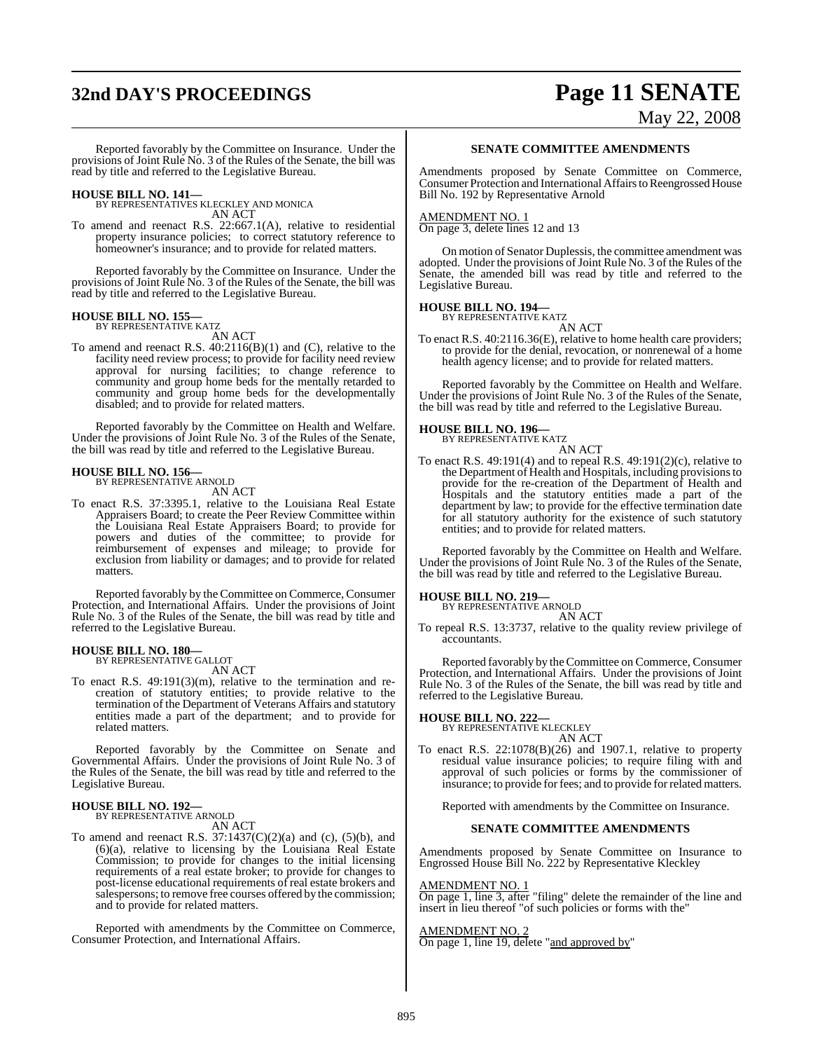Reported favorably by the Committee on Insurance. Under the provisions of Joint Rule No. 3 of the Rules of the Senate, the bill was read by title and referred to the Legislative Bureau.

**HOUSE BILL NO. 141—**
BY REPRESENTATIVES KLECKLEY AND MONICA
AN ACT

To amend and reenact R.S. 22:667.1(A), relative to residential property insurance policies; to correct statutory reference to homeowner's insurance; and to provide for related matters.

Reported favorably by the Committee on Insurance. Under the provisions of Joint Rule No. 3 of the Rules of the Senate, the bill was read by title and referred to the Legislative Bureau.

**HOUSE BILL NO. 155—**
BY REPRESENTATIVE KATZ
AN ACT

To amend and reenact R.S. 40:2116(B)(1) and (C), relative to the facility need review process; to provide for facility need review approval for nursing facilities; to change reference to community and group home beds for the mentally retarded to community and group home beds for the developmentally disabled; and to provide for related matters.

Reported favorably by the Committee on Health and Welfare. Under the provisions of Joint Rule No. 3 of the Rules of the Senate, the bill was read by title and referred to the Legislative Bureau.

**HOUSE BILL NO. 156—**
BY REPRESENTATIVE ARNOLD
AN ACT

To enact R.S. 37:3395.1, relative to the Louisiana Real Estate Appraisers Board; to create the Peer Review Committee within the Louisiana Real Estate Appraisers Board; to provide for powers and duties of the committee; to provide for reimbursement of expenses and mileage; to provide for exclusion from liability or damages; and to provide for related matters.

Reported favorably by the Committee on Commerce, Consumer Protection, and International Affairs. Under the provisions of Joint Rule No. 3 of the Rules of the Senate, the bill was read by title and referred to the Legislative Bureau.

**HOUSE BILL NO. 180—**
BY REPRESENTATIVE GALLOT
AN ACT

To enact R.S. 49:191(3)(m), relative to the termination and re-creation of statutory entities; to provide relative to the termination of the Department of Veterans Affairs and statutory entities made a part of the department; and to provide for related matters.

Reported favorably by the Committee on Senate and Governmental Affairs. Under the provisions of Joint Rule No. 3 of the Rules of the Senate, the bill was read by title and referred to the Legislative Bureau.

**HOUSE BILL NO. 192—**
BY REPRESENTATIVE ARNOLD
AN ACT

To amend and reenact R.S. 37:1437(C)(2)(a) and (c), (5)(b), and (6)(a), relative to licensing by the Louisiana Real Estate Commission; to provide for changes to the initial licensing requirements of a real estate broker; to provide for changes to post-license educational requirements of real estate brokers and salespersons; to remove free courses offered by the commission; and to provide for related matters.

Reported with amendments by the Committee on Commerce, Consumer Protection, and International Affairs.

**SENATE COMMITTEE AMENDMENTS**

Amendments proposed by Senate Committee on Commerce, Consumer Protection and International Affairs to Reengrossed House Bill No. 192 by Representative Arnold

AMENDMENT NO. 1
On page 3, delete lines 12 and 13

On motion of Senator Duplessis, the committee amendment was adopted. Under the provisions of Joint Rule No. 3 of the Rules of the Senate, the amended bill was read by title and referred to the Legislative Bureau.

**HOUSE BILL NO. 194—**
BY REPRESENTATIVE KATZ
AN ACT

To enact R.S. 40:2116.36(E), relative to home health care providers; to provide for the denial, revocation, or nonrenewal of a home health agency license; and to provide for related matters.

Reported favorably by the Committee on Health and Welfare. Under the provisions of Joint Rule No. 3 of the Rules of the Senate, the bill was read by title and referred to the Legislative Bureau.

**HOUSE BILL NO. 196—**
BY REPRESENTATIVE KATZ
AN ACT

To enact R.S. 49:191(4) and to repeal R.S. 49:191(2)(c), relative to the Department of Health and Hospitals, including provisions to provide for the re-creation of the Department of Health and Hospitals and the statutory entities made a part of the department by law; to provide for the effective termination date for all statutory authority for the existence of such statutory entities; and to provide for related matters.

Reported favorably by the Committee on Health and Welfare. Under the provisions of Joint Rule No. 3 of the Rules of the Senate, the bill was read by title and referred to the Legislative Bureau.

**HOUSE BILL NO. 219—**
BY REPRESENTATIVE ARNOLD
AN ACT

To repeal R.S. 13:3737, relative to the quality review privilege of accountants.

Reported favorably by the Committee on Commerce, Consumer Protection, and International Affairs. Under the provisions of Joint Rule No. 3 of the Rules of the Senate, the bill was read by title and referred to the Legislative Bureau.

**HOUSE BILL NO. 222—**
BY REPRESENTATIVE KLECKLEY
AN ACT

To enact R.S. 22:1078(B)(26) and 1907.1, relative to property residual value insurance policies; to require filing with and approval of such policies or forms by the commissioner of insurance; to provide for fees; and to provide for related matters.

Reported with amendments by the Committee on Insurance.

**SENATE COMMITTEE AMENDMENTS**

Amendments proposed by Senate Committee on Insurance to Engrossed House Bill No. 222 by Representative Kleckley

AMENDMENT NO. 1
On page 1, line 3, after "filing" delete the remainder of the line and insert in lieu thereof "of such policies or forms with the"

AMENDMENT NO. 2
On page 1, line 19, delete "and approved by"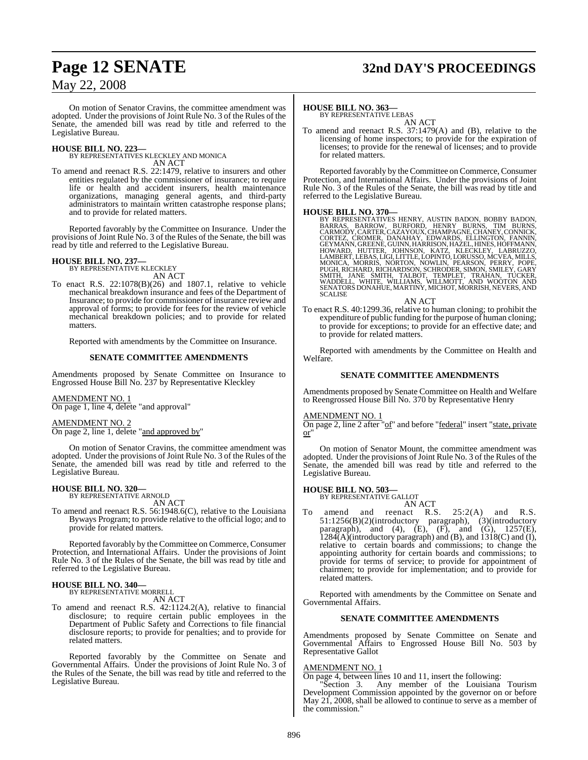On motion of Senator Cravins, the committee amendment was adopted. Under the provisions of Joint Rule No. 3 of the Rules of the Senate, the amended bill was read by title and referred to the Legislative Bureau.

**HOUSE BILL NO. 223—**
BY REPRESENTATIVES KLECKLEY AND MONICA
AN ACT

To amend and reenact R.S. 22:1479, relative to insurers and other entities regulated by the commissioner of insurance; to require life or health and accident insurers, health maintenance organizations, managing general agents, and third-party administrators to maintain written catastrophe response plans; and to provide for related matters.

Reported favorably by the Committee on Insurance. Under the provisions of Joint Rule No. 3 of the Rules of the Senate, the bill was read by title and referred to the Legislative Bureau.

**HOUSE BILL NO. 237—**
BY REPRESENTATIVE KLECKLEY
AN ACT

To enact R.S. 22:1078(B)(26) and 1807.1, relative to vehicle mechanical breakdown insurance and fees of the Department of Insurance; to provide for commissioner of insurance review and approval of forms; to provide for fees for the review of vehicle mechanical breakdown policies; and to provide for related matters.

Reported with amendments by the Committee on Insurance.

### SENATE COMMITTEE AMENDMENTS

Amendments proposed by Senate Committee on Insurance to Engrossed House Bill No. 237 by Representative Kleckley

AMENDMENT NO. 1
On page 1, line 4, delete "and approval"

AMENDMENT NO. 2
On page 2, line 1, delete "and approved by"

On motion of Senator Cravins, the committee amendment was adopted. Under the provisions of Joint Rule No. 3 of the Rules of the Senate, the amended bill was read by title and referred to the Legislative Bureau.

**HOUSE BILL NO. 320—**
BY REPRESENTATIVE ARNOLD
AN ACT

To amend and reenact R.S. 56:1948.6(C), relative to the Louisiana Byways Program; to provide relative to the official logo; and to provide for related matters.

Reported favorably by the Committee on Commerce, Consumer Protection, and International Affairs. Under the provisions of Joint Rule No. 3 of the Rules of the Senate, the bill was read by title and referred to the Legislative Bureau.

**HOUSE BILL NO. 340—**
BY REPRESENTATIVE MORRELL
AN ACT

To amend and reenact R.S. 42:1124.2(A), relative to financial disclosure; to require certain public employees in the Department of Public Safety and Corrections to file financial disclosure reports; to provide for penalties; and to provide for related matters.

Reported favorably by the Committee on Senate and Governmental Affairs. Under the provisions of Joint Rule No. 3 of the Rules of the Senate, the bill was read by title and referred to the Legislative Bureau.

**HOUSE BILL NO. 363—**
BY REPRESENTATIVE LEBAS
AN ACT

To amend and reenact R.S. 37:1479(A) and (B), relative to the licensing of home inspectors; to provide for the expiration of licenses; to provide for the renewal of licenses; and to provide for related matters.

Reported favorably by the Committee on Commerce, Consumer Protection, and International Affairs. Under the provisions of Joint Rule No. 3 of the Rules of the Senate, the bill was read by title and referred to the Legislative Bureau.

**HOUSE BILL NO. 370—**
BY REPRESENTATIVES HENRY, AUSTIN BADON, BOBBY BADON, BARRAS, BARROW, BURFORD, HENRY BURNS, TIM BURNS, CARMODY, CARTER, CAZAYOUX, CHAMPAGNE, CHANEY, CONNICK, CORTEZ, CROMER, DANAHAY, EDWARDS, ELLINGTON, FANNIN, GEYMANN, GREENE, GUINN, HARRISON, HAZEL, HINES, HOFFMANN, HOWARD, HUTTER, JOHNSON, KATZ, KLECKLEY, LABRUZZO, LAMBERT, LEBAS, LIGI, LITTLE, LOPINTO, LORUSSO, MCVEA, MILLS, MONICA, MORRIS, NORTON, NOWLIN, PEARSON, PERRY, POPE, PUGH, RICHARD, RICHARDSON, SCHRODER, SIMON, SMILEY, GARY SMITH, JANE SMITH, TALBOT, TEMPLET, TRAHAN, TUCKER, WADDELL, WHITE, WILLIAMS, WILLMOTT, AND WOOTON AND SENATORS DONAHUE, MARTINY, MICHOT, MORRISH, NEVERS, AND SCALISE
AN ACT

To enact R.S. 40:1299.36, relative to human cloning; to prohibit the expenditure of public funding for the purpose of human cloning; to provide for exceptions; to provide for an effective date; and to provide for related matters.

Reported with amendments by the Committee on Health and Welfare.

### SENATE COMMITTEE AMENDMENTS

Amendments proposed by Senate Committee on Health and Welfare to Reengrossed House Bill No. 370 by Representative Henry

AMENDMENT NO. 1
On page 2, line 2 after "of" and before "federal" insert "state, private or"

On motion of Senator Mount, the committee amendment was adopted. Under the provisions of Joint Rule No. 3 of the Rules of the Senate, the amended bill was read by title and referred to the Legislative Bureau.

**HOUSE BILL NO. 503—**
BY REPRESENTATIVE GALLOT
AN ACT

To amend and reenact R.S. 25:2(A) and R.S. 51:1256(B)(2)(introductory paragraph), (3)(introductory paragraph), and (4), (E), (F), and (G), 1257(E), 1284(A)(introductory paragraph) and (B), and 1318(C) and (I), relative to certain boards and commissions; to change the appointing authority for certain boards and commissions; to provide for terms of service; to provide for appointment of chairmen; to provide for implementation; and to provide for related matters.

Reported with amendments by the Committee on Senate and Governmental Affairs.

### SENATE COMMITTEE AMENDMENTS

Amendments proposed by Senate Committee on Senate and Governmental Affairs to Engrossed House Bill No. 503 by Representative Gallot

AMENDMENT NO. 1
On page 4, between lines 10 and 11, insert the following:

"Section 3. Any member of the Louisiana Tourism Development Commission appointed by the governor on or before May 21, 2008, shall be allowed to continue to serve as a member of the commission."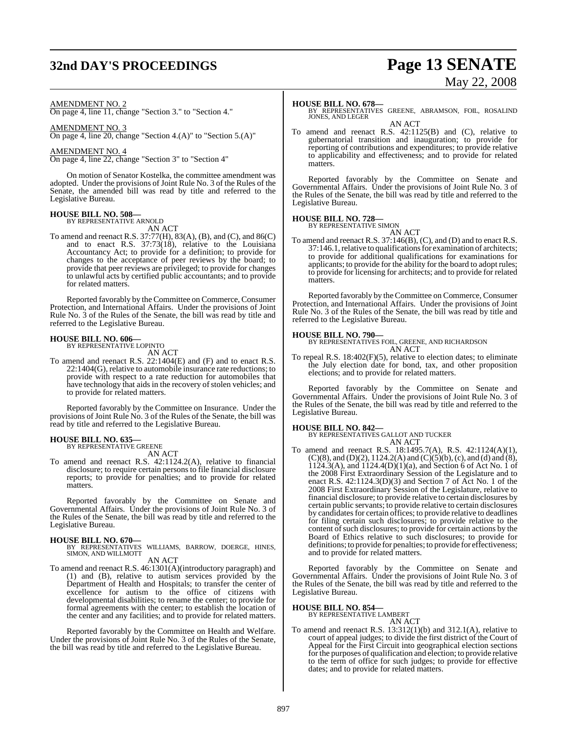AMENDMENT NO. 2

On page 4, line 11, change "Section 3." to "Section 4."

AMENDMENT NO. 3

On page 4, line 20, change "Section 4.(A)" to "Section 5.(A)"

AMENDMENT NO. 4

On page 4, line 22, change "Section 3" to "Section 4"

On motion of Senator Kostelka, the committee amendment was adopted. Under the provisions of Joint Rule No. 3 of the Rules of the Senate, the amended bill was read by title and referred to the Legislative Bureau.

**HOUSE BILL NO. 508—**
BY REPRESENTATIVE ARNOLD

AN ACT

To amend and reenact R.S. 37:77(H), 83(A), (B), and (C), and 86(C) and to enact R.S. 37:73(18), relative to the Louisiana Accountancy Act; to provide for a definition; to provide for changes to the acceptance of peer reviews by the board; to provide that peer reviews are privileged; to provide for changes to unlawful acts by certified public accountants; and to provide for related matters.

Reported favorably by the Committee on Commerce, Consumer Protection, and International Affairs. Under the provisions of Joint Rule No. 3 of the Rules of the Senate, the bill was read by title and referred to the Legislative Bureau.

**HOUSE BILL NO. 606—**
BY REPRESENTATIVE LOPINTO

AN ACT

To amend and reenact R.S. 22:1404(E) and (F) and to enact R.S. 22:1404(G), relative to automobile insurance rate reductions; to provide with respect to a rate reduction for automobiles that have technology that aids in the recovery of stolen vehicles; and to provide for related matters.

Reported favorably by the Committee on Insurance. Under the provisions of Joint Rule No. 3 of the Rules of the Senate, the bill was read by title and referred to the Legislative Bureau.

**HOUSE BILL NO. 635—**
BY REPRESENTATIVE GREENE

AN ACT

To amend and reenact R.S. 42:1124.2(A), relative to financial disclosure; to require certain persons to file financial disclosure reports; to provide for penalties; and to provide for related matters.

Reported favorably by the Committee on Senate and Governmental Affairs. Under the provisions of Joint Rule No. 3 of the Rules of the Senate, the bill was read by title and referred to the Legislative Bureau.

**HOUSE BILL NO. 670—**
BY REPRESENTATIVES WILLIAMS, BARROW, DOERGE, HINES, SIMON, AND WILLMOTT

AN ACT

To amend and reenact R.S. 46:1301(A)(introductory paragraph) and (1) and (B), relative to autism services provided by the Department of Health and Hospitals; to transfer the center of excellence for autism to the office of citizens with developmental disabilities; to rename the center; to provide for formal agreements with the center; to establish the location of the center and any facilities; and to provide for related matters.

Reported favorably by the Committee on Health and Welfare. Under the provisions of Joint Rule No. 3 of the Rules of the Senate, the bill was read by title and referred to the Legislative Bureau.

**HOUSE BILL NO. 678—**
BY REPRESENTATIVES GREENE, ABRAMSON, FOIL, ROSALIND JONES, AND LEGER

AN ACT

To amend and reenact R.S. 42:1125(B) and (C), relative to gubernatorial transition and inauguration; to provide for reporting of contributions and expenditures; to provide relative to applicability and effectiveness; and to provide for related matters.

Reported favorably by the Committee on Senate and Governmental Affairs. Under the provisions of Joint Rule No. 3 of the Rules of the Senate, the bill was read by title and referred to the Legislative Bureau.

**HOUSE BILL NO. 728—**
BY REPRESENTATIVE SIMON

AN ACT

To amend and reenact R.S. 37:146(B), (C), and (D) and to enact R.S. 37:146.1, relative to qualifications for examination of architects; to provide for additional qualifications for examinations for applicants; to provide for the ability for the board to adopt rules; to provide for licensing for architects; and to provide for related matters.

Reported favorably by the Committee on Commerce, Consumer Protection, and International Affairs. Under the provisions of Joint Rule No. 3 of the Rules of the Senate, the bill was read by title and referred to the Legislative Bureau.

**HOUSE BILL NO. 790—**
BY REPRESENTATIVES FOIL, GREENE, AND RICHARDSON

AN ACT

To repeal R.S. 18:402(F)(5), relative to election dates; to eliminate the July election date for bond, tax, and other proposition elections; and to provide for related matters.

Reported favorably by the Committee on Senate and Governmental Affairs. Under the provisions of Joint Rule No. 3 of the Rules of the Senate, the bill was read by title and referred to the Legislative Bureau.

**HOUSE BILL NO. 842—**
BY REPRESENTATIVES GALLOT AND TUCKER

AN ACT

To amend and reenact R.S. 18:1495.7(A), R.S. 42:1124(A)(1), (C)(8), and (D)(2), 1124.2(A) and (C)(5)(b), (c), and (d) and (8), 1124.3(A), and 1124.4(D)(1)(a), and Section 6 of Act No. 1 of the 2008 First Extraordinary Session of the Legislature and to enact R.S. 42:1124.3(D)(3) and Section 7 of Act No. 1 of the 2008 First Extraordinary Session of the Legislature, relative to financial disclosure; to provide relative to certain disclosures by certain public servants; to provide relative to certain disclosures by candidates for certain offices; to provide relative to deadlines for filing certain such disclosures; to provide relative to the content of such disclosures; to provide for certain actions by the Board of Ethics relative to such disclosures; to provide for definitions; to provide for penalties; to provide for effectiveness; and to provide for related matters.

Reported favorably by the Committee on Senate and Governmental Affairs. Under the provisions of Joint Rule No. 3 of the Rules of the Senate, the bill was read by title and referred to the Legislative Bureau.

**HOUSE BILL NO. 854—**
BY REPRESENTATIVE LAMBERT

AN ACT

To amend and reenact R.S. 13:312(1)(b) and 312.1(A), relative to court of appeal judges; to divide the first district of the Court of Appeal for the First Circuit into geographical election sections for the purposes of qualification and election; to provide relative to the term of office for such judges; to provide for effective dates; and to provide for related matters.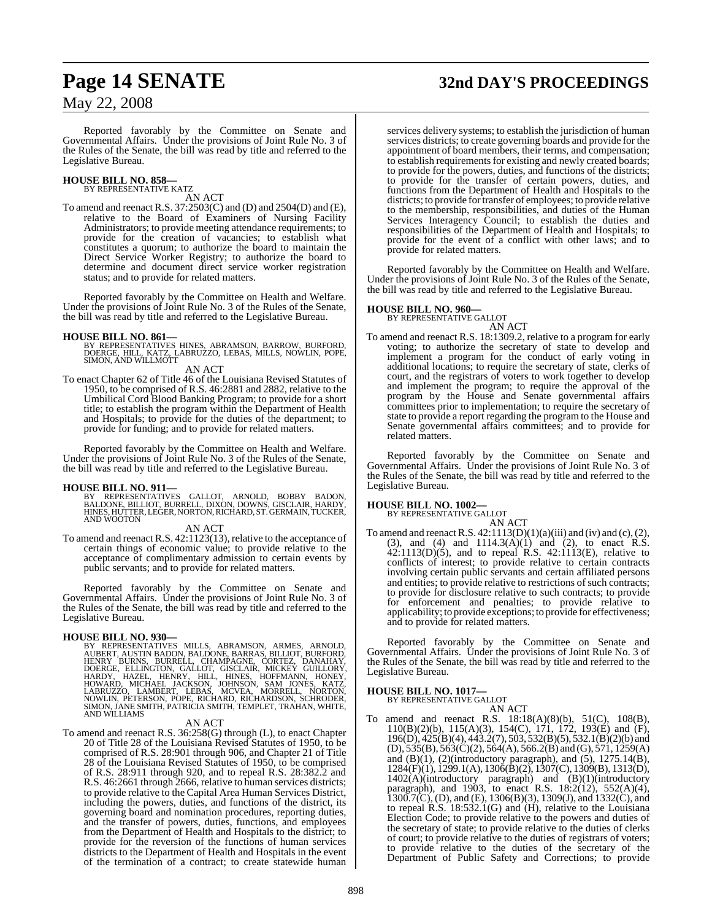Reported favorably by the Committee on Senate and Governmental Affairs. Under the provisions of Joint Rule No. 3 of the Rules of the Senate, the bill was read by title and referred to the Legislative Bureau.

**HOUSE BILL NO. 858—**
BY REPRESENTATIVE KATZ
AN ACT

To amend and reenact R.S. 37:2503(C) and (D) and 2504(D) and (E), relative to the Board of Examiners of Nursing Facility Administrators; to provide meeting attendance requirements; to provide for the creation of vacancies; to establish what constitutes a quorum; to authorize the board to maintain the Direct Service Worker Registry; to authorize the board to determine and document direct service worker registration status; and to provide for related matters.

Reported favorably by the Committee on Health and Welfare. Under the provisions of Joint Rule No. 3 of the Rules of the Senate, the bill was read by title and referred to the Legislative Bureau.

**HOUSE BILL NO. 861—**
BY REPRESENTATIVES HINES, ABRAMSON, BARROW, BURFORD, DOERGE, HILL, KATZ, LABRUZZO, LEBAS, MILLS, NOWLIN, POPE, SIMON, AND WILLMOTT
AN ACT

To enact Chapter 62 of Title 46 of the Louisiana Revised Statutes of 1950, to be comprised of R.S. 46:2881 and 2882, relative to the Umbilical Cord Blood Banking Program; to provide for a short title; to establish the program within the Department of Health and Hospitals; to provide for the duties of the department; to provide for funding; and to provide for related matters.

Reported favorably by the Committee on Health and Welfare. Under the provisions of Joint Rule No. 3 of the Rules of the Senate, the bill was read by title and referred to the Legislative Bureau.

**HOUSE BILL NO. 911—**
BY REPRESENTATIVES GALLOT, ARNOLD, BOBBY BADON, BALDONE, BILLIOT, BURRELL, DIXON, DOWNS, GISCLAIR, HARDY, HINES, HUTTER, LEGER, NORTON, RICHARD, ST. GERMAIN, TUCKER, AND WOOTON
AN ACT

To amend and reenact R.S. 42:1123(13), relative to the acceptance of certain things of economic value; to provide relative to the acceptance of complimentary admission to certain events by public servants; and to provide for related matters.

Reported favorably by the Committee on Senate and Governmental Affairs. Under the provisions of Joint Rule No. 3 of the Rules of the Senate, the bill was read by title and referred to the Legislative Bureau.

**HOUSE BILL NO. 930—**
BY REPRESENTATIVES MILLS, ABRAMSON, ARMES, ARNOLD, AUBERT, AUSTIN BADON, BALDONE, BARRAS, BILLIOT, BURFORD, HENRY BURNS, BURRELL, CHAMPAGNE, CORTEZ, DANAHAY, DOERGE, ELLINGTON, GALLOT, GISCLAIR, MICKEY GUILLORY, HARDY, HAZEL, HENRY, HILL, HINES, HOFFMANN, HONEY, HOWARD, MICHAEL JACKSON, JOHNSON, SAM JONES, KATZ, LABRUZZO, LAMBERT, LEBAS, MCVEA, MORRELL, NORTON, NOWLIN, PETERSON, POPE, RICHARD, RICHARDSON, SCHRODER, SIMON, JANE SMITH, PATRICIA SMITH, TEMPLET, TRAHAN, WHITE, AND WILLIAMS
AN ACT

To amend and reenact R.S. 36:258(G) through (L), to enact Chapter 20 of Title 28 of the Louisiana Revised Statutes of 1950, to be comprised of R.S. 28:901 through 906, and Chapter 21 of Title 28 of the Louisiana Revised Statutes of 1950, to be comprised of R.S. 28:911 through 920, and to repeal R.S. 28:382.2 and R.S. 46:2661 through 2666, relative to human services districts; to provide relative to the Capital Area Human Services District, including the powers, duties, and functions of the district, its governing board and nomination procedures, reporting duties, and the transfer of powers, duties, functions, and employees from the Department of Health and Hospitals to the district; to provide for the reversion of the functions of human services districts to the Department of Health and Hospitals in the event of the termination of a contract; to create statewide human services delivery systems; to establish the jurisdiction of human services districts; to create governing boards and provide for the appointment of board members, their terms, and compensation; to establish requirements for existing and newly created boards; to provide for the powers, duties, and functions of the districts; to provide for the transfer of certain powers, duties, and functions from the Department of Health and Hospitals to the districts; to provide for transfer of employees; to provide relative to the membership, responsibilities, and duties of the Human Services Interagency Council; to establish the duties and responsibilities of the Department of Health and Hospitals; to provide for the event of a conflict with other laws; and to provide for related matters.

Reported favorably by the Committee on Health and Welfare. Under the provisions of Joint Rule No. 3 of the Rules of the Senate, the bill was read by title and referred to the Legislative Bureau.

**HOUSE BILL NO. 960—**
BY REPRESENTATIVE GALLOT
AN ACT

To amend and reenact R.S. 18:1309.2, relative to a program for early voting; to authorize the secretary of state to develop and implement a program for the conduct of early voting in additional locations; to require the secretary of state, clerks of court, and the registrars of voters to work together to develop and implement the program; to require the approval of the program by the House and Senate governmental affairs committees prior to implementation; to require the secretary of state to provide a report regarding the program to the House and Senate governmental affairs committees; and to provide for related matters.

Reported favorably by the Committee on Senate and Governmental Affairs. Under the provisions of Joint Rule No. 3 of the Rules of the Senate, the bill was read by title and referred to the Legislative Bureau.

**HOUSE BILL NO. 1002—**
BY REPRESENTATIVE GALLOT
AN ACT

To amend and reenact R.S. 42:1113(D)(1)(a)(iii) and (iv) and (c), (2), (3), and (4) and 1114.3(A)(1) and (2), to enact R.S. 42:1113(D)(5), and to repeal R.S. 42:1113(E), relative to conflicts of interest; to provide relative to certain contracts involving certain public servants and certain affiliated persons and entities; to provide relative to restrictions of such contracts; to provide for disclosure relative to such contracts; to provide for enforcement and penalties; to provide relative to applicability; to provide exceptions; to provide for effectiveness; and to provide for related matters.

Reported favorably by the Committee on Senate and Governmental Affairs. Under the provisions of Joint Rule No. 3 of the Rules of the Senate, the bill was read by title and referred to the Legislative Bureau.

**HOUSE BILL NO. 1017—**
BY REPRESENTATIVE GALLOT
AN ACT

To amend and reenact R.S. 18:18(A)(8)(b), 51(C), 108(B), 110(B)(2)(b), 115(A)(3), 154(C), 171, 172, 193(E) and (F), 196(D), 425(B)(4), 443.2(7), 503, 532(B)(5), 532.1(B)(2)(b) and (D), 535(B), 563(C)(2), 564(A), 566.2(B) and (G), 571, 1259(A) and (B)(1), (2)(introductory paragraph), and (5), 1275.14(B), 1284(F)(1), 1299.1(A), 1306(B)(2), 1307(C), 1309(B), 1313(D), 1402(A)(introductory paragraph) and (B)(1)(introductory paragraph), and 1903, to enact R.S. 18:2(12), 552(A)(4), 1300.7(C), (D), and (E), 1306(B)(3), 1309(J), and 1332(C), and to repeal R.S. 18:532.1(G) and (H), relative to the Louisiana Election Code; to provide relative to the powers and duties of the secretary of state; to provide relative to the duties of clerks of court; to provide relative to the duties of registrars of voters; to provide relative to the duties of the secretary of the Department of Public Safety and Corrections; to provide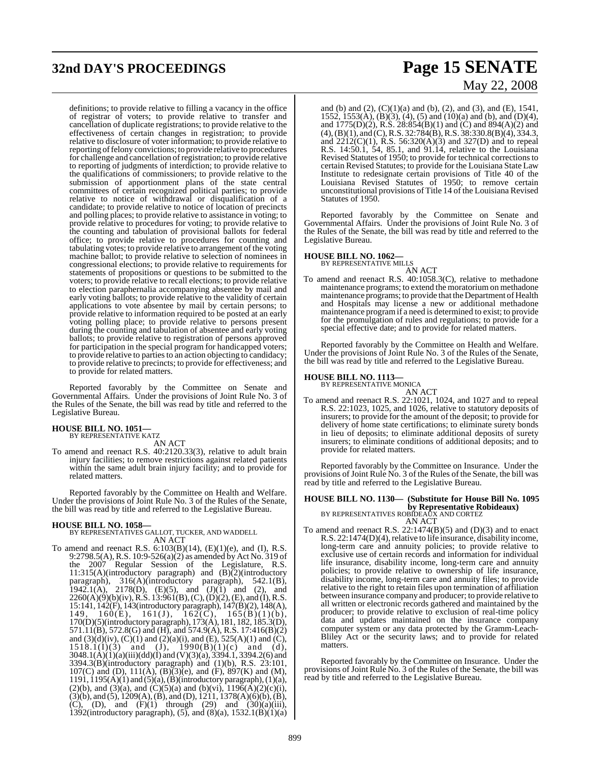definitions; to provide relative to filling a vacancy in the office of registrar of voters; to provide relative to transfer and cancellation of duplicate registrations; to provide relative to the effectiveness of certain changes in registration; to provide relative to disclosure of voter information; to provide relative to reporting of felony convictions; to provide relative to procedures for challenge and cancellation of registration; to provide relative to reporting of judgments of interdiction; to provide relative to the qualifications of commissioners; to provide relative to the submission of apportionment plans of the state central committees of certain recognized political parties; to provide relative to notice of withdrawal or disqualification of a candidate; to provide relative to notice of location of precincts and polling places; to provide relative to assistance in voting; to provide relative to procedures for voting; to provide relative to the counting and tabulation of provisional ballots for federal office; to provide relative to procedures for counting and tabulating votes; to provide relative to arrangement of the voting machine ballot; to provide relative to selection of nominees in congressional elections; to provide relative to requirements for statements of propositions or questions to be submitted to the voters; to provide relative to recall elections; to provide relative to election paraphernalia accompanying absentee by mail and early voting ballots; to provide relative to the validity of certain applications to vote absentee by mail by certain persons; to provide relative to information required to be posted at an early voting polling place; to provide relative to persons present during the counting and tabulation of absentee and early voting ballots; to provide relative to registration of persons approved for participation in the special program for handicapped voters; to provide relative to parties to an action objecting to candidacy; to provide relative to precincts; to provide for effectiveness; and to provide for related matters.

Reported favorably by the Committee on Senate and Governmental Affairs. Under the provisions of Joint Rule No. 3 of the Rules of the Senate, the bill was read by title and referred to the Legislative Bureau.

**HOUSE BILL NO. 1051—**
BY REPRESENTATIVE KATZ

AN ACT

To amend and reenact R.S. 40:2120.33(3), relative to adult brain injury facilities; to remove restrictions against related patients within the same adult brain injury facility; and to provide for related matters.

Reported favorably by the Committee on Health and Welfare. Under the provisions of Joint Rule No. 3 of the Rules of the Senate, the bill was read by title and referred to the Legislative Bureau.

**HOUSE BILL NO. 1058—**
BY REPRESENTATIVES GALLOT, TUCKER, AND WADDELL

AN ACT

To amend and reenact R.S. 6:103(B)(14), (E)(1)(e), and (I), R.S. 9:2798.5(A), R.S. 10:9-526(a)(2) as amended by Act No. 319 of the 2007 Regular Session of the Legislature, R.S. 11:315(A)(introductory paragraph) and (B)(2)(introductory paragraph), 316(A)(introductory paragraph), 542.1(B), 1942.1(A), 2178(D), (E)(5), and (J)(1) and (2), and 2260(A)(9)(b)(iv), R.S. 13:961(B), (C), (D)(2), (E), and (I), R.S. 15:141, 142(F), 143(introductory paragraph), 147(B)(2), 148(A), 149, 160(E), 161(J), 162(C), 165(B)(1)(b), 170(D)(5)(introductory paragraph), 173(A), 181, 182, 185.3(D), 571.11(B), 572.8(G) and (H), and 574.9(A), R.S. 17:416(B)(2) and (3)(d)(iv), (C)(1) and (2)(a)(i), and (E), 525(A)(1) and (C), 1518.1(I)(3) and (J), 1990(B)(1)(c) and (d), 3048.1(A)(1)(a)(iii)(dd)(I) and (V)(3)(a), 3394.1, 3394.2(6) and 3394.3(B)(introductory paragraph) and (1)(b), R.S. 23:101, 107(C) and (D), 111(A), (B)(3)(e), and (F), 897(K) and (M), 1191, 1195(A)(1) and (5)(a), (B)(introductory paragraph), (1)(a), (2)(b), and (3)(a), and (C)(5)(a) and (b)(vi), 1196(A)(2)(c)(i), (3)(b), and (5), 1209(A), (B), and (D), 1211, 1378(A)(6)(b), (B), (C), (D), and (F)(1) through (29) and (30)(a)(iii), 1392(introductory paragraph), (5), and (8)(a), 1532.1(B)(1)(a) and (b) and (2), (C)(1)(a) and (b), (2), and (3), and (E), 1541, 1552, 1553(A), (B)(3), (4), (5) and (10)(a) and (b), and (D)(4), and 1775(D)(2), R.S. 28:854(B)(1) and (C) and 894(A)(2) and (4), (B)(1), and (C), R.S. 32:784(B), R.S. 38:330.8(B)(4), 334.3, and 2212(C)(1), R.S. 56:320(A)(3) and 327(D) and to repeal R.S. 14:50.1, 54, 85.1, and 91.14, relative to the Louisiana Revised Statutes of 1950; to provide for technical corrections to certain Revised Statutes; to provide for the Louisiana State Law Institute to redesignate certain provisions of Title 40 of the Louisiana Revised Statutes of 1950; to remove certain unconstitutional provisions of Title 14 of the Louisiana Revised Statutes of 1950.

Reported favorably by the Committee on Senate and Governmental Affairs. Under the provisions of Joint Rule No. 3 of the Rules of the Senate, the bill was read by title and referred to the Legislative Bureau.

**HOUSE BILL NO. 1062—**
BY REPRESENTATIVE MILLS

AN ACT

To amend and reenact R.S. 40:1058.3(C), relative to methadone maintenance programs; to extend the moratorium on methadone maintenance programs; to provide that the Department of Health and Hospitals may license a new or additional methadone maintenance program if a need is determined to exist; to provide for the promulgation of rules and regulations; to provide for a special effective date; and to provide for related matters.

Reported favorably by the Committee on Health and Welfare. Under the provisions of Joint Rule No. 3 of the Rules of the Senate, the bill was read by title and referred to the Legislative Bureau.

**HOUSE BILL NO. 1113—**
BY REPRESENTATIVE MONICA

AN ACT

To amend and reenact R.S. 22:1021, 1024, and 1027 and to repeal R.S. 22:1023, 1025, and 1026, relative to statutory deposits of insurers; to provide for the amount of the deposit; to provide for delivery of home state certifications; to eliminate surety bonds in lieu of deposits; to eliminate additional deposits of surety insurers; to eliminate conditions of additional deposits; and to provide for related matters.

Reported favorably by the Committee on Insurance. Under the provisions of Joint Rule No. 3 of the Rules of the Senate, the bill was read by title and referred to the Legislative Bureau.

**HOUSE BILL NO. 1130— (Substitute for House Bill No. 1095 by Representative Robideaux)**
BY REPRESENTATIVES ROBIDEAUX AND CORTEZ

AN ACT

To amend and reenact R.S. 22:1474(B)(5) and (D)(3) and to enact R.S. 22:1474(D)(4), relative to life insurance, disability income, long-term care and annuity policies; to provide relative to exclusive use of certain records and information for individual life insurance, disability income, long-term care and annuity policies; to provide relative to ownership of life insurance, disability income, long-term care and annuity files; to provide relative to the right to retain files upon termination of affiliation between insurance company and producer; to provide relative to all written or electronic records gathered and maintained by the producer; to provide relative to exclusion of real-time policy data and updates maintained on the insurance company computer system or any data protected by the Gramm-Leach-Bliley Act or the security laws; and to provide for related matters.

Reported favorably by the Committee on Insurance. Under the provisions of Joint Rule No. 3 of the Rules of the Senate, the bill was read by title and referred to the Legislative Bureau.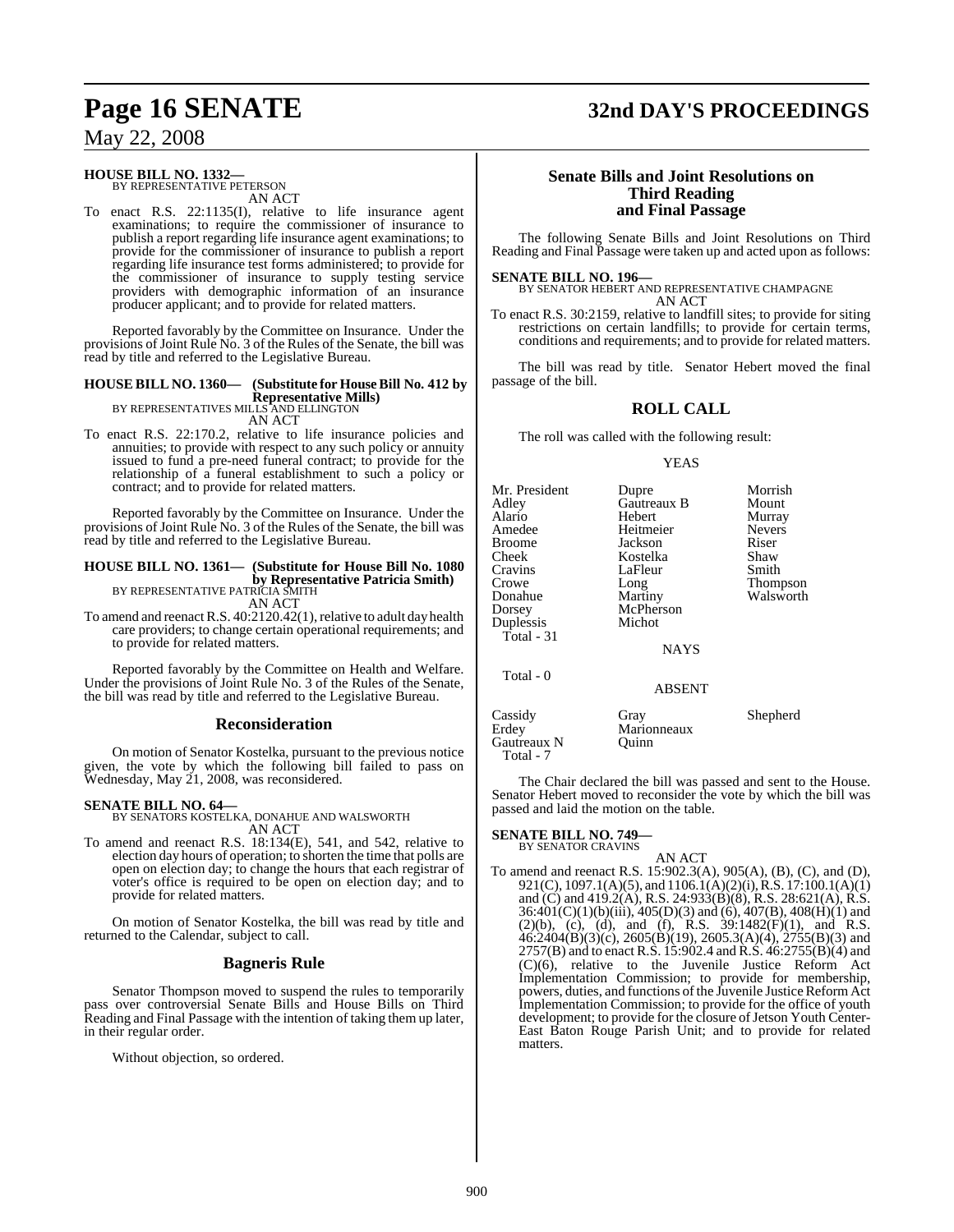**HOUSE BILL NO. 1332—**
BY REPRESENTATIVE PETERSON
AN ACT

To enact R.S. 22:1135(I), relative to life insurance agent examinations; to require the commissioner of insurance to publish a report regarding life insurance agent examinations; to provide for the commissioner of insurance to publish a report regarding life insurance test forms administered; to provide for the commissioner of insurance to supply testing service providers with demographic information of an insurance producer applicant; and to provide for related matters.

Reported favorably by the Committee on Insurance. Under the provisions of Joint Rule No. 3 of the Rules of the Senate, the bill was read by title and referred to the Legislative Bureau.

**HOUSE BILL NO. 1360— (Substitute for House Bill No. 412 by Representative Mills)**
BY REPRESENTATIVES MILLS AND ELLINGTON
AN ACT

To enact R.S. 22:170.2, relative to life insurance policies and annuities; to provide with respect to any such policy or annuity issued to fund a pre-need funeral contract; to provide for the relationship of a funeral establishment to such a policy or contract; and to provide for related matters.

Reported favorably by the Committee on Insurance. Under the provisions of Joint Rule No. 3 of the Rules of the Senate, the bill was read by title and referred to the Legislative Bureau.

**HOUSE BILL NO. 1361— (Substitute for House Bill No. 1080 by Representative Patricia Smith)**
BY REPRESENTATIVE PATRICIA SMITH
AN ACT

To amend and reenact R.S. 40:2120.42(1), relative to adult day health care providers; to change certain operational requirements; and to provide for related matters.

Reported favorably by the Committee on Health and Welfare. Under the provisions of Joint Rule No. 3 of the Rules of the Senate, the bill was read by title and referred to the Legislative Bureau.

## Reconsideration

On motion of Senator Kostelka, pursuant to the previous notice given, the vote by which the following bill failed to pass on Wednesday, May 21, 2008, was reconsidered.

**SENATE BILL NO. 64—**
BY SENATORS KOSTELKA, DONAHUE AND WALSWORTH
AN ACT

To amend and reenact R.S. 18:134(E), 541, and 542, relative to election day hours of operation; to shorten the time that polls are open on election day; to change the hours that each registrar of voter's office is required to be open on election day; and to provide for related matters.

On motion of Senator Kostelka, the bill was read by title and returned to the Calendar, subject to call.

## Bagneris Rule

Senator Thompson moved to suspend the rules to temporarily pass over controversial Senate Bills and House Bills on Third Reading and Final Passage with the intention of taking them up later, in their regular order.

Without objection, so ordered.

## Senate Bills and Joint Resolutions on Third Reading and Final Passage

The following Senate Bills and Joint Resolutions on Third Reading and Final Passage were taken up and acted upon as follows:

**SENATE BILL NO. 196—**
BY SENATOR HEBERT AND REPRESENTATIVE CHAMPAGNE
AN ACT

To enact R.S. 30:2159, relative to landfill sites; to provide for siting restrictions on certain landfills; to provide for certain terms, conditions and requirements; and to provide for related matters.

The bill was read by title. Senator Hebert moved the final passage of the bill.

## ROLL CALL

The roll was called with the following result:

YEAS

| | | |
|---|---|---|
| Mr. President | Dupre | Morrish |
| Adley | Gautreaux B | Mount |
| Alario | Hebert | Murray |
| Amedee | Heitmeier | Nevers |
| Broome | Jackson | Riser |
| Cheek | Kostelka | Shaw |
| Cravins | LaFleur | Smith |
| Crowe | Long | Thompson |
| Donahue | Martiny | Walsworth |
| Dorsey | McPherson | |
| Duplessis | Michot | |
| Total - 31 | | |

NAYS

Total - 0

ABSENT

| | | |
|---|---|---|
| Cassidy | Gray | Shepherd |
| Erdey | Marionneaux | |
| Gautreaux N | Quinn | |
| Total - 7 | | |

The Chair declared the bill was passed and sent to the House. Senator Hebert moved to reconsider the vote by which the bill was passed and laid the motion on the table.

**SENATE BILL NO. 749—**
BY SENATOR CRAVINS
AN ACT

To amend and reenact R.S. 15:902.3(A), 905(A), (B), (C), and (D), 921(C), 1097.1(A)(5), and 1106.1(A)(2)(i), R.S. 17:100.1(A)(1) and (C) and 419.2(A), R.S. 24:933(B)(8), R.S. 28:621(A), R.S. 36:401(C)(1)(b)(iii), 405(D)(3) and (6), 407(B), 408(H)(1) and (2)(b), (c), (d), and (f), R.S. 39:1482(F)(1), and R.S. 46:2404(B)(3)(c), 2605(B)(19), 2605.3(A)(4), 2755(B)(3) and 2757(B) and to enact R.S. 15:902.4 and R.S. 46:2755(B)(4) and (C)(6), relative to the Juvenile Justice Reform Act Implementation Commission; to provide for membership, powers, duties, and functions of the Juvenile Justice Reform Act Implementation Commission; to provide for the office of youth development; to provide for the closure of Jetson Youth Center-East Baton Rouge Parish Unit; and to provide for related matters.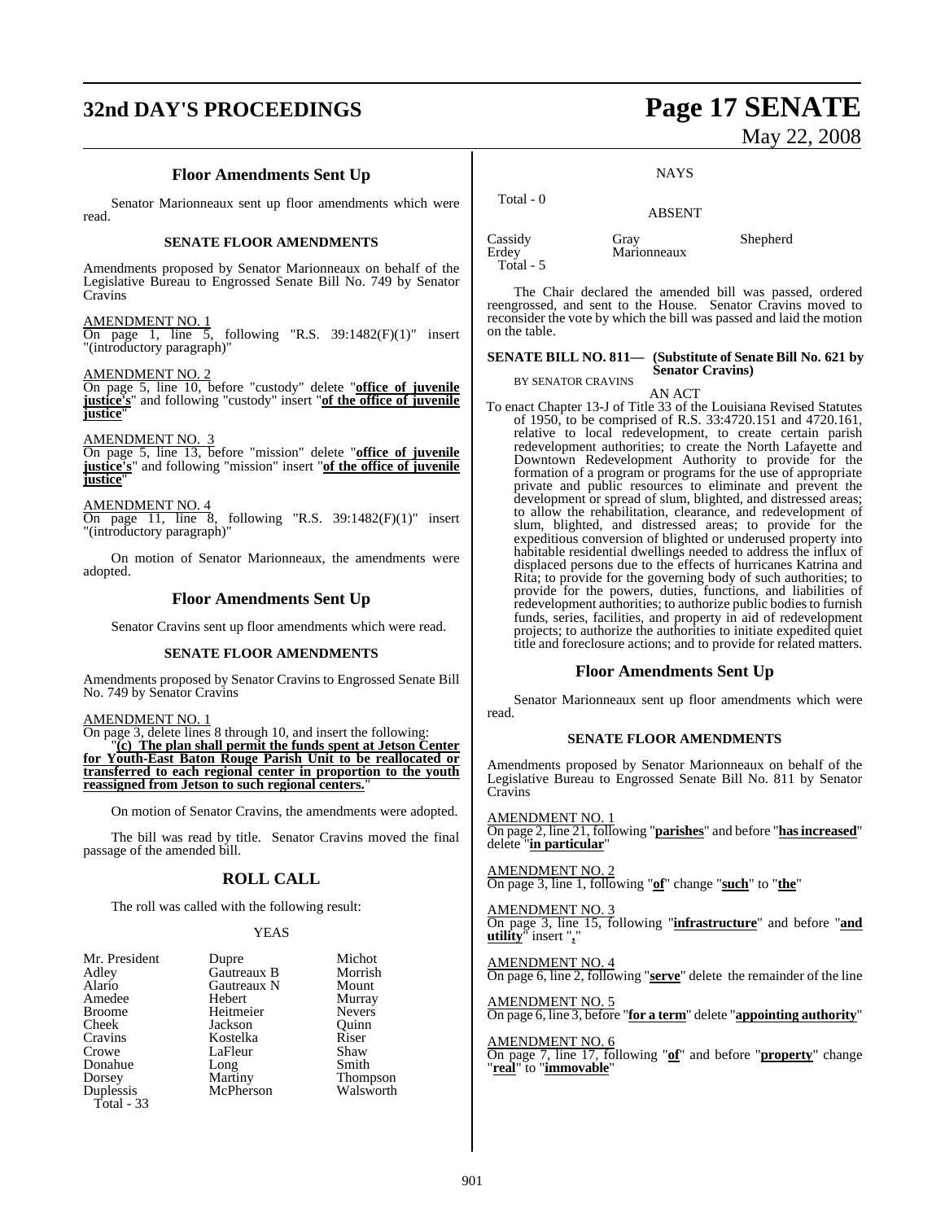### Floor Amendments Sent Up

Senator Marionneaux sent up floor amendments which were read.

#### SENATE FLOOR AMENDMENTS

Amendments proposed by Senator Marionneaux on behalf of the Legislative Bureau to Engrossed Senate Bill No. 749 by Senator Cravins

AMENDMENT NO. 1
On page 1, line 5, following "R.S. 39:1482(F)(1)" insert "(introductory paragraph)"

AMENDMENT NO. 2
On page 5, line 10, before "custody" delete "**office of juvenile justice's**" and following "custody" insert "**of the office of juvenile justice**"

AMENDMENT NO. 3
On page 5, line 13, before "mission" delete "**office of juvenile justice's**" and following "mission" insert "**of the office of juvenile justice**"

AMENDMENT NO. 4
On page 11, line 8, following "R.S. 39:1482(F)(1)" insert "(introductory paragraph)"

On motion of Senator Marionneaux, the amendments were adopted.

### Floor Amendments Sent Up

Senator Cravins sent up floor amendments which were read.

#### SENATE FLOOR AMENDMENTS

Amendments proposed by Senator Cravins to Engrossed Senate Bill No. 749 by Senator Cravins

AMENDMENT NO. 1
On page 3, delete lines 8 through 10, and insert the following:

"**(c) The plan shall permit the funds spent at Jetson Center for Youth-East Baton Rouge Parish Unit to be reallocated or transferred to each regional center in proportion to the youth reassigned from Jetson to such regional centers.**"

On motion of Senator Cravins, the amendments were adopted.

The bill was read by title. Senator Cravins moved the final passage of the amended bill.

## ROLL CALL

The roll was called with the following result:

YEAS

| | | |
|---|---|---|
| Mr. President | Dupre | Michot |
| Adley | Gautreaux B | Morrish |
| Alario | Gautreaux N | Mount |
| Amedee | Hebert | Murray |
| Broome | Heitmeier | Nevers |
| Cheek | Jackson | Quinn |
| Cravins | Kostelka | Riser |
| Crowe | LaFleur | Shaw |
| Donahue | Long | Smith |
| Dorsey | Martiny | Thompson |
| Duplessis | McPherson | Walsworth |

Total - 33

NAYS

Total - 0

ABSENT

| | | |
|---|---|---|
| Cassidy | Gray | Shepherd |
| Erdey | Marionneaux | |

Total - 5

The Chair declared the amended bill was passed, ordered reengrossed, and sent to the House. Senator Cravins moved to reconsider the vote by which the bill was passed and laid the motion on the table.

**SENATE BILL NO. 811— (Substitute of Senate Bill No. 621 by Senator Cravins)**
BY SENATOR CRAVINS

AN ACT

To enact Chapter 13-J of Title 33 of the Louisiana Revised Statutes of 1950, to be comprised of R.S. 33:4720.151 and 4720.161, relative to local redevelopment, to create certain parish redevelopment authorities; to create the North Lafayette and Downtown Redevelopment Authority to provide for the formation of a program or programs for the use of appropriate private and public resources to eliminate and prevent the development or spread of slum, blighted, and distressed areas; to allow the rehabilitation, clearance, and redevelopment of slum, blighted, and distressed areas; to provide for the expeditious conversion of blighted or underused property into habitable residential dwellings needed to address the influx of displaced persons due to the effects of hurricanes Katrina and Rita; to provide for the governing body of such authorities; to provide for the powers, duties, functions, and liabilities of redevelopment authorities; to authorize public bodies to furnish funds, series, facilities, and property in aid of redevelopment projects; to authorize the authorities to initiate expedited quiet title and foreclosure actions; and to provide for related matters.

### Floor Amendments Sent Up

Senator Marionneaux sent up floor amendments which were read.

#### SENATE FLOOR AMENDMENTS

Amendments proposed by Senator Marionneaux on behalf of the Legislative Bureau to Engrossed Senate Bill No. 811 by Senator Cravins

AMENDMENT NO. 1
On page 2, line 21, following "**parishes**" and before "**has increased**" delete "**in particular**"

AMENDMENT NO. 2
On page 3, line 1, following "**of**" change "**such**" to "**the**"

AMENDMENT NO. 3
On page 3, line 15, following "**infrastructure**" and before "**and utility**" insert "**,**"

AMENDMENT NO. 4
On page 6, line 2, following "**serve**" delete the remainder of the line

AMENDMENT NO. 5
On page 6, line 3, before "**for a term**" delete "**appointing authority**"

AMENDMENT NO. 6
On page 7, line 17, following "**of**" and before "**property**" change "**real**" to "**immovable**"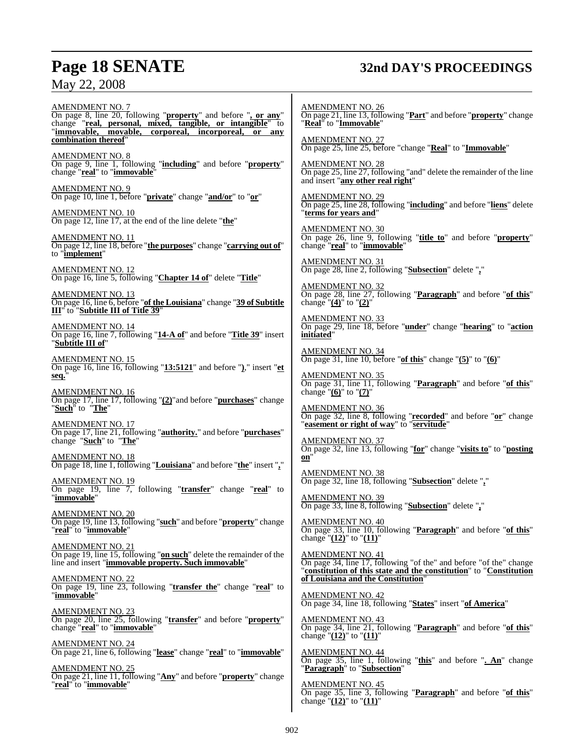AMENDMENT NO. 7
On page 8, line 20, following "**property**" and before "**, or any**" change "**real, personal, mixed, tangible, or intangible**" to "**immovable, movable, corporeal, incorporeal, or any combination thereof**"

AMENDMENT NO. 8
On page 9, line 1, following "**including**" and before "**property**" change "**real**" to "**immovable**"

AMENDMENT NO. 9
On page 10, line 1, before "**private**" change "**and/or**" to "**or**"

AMENDMENT NO. 10
On page 12, line 17, at the end of the line delete "**the**"

AMENDMENT NO. 11
On page 12, line 18, before "**the purposes**" change "**carrying out of**" to "**implement**"

AMENDMENT NO. 12
On page 16, line 5, following "**Chapter 14 of**" delete "**Title**"

AMENDMENT NO. 13
On page 16, line 6, before "**of the Louisiana**" change "**39 of Subtitle III**" to "**Subtitle III of Title 39**"

AMENDMENT NO. 14
On page 16, line 7, following "**14-A of**" and before "**Title 39**" insert "**Subtitle III of**"

AMENDMENT NO. 15
On page 16, line 16, following "**13:5121**" and before "**)**," insert "**et seq.**"

AMENDMENT NO. 16
On page 17, line 17, following "**(2)**"and before "**purchases**" change "**Such**" to "**The**"

AMENDMENT NO. 17
On page 17, line 21, following "**authority.**" and before "**purchases**" change "**Such**" to "**The**"

AMENDMENT NO. 18
On page 18, line 1, following "**Louisiana**" and before "**the**" insert "**,**"

AMENDMENT NO. 19
On page 19, line 7, following "**transfer**" change "**real**" to "**immovable**"

AMENDMENT NO. 20
On page 19, line 13, following "**such**" and before "**property**" change "**real**" to "**immovable**"

AMENDMENT NO. 21
On page 19, line 15, following "**on such**" delete the remainder of the line and insert "**immovable property. Such immovable**"

AMENDMENT NO. 22
On page 19, line 23, following "**transfer the**" change "**real**" to "**immovable**"

AMENDMENT NO. 23
On page 20, line 25, following "**transfer**" and before "**property**" change "**real**" to "**immovable**"

AMENDMENT NO. 24
On page 21, line 6, following "**lease**" change "**real**" to "**immovable**"

AMENDMENT NO. 25
On page 21, line 11, following "**Any**" and before "**property**" change "**real**" to "**immovable**"

AMENDMENT NO. 26
On page 21, line 13, following "**Part**" and before "**property**" change "**Real**" to "**Immovable**"

AMENDMENT NO. 27
On page 25, line 25, before "change "**Real**" to "**Immovable**"

AMENDMENT NO. 28
On page 25, line 27, following "and" delete the remainder of the line and insert "**any other real right**"

AMENDMENT NO. 29
On page 25, line 28, following "**including**" and before "**liens**" delete "**terms for years and**"

AMENDMENT NO. 30
On page 26, line 9, following "**title to**" and before "**property**" change "**real**" to "**immovable**"

AMENDMENT NO. 31
On page 28, line 2, following "**Subsection**" delete "**,**"

AMENDMENT NO. 32
On page 28, line 27, following "**Paragraph**" and before "**of this**" change "**(4)**" to "**(2)**"

AMENDMENT NO. 33
On page 29, line 18, before "**under**" change "**hearing**" to "**action initiated**"

AMENDMENT NO. 34
On page 31, line 10, before "**of this**" change "**(5)**" to "**(6)**"

AMENDMENT NO. 35
On page 31, line 11, following "**Paragraph**" and before "**of this**" change "**(6)**" to "**(7)**"

AMENDMENT NO. 36
On page 32, line 8, following "**recorded**" and before "**or**" change "**easement or right of way**" to "**servitude**"

AMENDMENT NO. 37
On page 32, line 13, following "**for**" change "**visits to**" to "**posting on**"

AMENDMENT NO. 38
On page 32, line 18, following "**Subsection**" delete "**,**"

AMENDMENT NO. 39
On page 33, line 8, following "**Subsection**" delete "**,**"

AMENDMENT NO. 40
On page 33, line 10, following "**Paragraph**" and before "**of this**" change "**(12)**" to "**(11)**"

AMENDMENT NO. 41
On page 34, line 17, following "of the" and before "of the" change "**constitution of this state and the constitution**" to "**Constitution of Louisiana and the Constitution**"

AMENDMENT NO. 42
On page 34, line 18, following "**States**" insert "**of America**"

AMENDMENT NO. 43
On page 34, line 21, following "**Paragraph**" and before "**of this**" change "**(12)**" to "**(11)**"

AMENDMENT NO. 44
On page 35, line 1, following "**this**" and before "**. An**" change "**Paragraph**" to "**Subsection**"

AMENDMENT NO. 45
On page 35, line 3, following "**Paragraph**" and before "**of this**" change "**(12)**" to "**(11)**"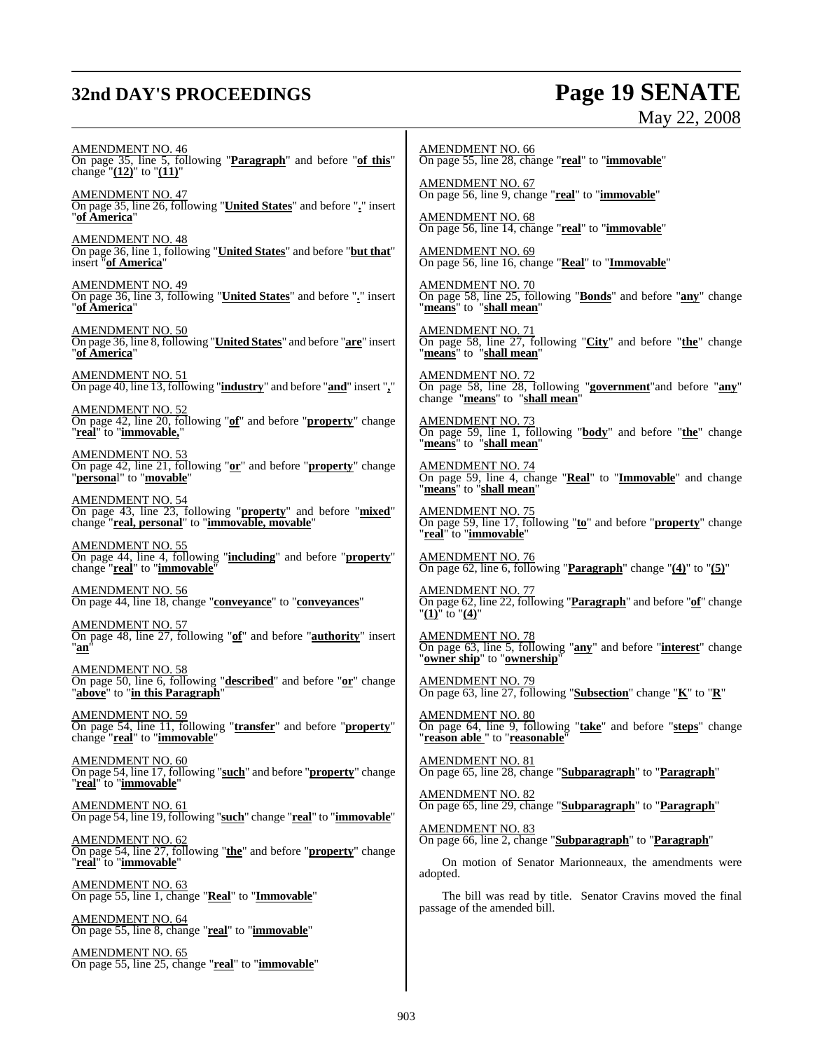AMENDMENT NO. 46
On page 35, line 5, following "**Paragraph**" and before "**of this**" change "**(12)**" to "**(11)**"

AMENDMENT NO. 47
On page 35, line 26, following "**United States**" and before "**.**" insert "**of America**"

AMENDMENT NO. 48
On page 36, line 1, following "**United States**" and before "**but that**" insert "**of America**"

AMENDMENT NO. 49
On page 36, line 3, following "**United States**" and before "**.**" insert "**of America**"

AMENDMENT NO. 50
On page 36, line 8, following "**United States**" and before "**are**" insert "**of America**"

AMENDMENT NO. 51
On page 40, line 13, following "**industry**" and before "**and**" insert "**,**"

AMENDMENT NO. 52
On page 42, line 20, following "**of**" and before "**property**" change "**real**" to "**immovable,**"

AMENDMENT NO. 53
On page 42, line 21, following "**or**" and before "**property**" change "**personal**" to "**movable**"

AMENDMENT NO. 54
On page 43, line 23, following "**property**" and before "**mixed**" change "**real, personal**" to "**immovable, movable**"

AMENDMENT NO. 55
On page 44, line 4, following "**including**" and before "**property**" change "**real**" to "**immovable**"

AMENDMENT NO. 56
On page 44, line 18, change "**conveyance**" to "**conveyances**"

AMENDMENT NO. 57
On page 48, line 27, following "**of**" and before "**authority**" insert "**an**"

AMENDMENT NO. 58
On page 50, line 6, following "**described**" and before "**or**" change "**above**" to "**in this Paragraph**"

AMENDMENT NO. 59
On page 54, line 11, following "**transfer**" and before "**property**" change "**real**" to "**immovable**"

AMENDMENT NO. 60
On page 54, line 17, following "**such**" and before "**property**" change "**real**" to "**immovable**"

AMENDMENT NO. 61
On page 54, line 19, following "**such**" change "**real**" to "**immovable**"

AMENDMENT NO. 62
On page 54, line 27, following "**the**" and before "**property**" change "**real**" to "**immovable**"

AMENDMENT NO. 63
On page 55, line 1, change "**Real**" to "**Immovable**"

AMENDMENT NO. 64
On page 55, line 8, change "**real**" to "**immovable**"

AMENDMENT NO. 65
On page 55, line 25, change "**real**" to "**immovable**"

AMENDMENT NO. 66
On page 55, line 28, change "**real**" to "**immovable**"

AMENDMENT NO. 67
On page 56, line 9, change "**real**" to "**immovable**"

AMENDMENT NO. 68
On page 56, line 14, change "**real**" to "**immovable**"

AMENDMENT NO. 69
On page 56, line 16, change "**Real**" to "**Immovable**"

AMENDMENT NO. 70
On page 58, line 25, following "**Bonds**" and before "**any**" change "**means**" to "**shall mean**"

AMENDMENT NO. 71
On page 58, line 27, following "**City**" and before "**the**" change "**means**" to "**shall mean**"

AMENDMENT NO. 72
On page 58, line 28, following "**government**"and before "**any**" change "**means**" to "**shall mean**"

AMENDMENT NO. 73
On page 59, line 1, following "**body**" and before "**the**" change "**means**" to "**shall mean**"

AMENDMENT NO. 74
On page 59, line 4, change "**Real**" to "**Immovable**" and change "**means**" to "**shall mean**"

AMENDMENT NO. 75
On page 59, line 17, following "**to**" and before "**property**" change "**real**" to "**immovable**"

AMENDMENT NO. 76
On page 62, line 6, following "**Paragraph**" change "**(4)**" to "**(5)**"

AMENDMENT NO. 77
On page 62, line 22, following "**Paragraph**" and before "**of**" change "**(1)**" to "**(4)**"

AMENDMENT NO. 78
On page 63, line 5, following "**any**" and before "**interest**" change "**owner ship**" to "**ownership**"

AMENDMENT NO. 79
On page 63, line 27, following "**Subsection**" change "**K**" to "**R**"

AMENDMENT NO. 80
On page 64, line 9, following "**take**" and before "**steps**" change "**reason able**" to "**reasonable**"

AMENDMENT NO. 81
On page 65, line 28, change "**Subparagraph**" to "**Paragraph**"

AMENDMENT NO. 82
On page 65, line 29, change "**Subparagraph**" to "**Paragraph**"

AMENDMENT NO. 83
On page 66, line 2, change "**Subparagraph**" to "**Paragraph**"

On motion of Senator Marionneaux, the amendments were adopted.

The bill was read by title. Senator Cravins moved the final passage of the amended bill.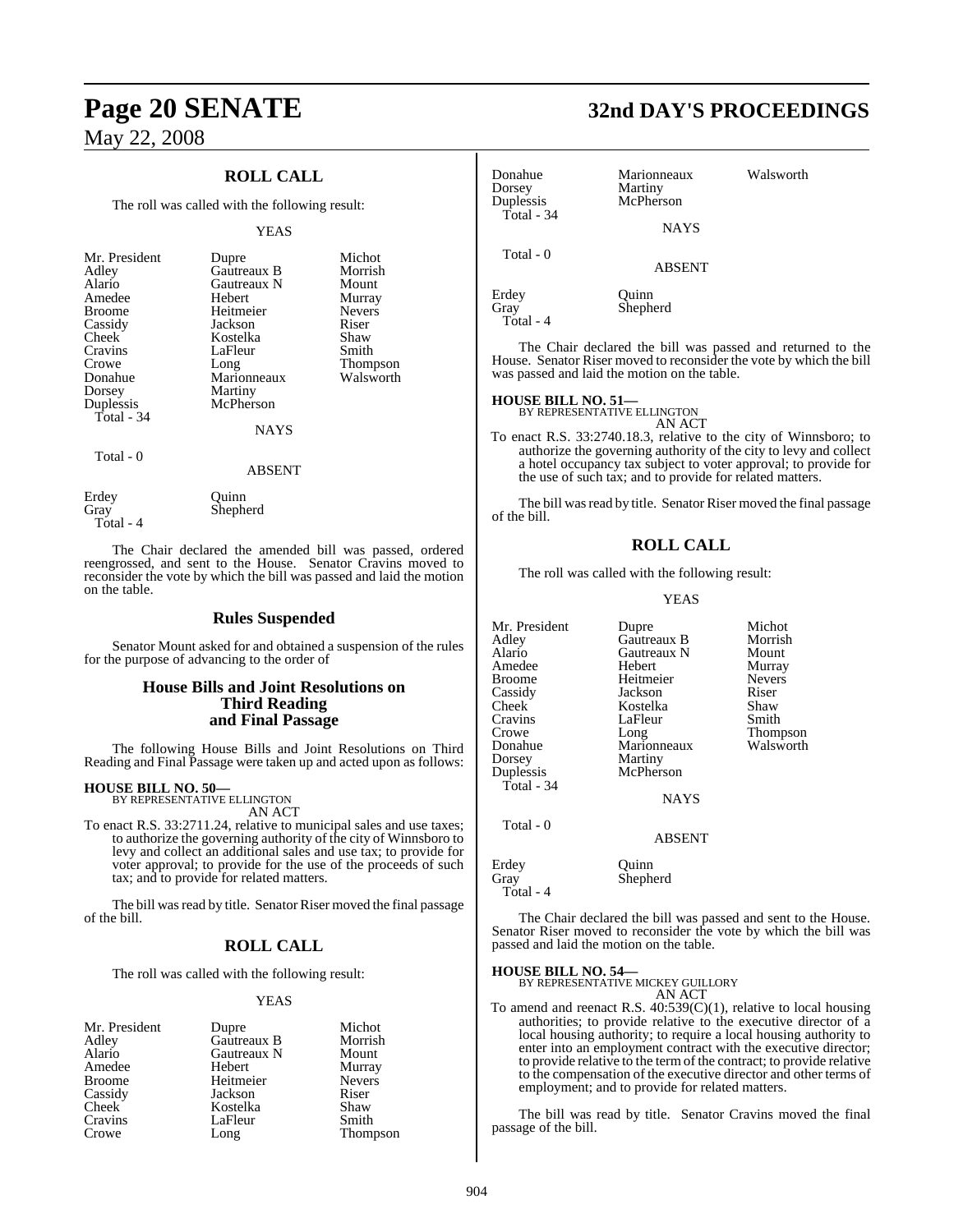## ROLL CALL

The roll was called with the following result:

YEAS

| | | |
|---|---|---|
| Mr. President | Dupre | Michot |
| Adley | Gautreaux B | Morrish |
| Alario | Gautreaux N | Mount |
| Amedee | Hebert | Murray |
| Broome | Heitmeier | Nevers |
| Cassidy | Jackson | Riser |
| Cheek | Kostelka | Shaw |
| Cravins | LaFleur | Smith |
| Crowe | Long | Thompson |
| Donahue | Marionneaux | Walsworth |
| Dorsey | Martiny | |
| Duplessis | McPherson | |
| Total - 34 | | |

NAYS

Total - 0

ABSENT

| | |
|---|---|
| Erdey | Quinn |
| Gray | Shepherd |
| Total - 4 | |

The Chair declared the amended bill was passed, ordered reengrossed, and sent to the House. Senator Cravins moved to reconsider the vote by which the bill was passed and laid the motion on the table.

## Rules Suspended

Senator Mount asked for and obtained a suspension of the rules for the purpose of advancing to the order of

## House Bills and Joint Resolutions on Third Reading and Final Passage

The following House Bills and Joint Resolutions on Third Reading and Final Passage were taken up and acted upon as follows:

**HOUSE BILL NO. 50—**
BY REPRESENTATIVE ELLINGTON
AN ACT

To enact R.S. 33:2711.24, relative to municipal sales and use taxes; to authorize the governing authority of the city of Winnsboro to levy and collect an additional sales and use tax; to provide for voter approval; to provide for the use of the proceeds of such tax; and to provide for related matters.

The bill was read by title. Senator Riser moved the final passage of the bill.

## ROLL CALL

The roll was called with the following result:

YEAS

| | | |
|---|---|---|
| Mr. President | Dupre | Michot |
| Adley | Gautreaux B | Morrish |
| Alario | Gautreaux N | Mount |
| Amedee | Hebert | Murray |
| Broome | Heitmeier | Nevers |
| Cassidy | Jackson | Riser |
| Cheek | Kostelka | Shaw |
| Cravins | LaFleur | Smith |
| Crowe | Long | Thompson |
| Donahue | Marionneaux | Walsworth |
| Dorsey | Martiny | |
| Duplessis | McPherson | |
| Total - 34 | | |

NAYS

Total - 0

ABSENT

| | |
|---|---|
| Erdey | Quinn |
| Gray | Shepherd |
| Total - 4 | |

The Chair declared the bill was passed and returned to the House. Senator Riser moved to reconsider the vote by which the bill was passed and laid the motion on the table.

**HOUSE BILL NO. 51—**
BY REPRESENTATIVE ELLINGTON
AN ACT

To enact R.S. 33:2740.18.3, relative to the city of Winnsboro; to authorize the governing authority of the city to levy and collect a hotel occupancy tax subject to voter approval; to provide for the use of such tax; and to provide for related matters.

The bill was read by title. Senator Riser moved the final passage of the bill.

## ROLL CALL

The roll was called with the following result:

YEAS

| | | |
|---|---|---|
| Mr. President | Dupre | Michot |
| Adley | Gautreaux B | Morrish |
| Alario | Gautreaux N | Mount |
| Amedee | Hebert | Murray |
| Broome | Heitmeier | Nevers |
| Cassidy | Jackson | Riser |
| Cheek | Kostelka | Shaw |
| Cravins | LaFleur | Smith |
| Crowe | Long | Thompson |
| Donahue | Marionneaux | Walsworth |
| Dorsey | Martiny | |
| Duplessis | McPherson | |
| Total - 34 | | |

NAYS

Total - 0

ABSENT

| | |
|---|---|
| Erdey | Quinn |
| Gray | Shepherd |
| Total - 4 | |

The Chair declared the bill was passed and sent to the House. Senator Riser moved to reconsider the vote by which the bill was passed and laid the motion on the table.

**HOUSE BILL NO. 54—**
BY REPRESENTATIVE MICKEY GUILLORY
AN ACT

To amend and reenact R.S. 40:539(C)(1), relative to local housing authorities; to provide relative to the executive director of a local housing authority; to require a local housing authority to enter into an employment contract with the executive director; to provide relative to the term of the contract; to provide relative to the compensation of the executive director and other terms of employment; and to provide for related matters.

The bill was read by title. Senator Cravins moved the final passage of the bill.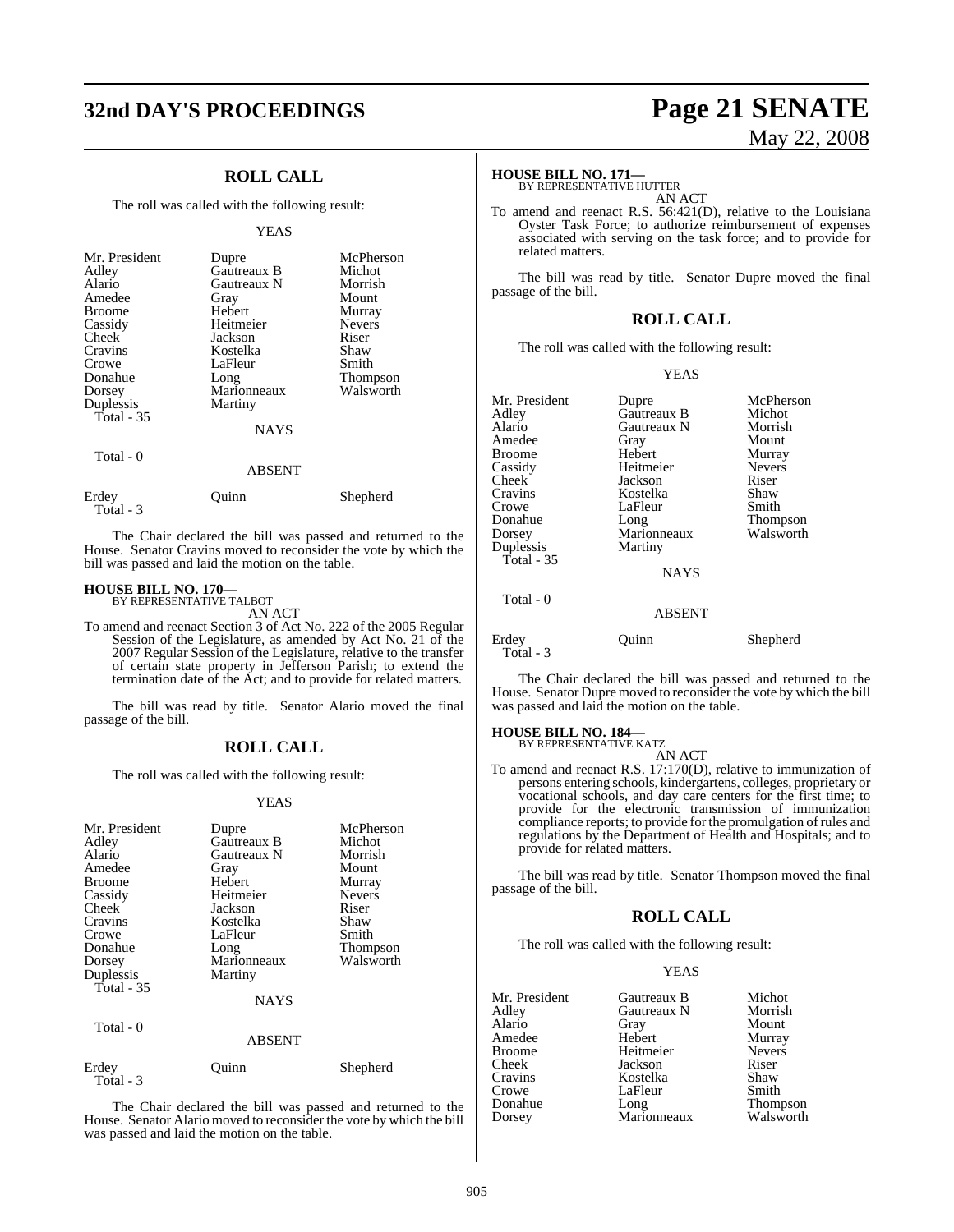## ROLL CALL

The roll was called with the following result:

YEAS

| | | |
|---|---|---|
| Mr. President | Dupre | McPherson |
| Adley | Gautreaux B | Michot |
| Alario | Gautreaux N | Morrish |
| Amedee | Gray | Mount |
| Broome | Hebert | Murray |
| Cassidy | Heitmeier | Nevers |
| Cheek | Jackson | Riser |
| Cravins | Kostelka | Shaw |
| Crowe | LaFleur | Smith |
| Donahue | Long | Thompson |
| Dorsey | Marionneaux | Walsworth |
| Duplessis | Martiny | |
| Total - 35 | | |

NAYS

Total - 0

ABSENT

| | | |
|---|---|---|
| Erdey | Quinn | Shepherd |
| Total - 3 | | |

The Chair declared the bill was passed and returned to the House. Senator Cravins moved to reconsider the vote by which the bill was passed and laid the motion on the table.

### HOUSE BILL NO. 170—
BY REPRESENTATIVE TALBOT

AN ACT

To amend and reenact Section 3 of Act No. 222 of the 2005 Regular Session of the Legislature, as amended by Act No. 21 of the 2007 Regular Session of the Legislature, relative to the transfer of certain state property in Jefferson Parish; to extend the termination date of the Act; and to provide for related matters.

The bill was read by title. Senator Alario moved the final passage of the bill.

## ROLL CALL

The roll was called with the following result:

YEAS

| | | |
|---|---|---|
| Mr. President | Dupre | McPherson |
| Adley | Gautreaux B | Michot |
| Alario | Gautreaux N | Morrish |
| Amedee | Gray | Mount |
| Broome | Hebert | Murray |
| Cassidy | Heitmeier | Nevers |
| Cheek | Jackson | Riser |
| Cravins | Kostelka | Shaw |
| Crowe | LaFleur | Smith |
| Donahue | Long | Thompson |
| Dorsey | Marionneaux | Walsworth |
| Duplessis | Martiny | |
| Total - 35 | | |

NAYS

Total - 0

ABSENT

| | | |
|---|---|---|
| Erdey | Quinn | Shepherd |
| Total - 3 | | |

The Chair declared the bill was passed and returned to the House. Senator Alario moved to reconsider the vote by which the bill was passed and laid the motion on the table.

### HOUSE BILL NO. 171—
BY REPRESENTATIVE HUTTER

AN ACT

To amend and reenact R.S. 56:421(D), relative to the Louisiana Oyster Task Force; to authorize reimbursement of expenses associated with serving on the task force; and to provide for related matters.

The bill was read by title. Senator Dupre moved the final passage of the bill.

## ROLL CALL

The roll was called with the following result:

YEAS

| | | |
|---|---|---|
| Mr. President | Dupre | McPherson |
| Adley | Gautreaux B | Michot |
| Alario | Gautreaux N | Morrish |
| Amedee | Gray | Mount |
| Broome | Hebert | Murray |
| Cassidy | Heitmeier | Nevers |
| Cheek | Jackson | Riser |
| Cravins | Kostelka | Shaw |
| Crowe | LaFleur | Smith |
| Donahue | Long | Thompson |
| Dorsey | Marionneaux | Walsworth |
| Duplessis | Martiny | |
| Total - 35 | | |

NAYS

Total - 0

ABSENT

| | | |
|---|---|---|
| Erdey | Quinn | Shepherd |
| Total - 3 | | |

The Chair declared the bill was passed and returned to the House. Senator Dupre moved to reconsider the vote by which the bill was passed and laid the motion on the table.

### HOUSE BILL NO. 184—
BY REPRESENTATIVE KATZ

AN ACT

To amend and reenact R.S. 17:170(D), relative to immunization of persons entering schools, kindergartens, colleges, proprietary or vocational schools, and day care centers for the first time; to provide for the electronic transmission of immunization compliance reports; to provide for the promulgation of rules and regulations by the Department of Health and Hospitals; and to provide for related matters.

The bill was read by title. Senator Thompson moved the final passage of the bill.

## ROLL CALL

The roll was called with the following result:

YEAS

| | | |
|---|---|---|
| Mr. President | Gautreaux B | Michot |
| Adley | Gautreaux N | Morrish |
| Alario | Gray | Mount |
| Amedee | Hebert | Murray |
| Broome | Heitmeier | Nevers |
| Cheek | Jackson | Riser |
| Cravins | Kostelka | Shaw |
| Crowe | LaFleur | Smith |
| Donahue | Long | Thompson |
| Dorsey | Marionneaux | Walsworth |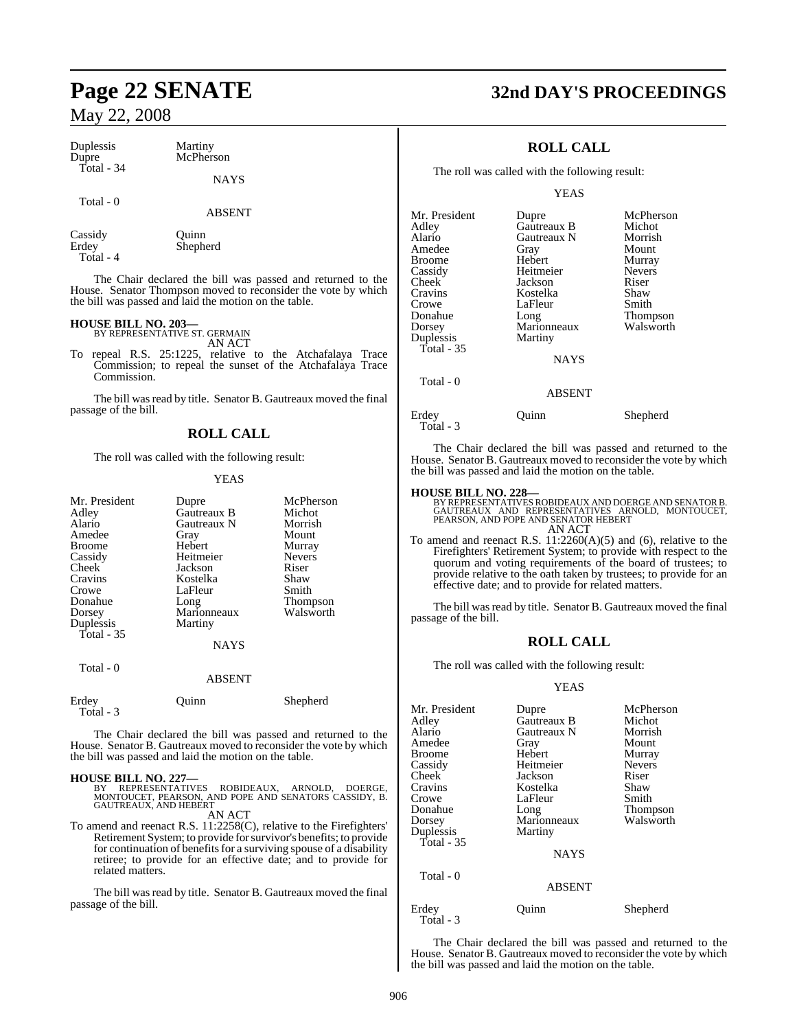| Duplessis | Martiny |
|---|---|
| Dupre | McPherson |
| Total - 34 | |

NAYS

Total - 0

ABSENT

| Cassidy | Quinn |
|---|---|
| Erdey | Shepherd |
| Total - 4 | |

The Chair declared the bill was passed and returned to the House. Senator Thompson moved to reconsider the vote by which the bill was passed and laid the motion on the table.

**HOUSE BILL NO. 203—**
BY REPRESENTATIVE ST. GERMAIN
AN ACT

To repeal R.S. 25:1225, relative to the Atchafalaya Trace Commission; to repeal the sunset of the Atchafalaya Trace Commission.

The bill was read by title. Senator B. Gautreaux moved the final passage of the bill.

## ROLL CALL

The roll was called with the following result:

YEAS

| Mr. President | Dupre | McPherson |
|---|---|---|
| Adley | Gautreaux B | Michot |
| Alario | Gautreaux N | Morrish |
| Amedee | Gray | Mount |
| Broome | Hebert | Murray |
| Cassidy | Heitmeier | Nevers |
| Cheek | Jackson | Riser |
| Cravins | Kostelka | Shaw |
| Crowe | LaFleur | Smith |
| Donahue | Long | Thompson |
| Dorsey | Marionneaux | Walsworth |
| Duplessis | Martiny | |
| Total - 35 | | |

NAYS

Total - 0

ABSENT

| Erdey | Quinn | Shepherd |
|---|---|---|
| Total - 3 | | |

The Chair declared the bill was passed and returned to the House. Senator B. Gautreaux moved to reconsider the vote by which the bill was passed and laid the motion on the table.

**HOUSE BILL NO. 227—**
BY REPRESENTATIVES ROBIDEAUX, ARNOLD, DOERGE, MONTOUCET, PEARSON, AND POPE AND SENATORS CASSIDY, B. GAUTREAUX, AND HEBERT
AN ACT

To amend and reenact R.S. 11:2258(C), relative to the Firefighters' Retirement System; to provide for survivor's benefits; to provide for continuation of benefits for a surviving spouse of a disability retiree; to provide for an effective date; and to provide for related matters.

The bill was read by title. Senator B. Gautreaux moved the final passage of the bill.

## ROLL CALL

The roll was called with the following result:

YEAS

| Mr. President | Dupre | McPherson |
|---|---|---|
| Adley | Gautreaux B | Michot |
| Alario | Gautreaux N | Morrish |
| Amedee | Gray | Mount |
| Broome | Hebert | Murray |
| Cassidy | Heitmeier | Nevers |
| Cheek | Jackson | Riser |
| Cravins | Kostelka | Shaw |
| Crowe | LaFleur | Smith |
| Donahue | Long | Thompson |
| Dorsey | Marionneaux | Walsworth |
| Duplessis | Martiny | |
| Total - 35 | | |

NAYS

Total - 0

ABSENT

| Erdey | Quinn | Shepherd |
|---|---|---|
| Total - 3 | | |

The Chair declared the bill was passed and returned to the House. Senator B. Gautreaux moved to reconsider the vote by which the bill was passed and laid the motion on the table.

**HOUSE BILL NO. 228—**
BY REPRESENTATIVES ROBIDEAUX AND DOERGE AND SENATOR B. GAUTREAUX AND REPRESENTATIVES ARNOLD, MONTOUCET, PEARSON, AND POPE AND SENATOR HEBERT
AN ACT

To amend and reenact R.S. 11:2260(A)(5) and (6), relative to the Firefighters' Retirement System; to provide with respect to the quorum and voting requirements of the board of trustees; to provide relative to the oath taken by trustees; to provide for an effective date; and to provide for related matters.

The bill was read by title. Senator B. Gautreaux moved the final passage of the bill.

## ROLL CALL

The roll was called with the following result:

YEAS

| Mr. President | Dupre | McPherson |
|---|---|---|
| Adley | Gautreaux B | Michot |
| Alario | Gautreaux N | Morrish |
| Amedee | Gray | Mount |
| Broome | Hebert | Murray |
| Cassidy | Heitmeier | Nevers |
| Cheek | Jackson | Riser |
| Cravins | Kostelka | Shaw |
| Crowe | LaFleur | Smith |
| Donahue | Long | Thompson |
| Dorsey | Marionneaux | Walsworth |
| Duplessis | Martiny | |
| Total - 35 | | |

NAYS

Total - 0

ABSENT

| Erdey | Quinn | Shepherd |
|---|---|---|
| Total - 3 | | |

The Chair declared the bill was passed and returned to the House. Senator B. Gautreaux moved to reconsider the vote by which the bill was passed and laid the motion on the table.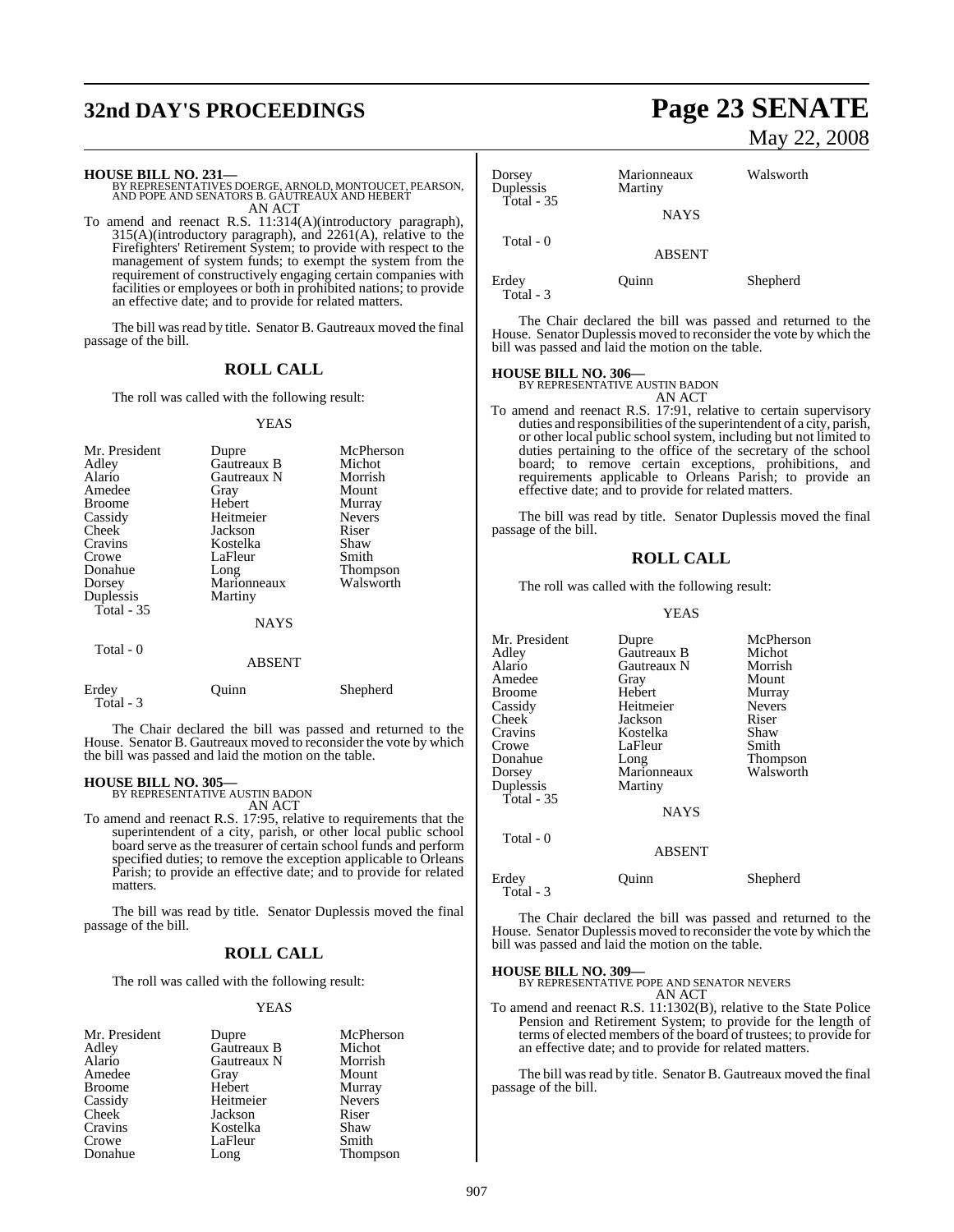**HOUSE BILL NO. 231—**
BY REPRESENTATIVES DOERGE, ARNOLD, MONTOUCET, PEARSON, AND POPE AND SENATORS B. GAUTREAUX AND HEBERT
AN ACT

To amend and reenact R.S. 11:314(A)(introductory paragraph), 315(A)(introductory paragraph), and 2261(A), relative to the Firefighters' Retirement System; to provide with respect to the management of system funds; to exempt the system from the requirement of constructively engaging certain companies with facilities or employees or both in prohibited nations; to provide an effective date; and to provide for related matters.

The bill was read by title. Senator B. Gautreaux moved the final passage of the bill.

## ROLL CALL

The roll was called with the following result:

YEAS

| | | |
|---|---|---|
| Mr. President | Dupre | McPherson |
| Adley | Gautreaux B | Michot |
| Alario | Gautreaux N | Morrish |
| Amedee | Gray | Mount |
| Broome | Hebert | Murray |
| Cassidy | Heitmeier | Nevers |
| Cheek | Jackson | Riser |
| Cravins | Kostelka | Shaw |
| Crowe | LaFleur | Smith |
| Donahue | Long | Thompson |
| Dorsey | Marionneaux | Walsworth |
| Duplessis | Martiny | |

Total - 35

NAYS

Total - 0

ABSENT

| | | |
|---|---|---|
| Erdey | Quinn | Shepherd |

Total - 3

The Chair declared the bill was passed and returned to the House. Senator B. Gautreaux moved to reconsider the vote by which the bill was passed and laid the motion on the table.

**HOUSE BILL NO. 305—**
BY REPRESENTATIVE AUSTIN BADON
AN ACT

To amend and reenact R.S. 17:95, relative to requirements that the superintendent of a city, parish, or other local public school board serve as the treasurer of certain school funds and perform specified duties; to remove the exception applicable to Orleans Parish; to provide an effective date; and to provide for related matters.

The bill was read by title. Senator Duplessis moved the final passage of the bill.

## ROLL CALL

The roll was called with the following result:

YEAS

| | | |
|---|---|---|
| Mr. President | Dupre | McPherson |
| Adley | Gautreaux B | Michot |
| Alario | Gautreaux N | Morrish |
| Amedee | Gray | Mount |
| Broome | Hebert | Murray |
| Cassidy | Heitmeier | Nevers |
| Cheek | Jackson | Riser |
| Cravins | Kostelka | Shaw |
| Crowe | LaFleur | Smith |
| Donahue | Long | Thompson |
| Dorsey | Marionneaux | Walsworth |
| Duplessis | Martiny | |

Total - 35

NAYS

Total - 0

ABSENT

| | | |
|---|---|---|
| Erdey | Quinn | Shepherd |

Total - 3

The Chair declared the bill was passed and returned to the House. Senator Duplessis moved to reconsider the vote by which the bill was passed and laid the motion on the table.

**HOUSE BILL NO. 306—**
BY REPRESENTATIVE AUSTIN BADON
AN ACT

To amend and reenact R.S. 17:91, relative to certain supervisory duties and responsibilities of the superintendent of a city, parish, or other local public school system, including but not limited to duties pertaining to the office of the secretary of the school board; to remove certain exceptions, prohibitions, and requirements applicable to Orleans Parish; to provide an effective date; and to provide for related matters.

The bill was read by title. Senator Duplessis moved the final passage of the bill.

## ROLL CALL

The roll was called with the following result:

YEAS

| | | |
|---|---|---|
| Mr. President | Dupre | McPherson |
| Adley | Gautreaux B | Michot |
| Alario | Gautreaux N | Morrish |
| Amedee | Gray | Mount |
| Broome | Hebert | Murray |
| Cassidy | Heitmeier | Nevers |
| Cheek | Jackson | Riser |
| Cravins | Kostelka | Shaw |
| Crowe | LaFleur | Smith |
| Donahue | Long | Thompson |
| Dorsey | Marionneaux | Walsworth |
| Duplessis | Martiny | |

Total - 35

NAYS

Total - 0

ABSENT

| | | |
|---|---|---|
| Erdey | Quinn | Shepherd |

Total - 3

The Chair declared the bill was passed and returned to the House. Senator Duplessis moved to reconsider the vote by which the bill was passed and laid the motion on the table.

**HOUSE BILL NO. 309—**
BY REPRESENTATIVE POPE AND SENATOR NEVERS
AN ACT

To amend and reenact R.S. 11:1302(B), relative to the State Police Pension and Retirement System; to provide for the length of terms of elected members of the board of trustees; to provide for an effective date; and to provide for related matters.

The bill was read by title. Senator B. Gautreaux moved the final passage of the bill.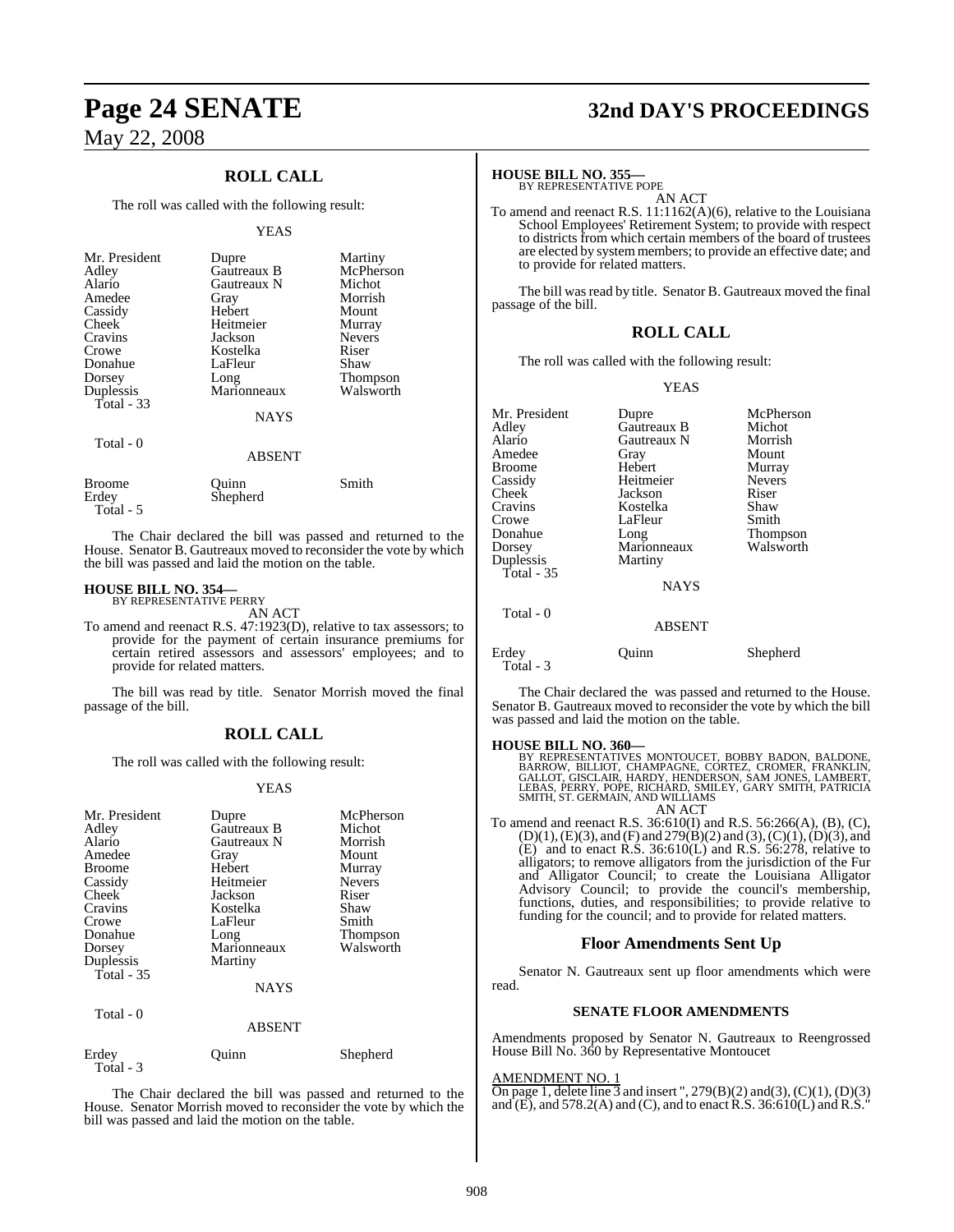## ROLL CALL

The roll was called with the following result:

YEAS

| | | |
|---|---|---|
| Mr. President | Dupre | Martiny |
| Adley | Gautreaux B | McPherson |
| Alario | Gautreaux N | Michot |
| Amedee | Gray | Morrish |
| Cassidy | Hebert | Mount |
| Cheek | Heitmeier | Murray |
| Cravins | Jackson | Nevers |
| Crowe | Kostelka | Riser |
| Donahue | LaFleur | Shaw |
| Dorsey | Long | Thompson |
| Duplessis | Marionneaux | Walsworth |
| Total - 33 | | |

NAYS

Total - 0

ABSENT

| | | |
|---|---|---|
| Broome | Quinn | Smith |
| Erdey | Shepherd | |
| Total - 5 | | |

The Chair declared the bill was passed and returned to the House. Senator B. Gautreaux moved to reconsider the vote by which the bill was passed and laid the motion on the table.

**HOUSE BILL NO. 354—**
BY REPRESENTATIVE PERRY

AN ACT

To amend and reenact R.S. 47:1923(D), relative to tax assessors; to provide for the payment of certain insurance premiums for certain retired assessors and assessors' employees; and to provide for related matters.

The bill was read by title. Senator Morrish moved the final passage of the bill.

## ROLL CALL

The roll was called with the following result:

YEAS

| | | |
|---|---|---|
| Mr. President | Dupre | McPherson |
| Adley | Gautreaux B | Michot |
| Alario | Gautreaux N | Morrish |
| Amedee | Gray | Mount |
| Broome | Hebert | Murray |
| Cassidy | Heitmeier | Nevers |
| Cheek | Jackson | Riser |
| Cravins | Kostelka | Shaw |
| Crowe | LaFleur | Smith |
| Donahue | Long | Thompson |
| Dorsey | Marionneaux | Walsworth |
| Duplessis | Martiny | |
| Total - 35 | | |

NAYS

Total - 0

ABSENT

| | | |
|---|---|---|
| Erdey | Quinn | Shepherd |
| Total - 3 | | |

The Chair declared the bill was passed and returned to the House. Senator Morrish moved to reconsider the vote by which the bill was passed and laid the motion on the table.

**HOUSE BILL NO. 355—**
BY REPRESENTATIVE POPE

AN ACT

To amend and reenact R.S. 11:1162(A)(6), relative to the Louisiana School Employees' Retirement System; to provide with respect to districts from which certain members of the board of trustees are elected by system members; to provide an effective date; and to provide for related matters.

The bill was read by title. Senator B. Gautreaux moved the final passage of the bill.

## ROLL CALL

The roll was called with the following result:

YEAS

| | | |
|---|---|---|
| Mr. President | Dupre | McPherson |
| Adley | Gautreaux B | Michot |
| Alario | Gautreaux N | Morrish |
| Amedee | Gray | Mount |
| Broome | Hebert | Murray |
| Cassidy | Heitmeier | Nevers |
| Cheek | Jackson | Riser |
| Cravins | Kostelka | Shaw |
| Crowe | LaFleur | Smith |
| Donahue | Long | Thompson |
| Dorsey | Marionneaux | Walsworth |
| Duplessis | Martiny | |
| Total - 35 | | |

NAYS

Total - 0

ABSENT

| | | |
|---|---|---|
| Erdey | Quinn | Shepherd |
| Total - 3 | | |

The Chair declared the was passed and returned to the House. Senator B. Gautreaux moved to reconsider the vote by which the bill was passed and laid the motion on the table.

**HOUSE BILL NO. 360—**
BY REPRESENTATIVES MONTOUCET, BOBBY BADON, BALDONE, BARROW, BILLIOT, CHAMPAGNE, CORTEZ, CROMER, FRANKLIN, GALLOT, GISCLAIR, HARDY, HENDERSON, SAM JONES, LAMBERT, LEBAS, PERRY, POPE, RICHARD, SMILEY, GARY SMITH, PATRICIA SMITH, ST. GERMAIN, AND WILLIAMS

AN ACT

To amend and reenact R.S. 36:610(I) and R.S. 56:266(A), (B), (C), (D)(1), (E)(3), and (F) and 279(B)(2) and (3), (C)(1), (D)(3), and (E) and to enact R.S. 36:610(L) and R.S. 56:278, relative to alligators; to remove alligators from the jurisdiction of the Fur and Alligator Council; to create the Louisiana Alligator Advisory Council; to provide the council's membership, functions, duties, and responsibilities; to provide relative to funding for the council; and to provide for related matters.

### Floor Amendments Sent Up

Senator N. Gautreaux sent up floor amendments which were read.

#### SENATE FLOOR AMENDMENTS

Amendments proposed by Senator N. Gautreaux to Reengrossed House Bill No. 360 by Representative Montoucet

AMENDMENT NO. 1

On page 1, delete line 3 and insert ", 279(B)(2) and(3), (C)(1), (D)(3) and (E), and 578.2(A) and (C), and to enact R.S. 36:610(L) and R.S."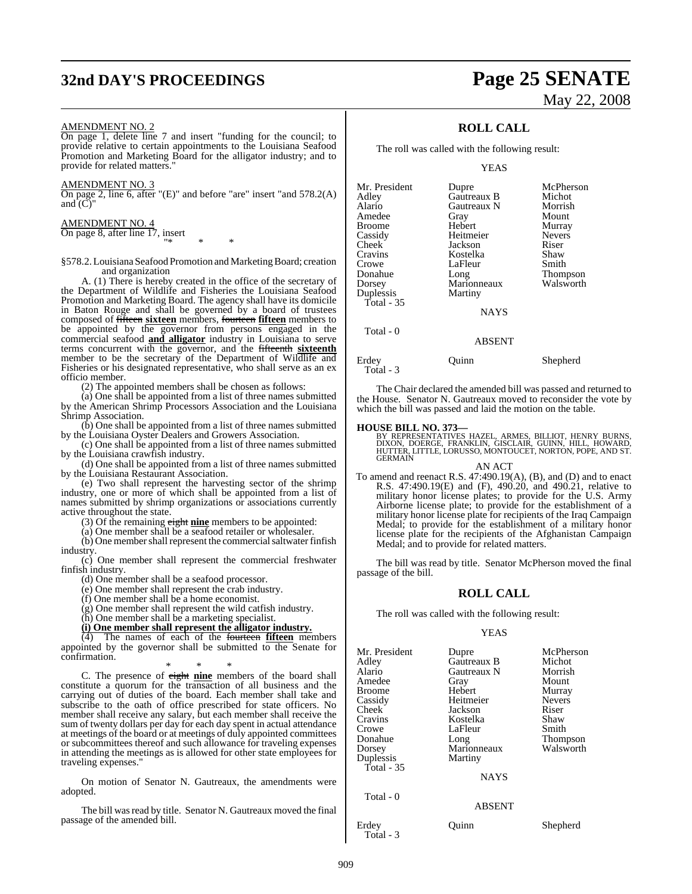AMENDMENT NO. 2

On page 1, delete line 7 and insert "funding for the council; to provide relative to certain appointments to the Louisiana Seafood Promotion and Marketing Board for the alligator industry; and to provide for related matters."

AMENDMENT NO. 3

On page 2, line 6, after "(E)" and before "are" insert "and 578.2(A) and (C)"

AMENDMENT NO. 4

On page 8, after line 17, insert

"* * *

§578.2. Louisiana Seafood Promotion and Marketing Board; creation and organization

A. (1) There is hereby created in the office of the secretary of the Department of Wildlife and Fisheries the Louisiana Seafood Promotion and Marketing Board. The agency shall have its domicile in Baton Rouge and shall be governed by a board of trustees composed of ~~fifteen~~ **sixteen** members, ~~fourteen~~ **fifteen** members to be appointed by the governor from persons engaged in the commercial seafood **and alligator** industry in Louisiana to serve terms concurrent with the governor, and the ~~fifteenth~~ **sixteenth** member to be the secretary of the Department of Wildlife and Fisheries or his designated representative, who shall serve as an ex officio member.

(2) The appointed members shall be chosen as follows:

(a) One shall be appointed from a list of three names submitted by the American Shrimp Processors Association and the Louisiana Shrimp Association.

(b) One shall be appointed from a list of three names submitted by the Louisiana Oyster Dealers and Growers Association.

(c) One shall be appointed from a list of three names submitted by the Louisiana crawfish industry.

(d) One shall be appointed from a list of three names submitted by the Louisiana Restaurant Association.

(e) Two shall represent the harvesting sector of the shrimp industry, one or more of which shall be appointed from a list of names submitted by shrimp organizations or associations currently active throughout the state.

(3) Of the remaining ~~eight~~ **nine** members to be appointed:

(a) One member shall be a seafood retailer or wholesaler.

(b) One member shall represent the commercial saltwater finfish industry.

(c) One member shall represent the commercial freshwater finfish industry.

(d) One member shall be a seafood processor.

(e) One member shall represent the crab industry.

(f) One member shall be a home economist.

(g) One member shall represent the wild catfish industry.

(h) One member shall be a marketing specialist.

**(i) One member shall represent the alligator industry.**

(4) The names of each of the ~~fourteen~~ **fifteen** members appointed by the governor shall be submitted to the Senate for confirmation.

* * *

C. The presence of ~~eight~~ **nine** members of the board shall constitute a quorum for the transaction of all business and the carrying out of duties of the board. Each member shall take and subscribe to the oath of office prescribed for state officers. No member shall receive any salary, but each member shall receive the sum of twenty dollars per day for each day spent in actual attendance at meetings of the board or at meetings of duly appointed committees or subcommittees thereof and such allowance for traveling expenses in attending the meetings as is allowed for other state employees for traveling expenses."

On motion of Senator N. Gautreaux, the amendments were adopted.

The bill was read by title. Senator N. Gautreaux moved the final passage of the amended bill.

## ROLL CALL

The roll was called with the following result:

YEAS

| | | |
|---|---|---|
| Mr. President | Dupre | McPherson |
| Adley | Gautreaux B | Michot |
| Alario | Gautreaux N | Morrish |
| Amedee | Gray | Mount |
| Broome | Hebert | Murray |
| Cassidy | Heitmeier | Nevers |
| Cheek | Jackson | Riser |
| Cravins | Kostelka | Shaw |
| Crowe | LaFleur | Smith |
| Donahue | Long | Thompson |
| Dorsey | Marionneaux | Walsworth |
| Duplessis | Martiny | |

Total - 35

NAYS

Total - 0

ABSENT

| | | |
|---|---|---|
| Erdey | Quinn | Shepherd |

Total - 3

The Chair declared the amended bill was passed and returned to the House. Senator N. Gautreaux moved to reconsider the vote by which the bill was passed and laid the motion on the table.

**HOUSE BILL NO. 373—**
BY REPRESENTATIVES HAZEL, ARMES, BILLIOT, HENRY BURNS, DIXON, DOERGE, FRANKLIN, GISCLAIR, GUINN, HILL, HOWARD, HUTTER, LITTLE, LORUSSO, MONTOUCET, NORTON, POPE, AND ST. GERMAIN

AN ACT

To amend and reenact R.S. 47:490.19(A), (B), and (D) and to enact R.S. 47:490.19(E) and (F), 490.20, and 490.21, relative to military honor license plates; to provide for the U.S. Army Airborne license plate; to provide for the establishment of a military honor license plate for recipients of the Iraq Campaign Medal; to provide for the establishment of a military honor license plate for the recipients of the Afghanistan Campaign Medal; and to provide for related matters.

The bill was read by title. Senator McPherson moved the final passage of the bill.

## ROLL CALL

The roll was called with the following result:

YEAS

| | | |
|---|---|---|
| Mr. President | Dupre | McPherson |
| Adley | Gautreaux B | Michot |
| Alario | Gautreaux N | Morrish |
| Amedee | Gray | Mount |
| Broome | Hebert | Murray |
| Cassidy | Heitmeier | Nevers |
| Cheek | Jackson | Riser |
| Cravins | Kostelka | Shaw |
| Crowe | LaFleur | Smith |
| Donahue | Long | Thompson |
| Dorsey | Marionneaux | Walsworth |
| Duplessis | Martiny | |

Total - 35

NAYS

Total - 0

ABSENT

| | | |
|---|---|---|
| Erdey | Quinn | Shepherd |

Total - 3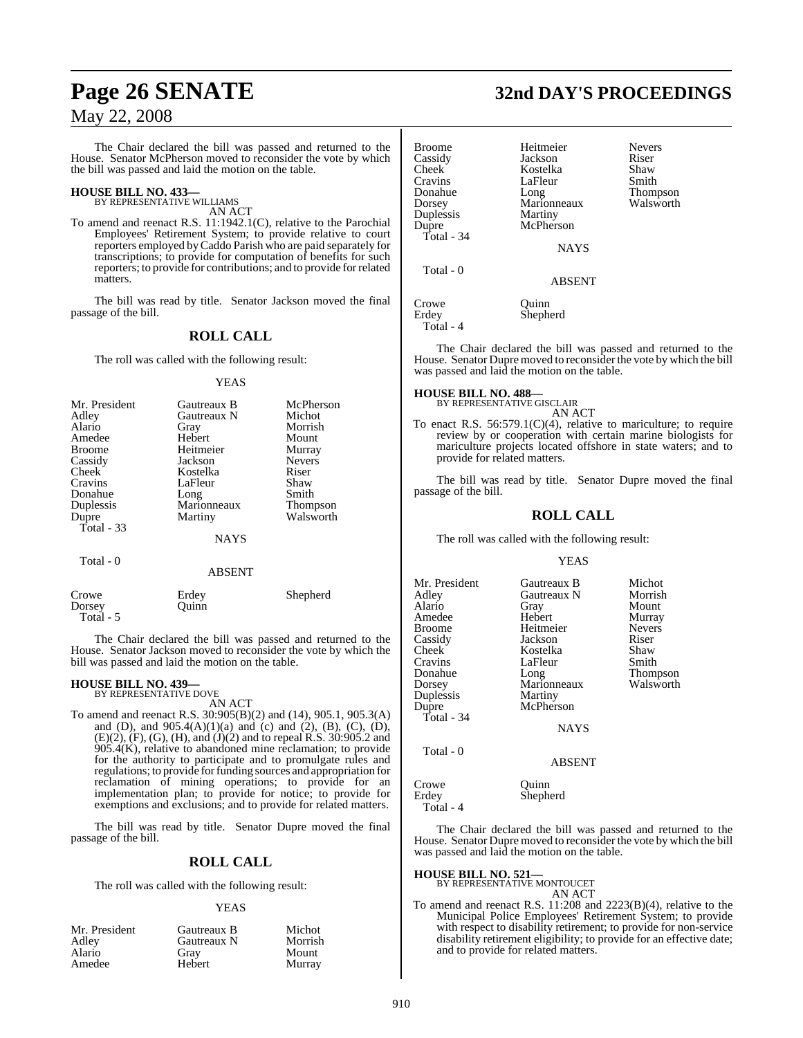The Chair declared the bill was passed and returned to the House. Senator McPherson moved to reconsider the vote by which the bill was passed and laid the motion on the table.

**HOUSE BILL NO. 433—**
BY REPRESENTATIVE WILLIAMS

AN ACT

To amend and reenact R.S. 11:1942.1(C), relative to the Parochial Employees' Retirement System; to provide relative to court reporters employed by Caddo Parish who are paid separately for transcriptions; to provide for computation of benefits for such reporters; to provide for contributions; and to provide for related matters.

The bill was read by title. Senator Jackson moved the final passage of the bill.

## ROLL CALL

The roll was called with the following result:

YEAS

| | | |
|---|---|---|
| Mr. President | Gautreaux B | McPherson |
| Adley | Gautreaux N | Michot |
| Alario | Gray | Morrish |
| Amedee | Hebert | Mount |
| Broome | Heitmeier | Murray |
| Cassidy | Jackson | Nevers |
| Cheek | Kostelka | Riser |
| Cravins | LaFleur | Shaw |
| Donahue | Long | Smith |
| Duplessis | Marionneaux | Thompson |
| Dupre | Martiny | Walsworth |
| Total - 33 | | |

NAYS

Total - 0

ABSENT

| | | |
|---|---|---|
| Crowe | Erdey | Shepherd |
| Dorsey | Quinn | |
| Total - 5 | | |

The Chair declared the bill was passed and returned to the House. Senator Jackson moved to reconsider the vote by which the bill was passed and laid the motion on the table.

**HOUSE BILL NO. 439—**
BY REPRESENTATIVE DOVE

AN ACT

To amend and reenact R.S. 30:905(B)(2) and (14), 905.1, 905.3(A) and (D), and 905.4(A)(1)(a) and (c) and (2), (B), (C), (D), (E)(2), (F), (G), (H), and (J)(2) and to repeal R.S. 30:905.2 and 905.4(K), relative to abandoned mine reclamation; to provide for the authority to participate and to promulgate rules and regulations; to provide for funding sources and appropriation for reclamation of mining operations; to provide for an implementation plan; to provide for notice; to provide for exemptions and exclusions; and to provide for related matters.

The bill was read by title. Senator Dupre moved the final passage of the bill.

## ROLL CALL

The roll was called with the following result:

YEAS

| | | |
|---|---|---|
| Mr. President | Gautreaux B | Michot |
| Adley | Gautreaux N | Morrish |
| Alario | Gray | Mount |
| Amedee | Hebert | Murray |
| Broome | Heitmeier | Nevers |
| Cassidy | Jackson | Riser |
| Cheek | Kostelka | Shaw |
| Cravins | LaFleur | Smith |
| Donahue | Long | Thompson |
| Dorsey | Marionneaux | Walsworth |
| Duplessis | Martiny | |
| Dupre | McPherson | |
| Total - 34 | | |

NAYS

Total - 0

ABSENT

| | |
|---|---|
| Crowe | Quinn |
| Erdey | Shepherd |
| Total - 4 | |

The Chair declared the bill was passed and returned to the House. Senator Dupre moved to reconsider the vote by which the bill was passed and laid the motion on the table.

**HOUSE BILL NO. 488—**
BY REPRESENTATIVE GISCLAIR

AN ACT

To enact R.S. 56:579.1(C)(4), relative to mariculture; to require review by or cooperation with certain marine biologists for mariculture projects located offshore in state waters; and to provide for related matters.

The bill was read by title. Senator Dupre moved the final passage of the bill.

## ROLL CALL

The roll was called with the following result:

YEAS

| | | |
|---|---|---|
| Mr. President | Gautreaux B | Michot |
| Adley | Gautreaux N | Morrish |
| Alario | Gray | Mount |
| Amedee | Hebert | Murray |
| Broome | Heitmeier | Nevers |
| Cassidy | Jackson | Riser |
| Cheek | Kostelka | Shaw |
| Cravins | LaFleur | Smith |
| Donahue | Long | Thompson |
| Dorsey | Marionneaux | Walsworth |
| Duplessis | Martiny | |
| Dupre | McPherson | |
| Total - 34 | | |

NAYS

Total - 0

ABSENT

| | |
|---|---|
| Crowe | Quinn |
| Erdey | Shepherd |
| Total - 4 | |

The Chair declared the bill was passed and returned to the House. Senator Dupre moved to reconsider the vote by which the bill was passed and laid the motion on the table.

**HOUSE BILL NO. 521—**
BY REPRESENTATIVE MONTOUCET

AN ACT

To amend and reenact R.S. 11:208 and 2223(B)(4), relative to the Municipal Police Employees' Retirement System; to provide with respect to disability retirement; to provide for non-service disability retirement eligibility; to provide for an effective date; and to provide for related matters.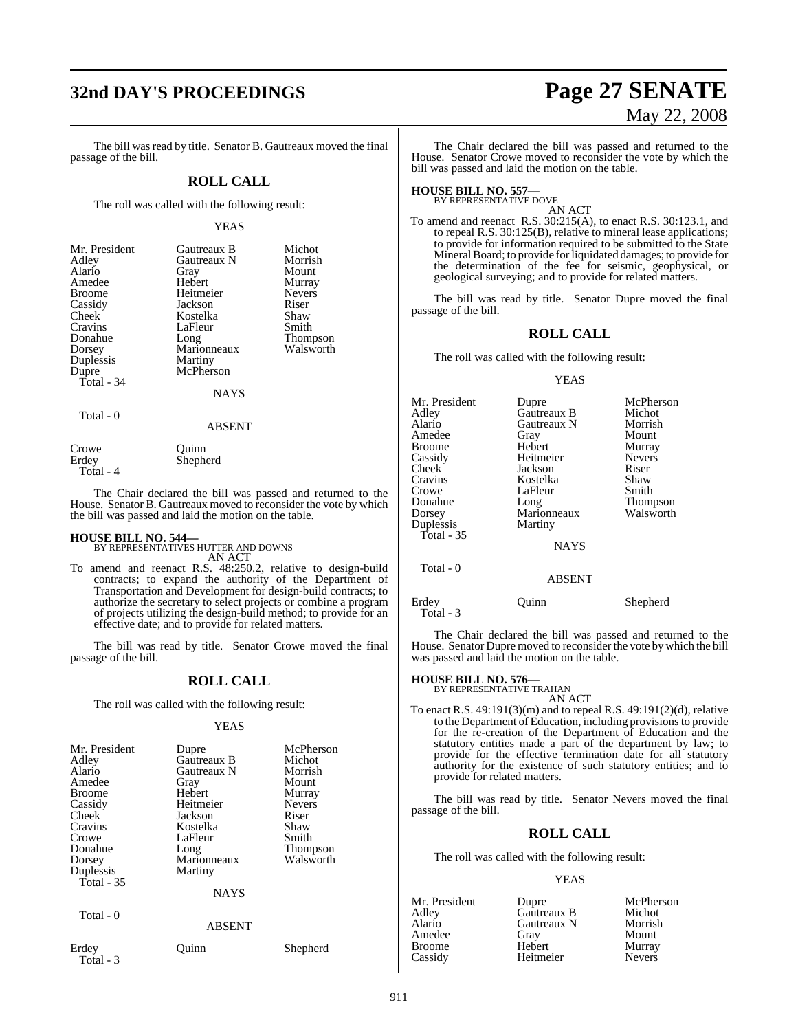The bill was read by title. Senator B. Gautreaux moved the final passage of the bill.

## ROLL CALL

The roll was called with the following result:

YEAS

| | | |
|---|---|---|
| Mr. President | Gautreaux B | Michot |
| Adley | Gautreaux N | Morrish |
| Alario | Gray | Mount |
| Amedee | Hebert | Murray |
| Broome | Heitmeier | Nevers |
| Cassidy | Jackson | Riser |
| Cheek | Kostelka | Shaw |
| Cravins | LaFleur | Smith |
| Donahue | Long | Thompson |
| Dorsey | Marionneaux | Walsworth |
| Duplessis | Martiny | |
| Dupre | McPherson | |
| Total - 34 | | |

NAYS

Total - 0

ABSENT

| | |
|---|---|
| Crowe | Quinn |
| Erdey | Shepherd |
| Total - 4 | |

The Chair declared the bill was passed and returned to the House. Senator B. Gautreaux moved to reconsider the vote by which the bill was passed and laid the motion on the table.

**HOUSE BILL NO. 544—**
BY REPRESENTATIVES HUTTER AND DOWNS
AN ACT

To amend and reenact R.S. 48:250.2, relative to design-build contracts; to expand the authority of the Department of Transportation and Development for design-build contracts; to authorize the secretary to select projects or combine a program of projects utilizing the design-build method; to provide for an effective date; and to provide for related matters.

The bill was read by title. Senator Crowe moved the final passage of the bill.

## ROLL CALL

The roll was called with the following result:

YEAS

| | | |
|---|---|---|
| Mr. President | Dupre | McPherson |
| Adley | Gautreaux B | Michot |
| Alario | Gautreaux N | Morrish |
| Amedee | Gray | Mount |
| Broome | Hebert | Murray |
| Cassidy | Heitmeier | Nevers |
| Cheek | Jackson | Riser |
| Cravins | Kostelka | Shaw |
| Crowe | LaFleur | Smith |
| Donahue | Long | Thompson |
| Dorsey | Marionneaux | Walsworth |
| Duplessis | Martiny | |
| Total - 35 | | |

NAYS

Total - 0

ABSENT

| | | |
|---|---|---|
| Erdey | Quinn | Shepherd |
| Total - 3 | | |

The Chair declared the bill was passed and returned to the House. Senator Crowe moved to reconsider the vote by which the bill was passed and laid the motion on the table.

**HOUSE BILL NO. 557—**
BY REPRESENTATIVE DOVE
AN ACT

To amend and reenact R.S. 30:215(A), to enact R.S. 30:123.1, and to repeal R.S. 30:125(B), relative to mineral lease applications; to provide for information required to be submitted to the State Mineral Board; to provide for liquidated damages; to provide for the determination of the fee for seismic, geophysical, or geological surveying; and to provide for related matters.

The bill was read by title. Senator Dupre moved the final passage of the bill.

## ROLL CALL

The roll was called with the following result:

YEAS

| | | |
|---|---|---|
| Mr. President | Dupre | McPherson |
| Adley | Gautreaux B | Michot |
| Alario | Gautreaux N | Morrish |
| Amedee | Gray | Mount |
| Broome | Hebert | Murray |
| Cassidy | Heitmeier | Nevers |
| Cheek | Jackson | Riser |
| Cravins | Kostelka | Shaw |
| Crowe | LaFleur | Smith |
| Donahue | Long | Thompson |
| Dorsey | Marionneaux | Walsworth |
| Duplessis | Martiny | |
| Total - 35 | | |

NAYS

Total - 0

ABSENT

| | | |
|---|---|---|
| Erdey | Quinn | Shepherd |
| Total - 3 | | |

The Chair declared the bill was passed and returned to the House. Senator Dupre moved to reconsider the vote by which the bill was passed and laid the motion on the table.

**HOUSE BILL NO. 576—**
BY REPRESENTATIVE TRAHAN
AN ACT

To enact R.S. 49:191(3)(m) and to repeal R.S. 49:191(2)(d), relative to the Department of Education, including provisions to provide for the re-creation of the Department of Education and the statutory entities made a part of the department by law; to provide for the effective termination date for all statutory authority for the existence of such statutory entities; and to provide for related matters.

The bill was read by title. Senator Nevers moved the final passage of the bill.

## ROLL CALL

The roll was called with the following result:

YEAS

| | | |
|---|---|---|
| Mr. President | Dupre | McPherson |
| Adley | Gautreaux B | Michot |
| Alario | Gautreaux N | Morrish |
| Amedee | Gray | Mount |
| Broome | Hebert | Murray |
| Cassidy | Heitmeier | Nevers |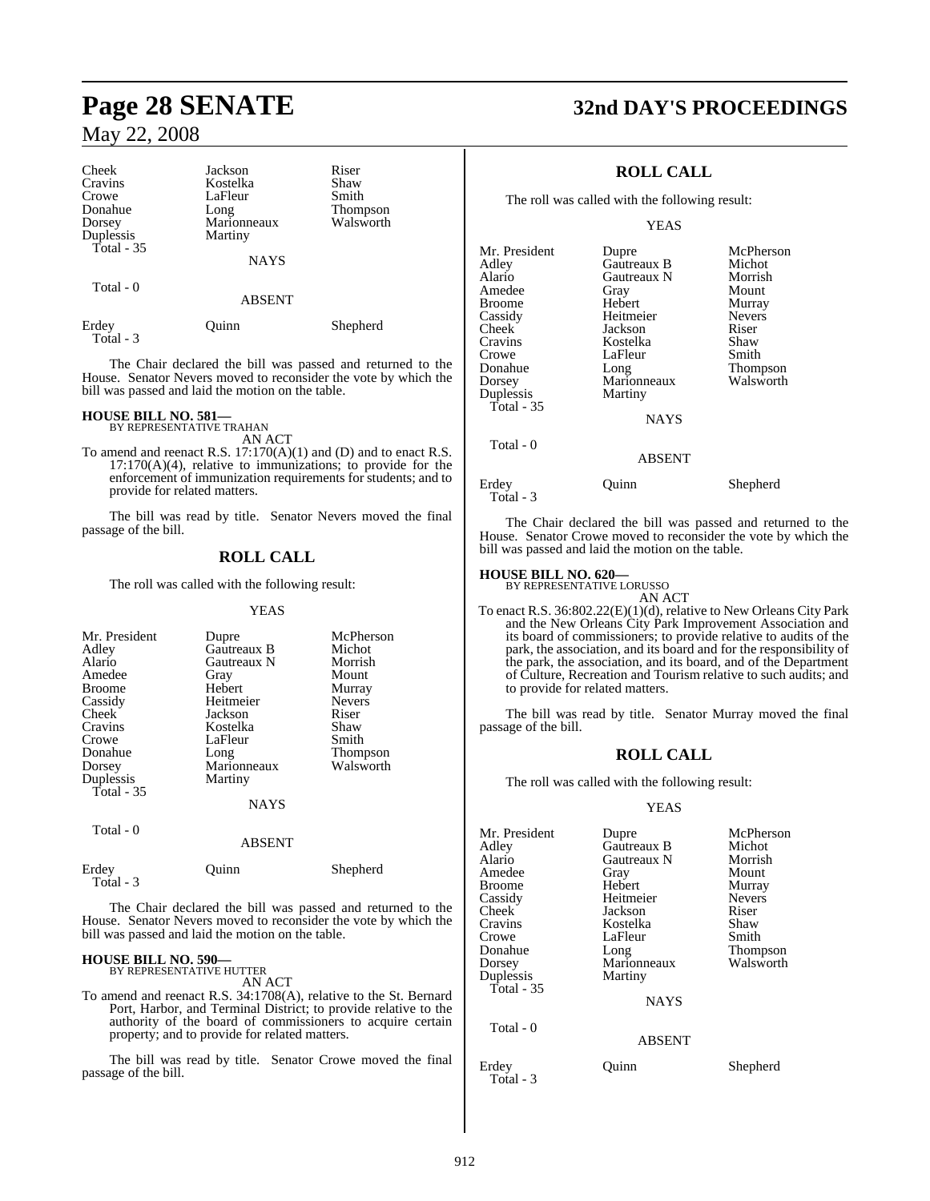| Cheek | Jackson | Riser |
|---|---|---|
| Cravins | Kostelka | Shaw |
| Crowe | LaFleur | Smith |
| Donahue | Long | Thompson |
| Dorsey | Marionneaux | Walsworth |
| Duplessis | Martiny | |
| Total - 35 | | |

NAYS

Total - 0

ABSENT

| Erdey | Quinn | Shepherd |
|---|---|---|
| Total - 3 | | |

The Chair declared the bill was passed and returned to the House. Senator Nevers moved to reconsider the vote by which the bill was passed and laid the motion on the table.

**HOUSE BILL NO. 581—**
BY REPRESENTATIVE TRAHAN

AN ACT

To amend and reenact R.S. 17:170(A)(1) and (D) and to enact R.S. 17:170(A)(4), relative to immunizations; to provide for the enforcement of immunization requirements for students; and to provide for related matters.

The bill was read by title. Senator Nevers moved the final passage of the bill.

## ROLL CALL

The roll was called with the following result:

YEAS

| Mr. President | Dupre | McPherson |
|---|---|---|
| Adley | Gautreaux B | Michot |
| Alario | Gautreaux N | Morrish |
| Amedee | Gray | Mount |
| Broome | Hebert | Murray |
| Cassidy | Heitmeier | Nevers |
| Cheek | Jackson | Riser |
| Cravins | Kostelka | Shaw |
| Crowe | LaFleur | Smith |
| Donahue | Long | Thompson |
| Dorsey | Marionneaux | Walsworth |
| Duplessis | Martiny | |
| Total - 35 | | |

NAYS

Total - 0

ABSENT

| Erdey | Quinn | Shepherd |
|---|---|---|
| Total - 3 | | |

The Chair declared the bill was passed and returned to the House. Senator Nevers moved to reconsider the vote by which the bill was passed and laid the motion on the table.

**HOUSE BILL NO. 590—**
BY REPRESENTATIVE HUTTER

AN ACT

To amend and reenact R.S. 34:1708(A), relative to the St. Bernard Port, Harbor, and Terminal District; to provide relative to the authority of the board of commissioners to acquire certain property; and to provide for related matters.

The bill was read by title. Senator Crowe moved the final passage of the bill.

## ROLL CALL

The roll was called with the following result:

YEAS

| Mr. President | Dupre | McPherson |
|---|---|---|
| Adley | Gautreaux B | Michot |
| Alario | Gautreaux N | Morrish |
| Amedee | Gray | Mount |
| Broome | Hebert | Murray |
| Cassidy | Heitmeier | Nevers |
| Cheek | Jackson | Riser |
| Cravins | Kostelka | Shaw |
| Crowe | LaFleur | Smith |
| Donahue | Long | Thompson |
| Dorsey | Marionneaux | Walsworth |
| Duplessis | Martiny | |
| Total - 35 | | |

NAYS

Total - 0

ABSENT

| Erdey | Quinn | Shepherd |
|---|---|---|
| Total - 3 | | |

The Chair declared the bill was passed and returned to the House. Senator Crowe moved to reconsider the vote by which the bill was passed and laid the motion on the table.

**HOUSE BILL NO. 620—**
BY REPRESENTATIVE LORUSSO

AN ACT

To enact R.S. 36:802.22(E)(1)(d), relative to New Orleans City Park and the New Orleans City Park Improvement Association and its board of commissioners; to provide relative to audits of the park, the association, and its board and for the responsibility of the park, the association, and its board, and of the Department of Culture, Recreation and Tourism relative to such audits; and to provide for related matters.

The bill was read by title. Senator Murray moved the final passage of the bill.

## ROLL CALL

The roll was called with the following result:

YEAS

| Mr. President | Dupre | McPherson |
|---|---|---|
| Adley | Gautreaux B | Michot |
| Alario | Gautreaux N | Morrish |
| Amedee | Gray | Mount |
| Broome | Hebert | Murray |
| Cassidy | Heitmeier | Nevers |
| Cheek | Jackson | Riser |
| Cravins | Kostelka | Shaw |
| Crowe | LaFleur | Smith |
| Donahue | Long | Thompson |
| Dorsey | Marionneaux | Walsworth |
| Duplessis | Martiny | |
| Total - 35 | | |

NAYS

Total - 0

ABSENT

| Erdey | Quinn | Shepherd |
|---|---|---|
| Total - 3 | | |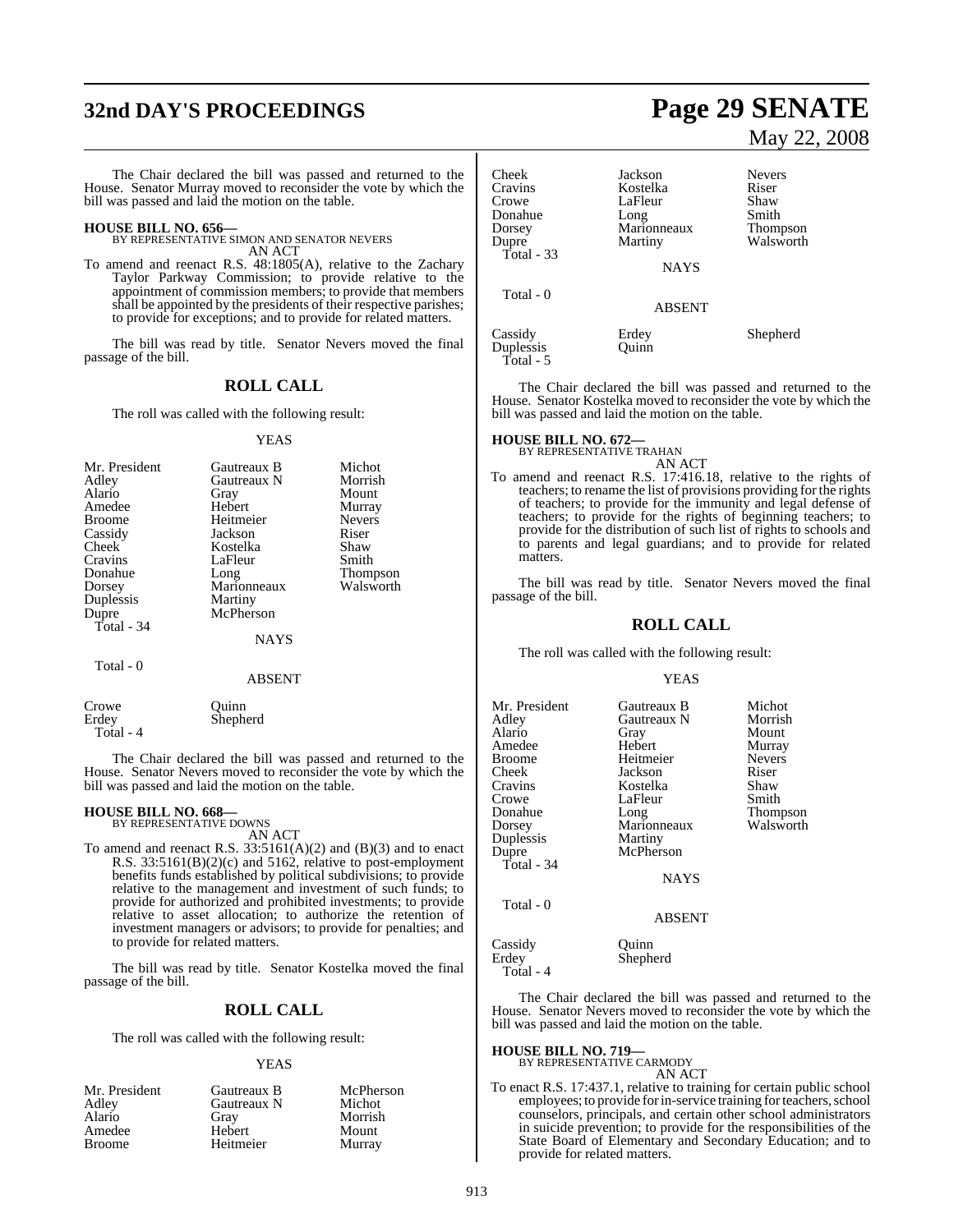The Chair declared the bill was passed and returned to the House. Senator Murray moved to reconsider the vote by which the bill was passed and laid the motion on the table.

**HOUSE BILL NO. 656—**
BY REPRESENTATIVE SIMON AND SENATOR NEVERS
AN ACT

To amend and reenact R.S. 48:1805(A), relative to the Zachary Taylor Parkway Commission; to provide relative to the appointment of commission members; to provide that members shall be appointed by the presidents of their respective parishes; to provide for exceptions; and to provide for related matters.

The bill was read by title. Senator Nevers moved the final passage of the bill.

## ROLL CALL

The roll was called with the following result:

YEAS

| | | |
|---|---|---|
| Mr. President | Gautreaux B | Michot |
| Adley | Gautreaux N | Morrish |
| Alario | Gray | Mount |
| Amedee | Hebert | Murray |
| Broome | Heitmeier | Nevers |
| Cassidy | Jackson | Riser |
| Cheek | Kostelka | Shaw |
| Cravins | LaFleur | Smith |
| Donahue | Long | Thompson |
| Dorsey | Marionneaux | Walsworth |
| Duplessis | Martiny | |
| Dupre | McPherson | |
| Total - 34 | | |

NAYS

Total - 0

ABSENT

| | |
|---|---|
| Crowe | Quinn |
| Erdey | Shepherd |
| Total - 4 | |

The Chair declared the bill was passed and returned to the House. Senator Nevers moved to reconsider the vote by which the bill was passed and laid the motion on the table.

**HOUSE BILL NO. 668—**
BY REPRESENTATIVE DOWNS
AN ACT

To amend and reenact R.S. 33:5161(A)(2) and (B)(3) and to enact R.S. 33:5161(B)(2)(c) and 5162, relative to post-employment benefits funds established by political subdivisions; to provide relative to the management and investment of such funds; to provide for authorized and prohibited investments; to provide relative to asset allocation; to authorize the retention of investment managers or advisors; to provide for penalties; and to provide for related matters.

The bill was read by title. Senator Kostelka moved the final passage of the bill.

## ROLL CALL

The roll was called with the following result:

YEAS

| | | |
|---|---|---|
| Mr. President | Gautreaux B | McPherson |
| Adley | Gautreaux N | Michot |
| Alario | Gray | Morrish |
| Amedee | Hebert | Mount |
| Broome | Heitmeier | Murray |
| Cheek | Jackson | Nevers |
| Cravins | Kostelka | Riser |
| Crowe | LaFleur | Shaw |
| Donahue | Long | Smith |
| Dorsey | Marionneaux | Thompson |
| Dupre | Martiny | Walsworth |
| Total - 33 | | |

NAYS

Total - 0

ABSENT

| | | |
|---|---|---|
| Cassidy | Erdey | Shepherd |
| Duplessis | Quinn | |
| Total - 5 | | |

The Chair declared the bill was passed and returned to the House. Senator Kostelka moved to reconsider the vote by which the bill was passed and laid the motion on the table.

**HOUSE BILL NO. 672—**
BY REPRESENTATIVE TRAHAN
AN ACT

To amend and reenact R.S. 17:416.18, relative to the rights of teachers; to rename the list of provisions providing for the rights of teachers; to provide for the immunity and legal defense of teachers; to provide for the rights of beginning teachers; to provide for the distribution of such list of rights to schools and to parents and legal guardians; and to provide for related matters.

The bill was read by title. Senator Nevers moved the final passage of the bill.

## ROLL CALL

The roll was called with the following result:

YEAS

| | | |
|---|---|---|
| Mr. President | Gautreaux B | Michot |
| Adley | Gautreaux N | Morrish |
| Alario | Gray | Mount |
| Amedee | Hebert | Murray |
| Broome | Heitmeier | Nevers |
| Cheek | Jackson | Riser |
| Cravins | Kostelka | Shaw |
| Crowe | LaFleur | Smith |
| Donahue | Long | Thompson |
| Dorsey | Marionneaux | Walsworth |
| Duplessis | Martiny | |
| Dupre | McPherson | |
| Total - 34 | | |

NAYS

Total - 0

ABSENT

| | |
|---|---|
| Cassidy | Quinn |
| Erdey | Shepherd |
| Total - 4 | |

The Chair declared the bill was passed and returned to the House. Senator Nevers moved to reconsider the vote by which the bill was passed and laid the motion on the table.

**HOUSE BILL NO. 719—**
BY REPRESENTATIVE CARMODY
AN ACT

To enact R.S. 17:437.1, relative to training for certain public school employees; to provide for in-service training for teachers, school counselors, principals, and certain other school administrators in suicide prevention; to provide for the responsibilities of the State Board of Elementary and Secondary Education; and to provide for related matters.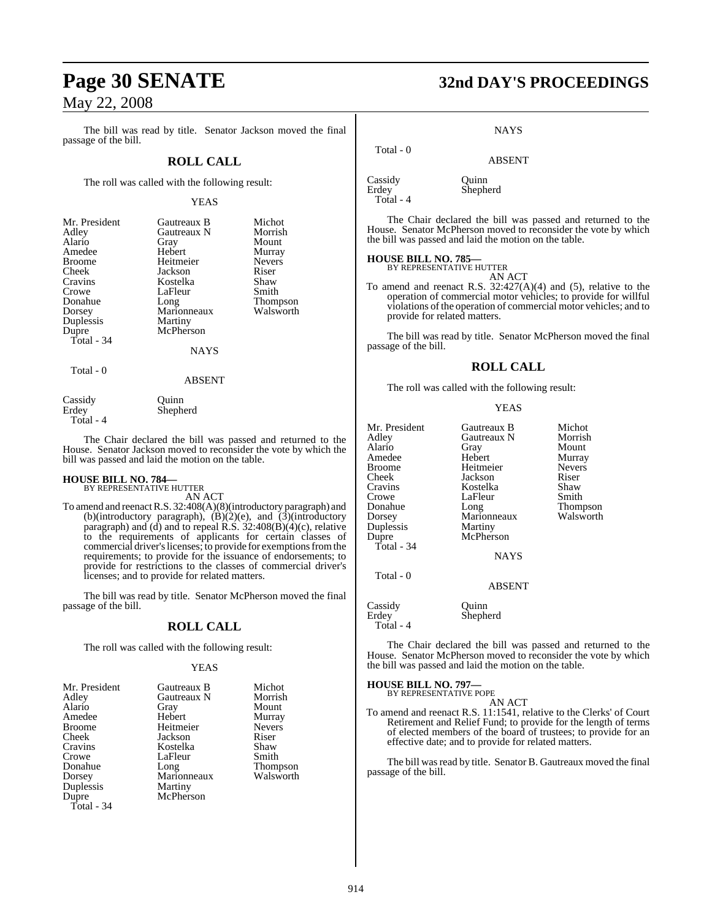The bill was read by title. Senator Jackson moved the final passage of the bill.

## ROLL CALL

The roll was called with the following result:

YEAS

| | | |
|---|---|---|
| Mr. President | Gautreaux B | Michot |
| Adley | Gautreaux N | Morrish |
| Alario | Gray | Mount |
| Amedee | Hebert | Murray |
| Broome | Heitmeier | Nevers |
| Cheek | Jackson | Riser |
| Cravins | Kostelka | Shaw |
| Crowe | LaFleur | Smith |
| Donahue | Long | Thompson |
| Dorsey | Marionneaux | Walsworth |
| Duplessis | Martiny | |
| Dupre | McPherson | |
| Total - 34 | | |

NAYS

Total - 0

ABSENT

| | |
|---|---|
| Cassidy | Quinn |
| Erdey | Shepherd |
| Total - 4 | |

The Chair declared the bill was passed and returned to the House. Senator Jackson moved to reconsider the vote by which the bill was passed and laid the motion on the table.

**HOUSE BILL NO. 784—**
BY REPRESENTATIVE HUTTER

AN ACT

To amend and reenact R.S. 32:408(A)(8)(introductory paragraph) and (b)(introductory paragraph), (B)(2)(e), and (3)(introductory paragraph) and (d) and to repeal R.S. 32:408(B)(4)(c), relative to the requirements of applicants for certain classes of commercial driver's licenses; to provide for exemptions from the requirements; to provide for the issuance of endorsements; to provide for restrictions to the classes of commercial driver's licenses; and to provide for related matters.

The bill was read by title. Senator McPherson moved the final passage of the bill.

## ROLL CALL

The roll was called with the following result:

YEAS

| | | |
|---|---|---|
| Mr. President | Gautreaux B | Michot |
| Adley | Gautreaux N | Morrish |
| Alario | Gray | Mount |
| Amedee | Hebert | Murray |
| Broome | Heitmeier | Nevers |
| Cheek | Jackson | Riser |
| Cravins | Kostelka | Shaw |
| Crowe | LaFleur | Smith |
| Donahue | Long | Thompson |
| Dorsey | Marionneaux | Walsworth |
| Duplessis | Martiny | |
| Dupre | McPherson | |
| Total - 34 | | |

NAYS

Total - 0

ABSENT

| | |
|---|---|
| Cassidy | Quinn |
| Erdey | Shepherd |
| Total - 4 | |

The Chair declared the bill was passed and returned to the House. Senator McPherson moved to reconsider the vote by which the bill was passed and laid the motion on the table.

**HOUSE BILL NO. 785—**
BY REPRESENTATIVE HUTTER

AN ACT

To amend and reenact R.S. 32:427(A)(4) and (5), relative to the operation of commercial motor vehicles; to provide for willful violations of the operation of commercial motor vehicles; and to provide for related matters.

The bill was read by title. Senator McPherson moved the final passage of the bill.

## ROLL CALL

The roll was called with the following result:

YEAS

| | | |
|---|---|---|
| Mr. President | Gautreaux B | Michot |
| Adley | Gautreaux N | Morrish |
| Alario | Gray | Mount |
| Amedee | Hebert | Murray |
| Broome | Heitmeier | Nevers |
| Cheek | Jackson | Riser |
| Cravins | Kostelka | Shaw |
| Crowe | LaFleur | Smith |
| Donahue | Long | Thompson |
| Dorsey | Marionneaux | Walsworth |
| Duplessis | Martiny | |
| Dupre | McPherson | |
| Total - 34 | | |

NAYS

Total - 0

ABSENT

| | |
|---|---|
| Cassidy | Quinn |
| Erdey | Shepherd |
| Total - 4 | |

The Chair declared the bill was passed and returned to the House. Senator McPherson moved to reconsider the vote by which the bill was passed and laid the motion on the table.

**HOUSE BILL NO. 797—**
BY REPRESENTATIVE POPE

AN ACT

To amend and reenact R.S. 11:1541, relative to the Clerks' of Court Retirement and Relief Fund; to provide for the length of terms of elected members of the board of trustees; to provide for an effective date; and to provide for related matters.

The bill was read by title. Senator B. Gautreaux moved the final passage of the bill.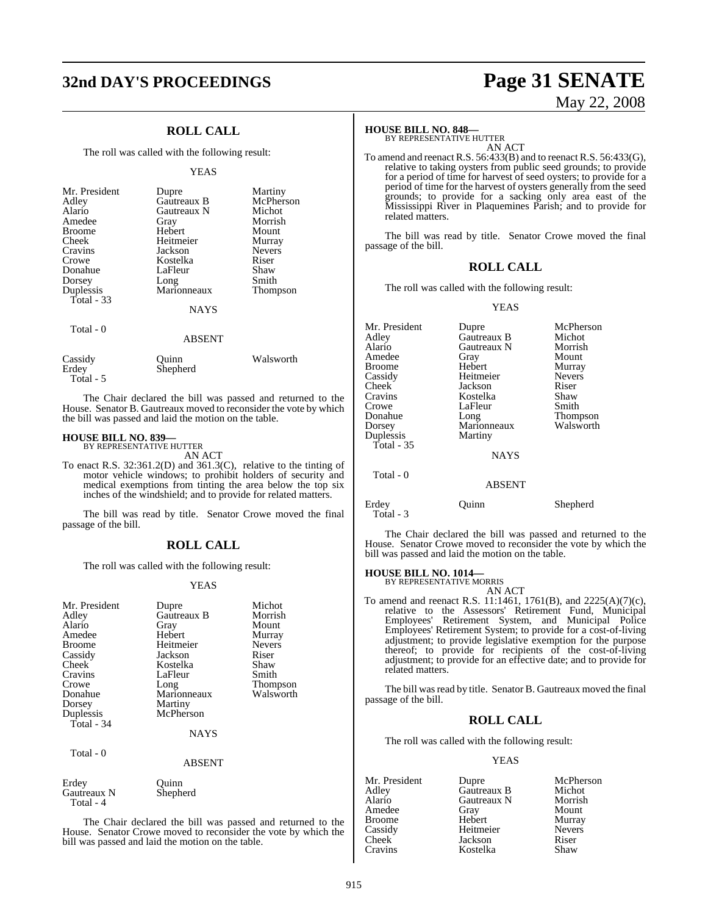## ROLL CALL

The roll was called with the following result:

YEAS

| | | |
|---|---|---|
| Mr. President | Dupre | Martiny |
| Adley | Gautreaux B | McPherson |
| Alario | Gautreaux N | Michot |
| Amedee | Gray | Morrish |
| Broome | Hebert | Mount |
| Cheek | Heitmeier | Murray |
| Cravins | Jackson | Nevers |
| Crowe | Kostelka | Riser |
| Donahue | LaFleur | Shaw |
| Dorsey | Long | Smith |
| Duplessis | Marionneaux | Thompson |
| Total - 33 | | |

NAYS

Total - 0

ABSENT

| | | |
|---|---|---|
| Cassidy | Quinn | Walsworth |
| Erdey | Shepherd | |
| Total - 5 | | |

The Chair declared the bill was passed and returned to the House. Senator B. Gautreaux moved to reconsider the vote by which the bill was passed and laid the motion on the table.

**HOUSE BILL NO. 839—**
BY REPRESENTATIVE HUTTER

AN ACT

To enact R.S. 32:361.2(D) and 361.3(C), relative to the tinting of motor vehicle windows; to prohibit holders of security and medical exemptions from tinting the area below the top six inches of the windshield; and to provide for related matters.

The bill was read by title. Senator Crowe moved the final passage of the bill.

## ROLL CALL

The roll was called with the following result:

YEAS

| | | |
|---|---|---|
| Mr. President | Dupre | Michot |
| Adley | Gautreaux B | Morrish |
| Alario | Gray | Mount |
| Amedee | Hebert | Murray |
| Broome | Heitmeier | Nevers |
| Cassidy | Jackson | Riser |
| Cheek | Kostelka | Shaw |
| Cravins | LaFleur | Smith |
| Crowe | Long | Thompson |
| Donahue | Marionneaux | Walsworth |
| Dorsey | Martiny | |
| Duplessis | McPherson | |
| Total - 34 | | |

NAYS

Total - 0

ABSENT

| | |
|---|---|
| Erdey | Quinn |
| Gautreaux N | Shepherd |
| Total - 4 | |

The Chair declared the bill was passed and returned to the House. Senator Crowe moved to reconsider the vote by which the bill was passed and laid the motion on the table.

**HOUSE BILL NO. 848—**
BY REPRESENTATIVE HUTTER

AN ACT

To amend and reenact R.S. 56:433(B) and to reenact R.S. 56:433(G), relative to taking oysters from public seed grounds; to provide for a period of time for harvest of seed oysters; to provide for a period of time for the harvest of oysters generally from the seed grounds; to provide for a sacking only area east of the Mississippi River in Plaquemines Parish; and to provide for related matters.

The bill was read by title. Senator Crowe moved the final passage of the bill.

## ROLL CALL

The roll was called with the following result:

YEAS

| | | |
|---|---|---|
| Mr. President | Dupre | McPherson |
| Adley | Gautreaux B | Michot |
| Alario | Gautreaux N | Morrish |
| Amedee | Gray | Mount |
| Broome | Hebert | Murray |
| Cassidy | Heitmeier | Nevers |
| Cheek | Jackson | Riser |
| Cravins | Kostelka | Shaw |
| Crowe | LaFleur | Smith |
| Donahue | Long | Thompson |
| Dorsey | Marionneaux | Walsworth |
| Duplessis | Martiny | |
| Total - 35 | | |

NAYS

Total - 0

ABSENT

| | | |
|---|---|---|
| Erdey | Quinn | Shepherd |
| Total - 3 | | |

The Chair declared the bill was passed and returned to the House. Senator Crowe moved to reconsider the vote by which the bill was passed and laid the motion on the table.

**HOUSE BILL NO. 1014—**
BY REPRESENTATIVE MORRIS

AN ACT

To amend and reenact R.S. 11:1461, 1761(B), and 2225(A)(7)(c), relative to the Assessors' Retirement Fund, Municipal Employees' Retirement System, and Municipal Police Employees' Retirement System; to provide for a cost-of-living adjustment; to provide legislative exemption for the purpose thereof; to provide for recipients of the cost-of-living adjustment; to provide for an effective date; and to provide for related matters.

The bill was read by title. Senator B. Gautreaux moved the final passage of the bill.

## ROLL CALL

The roll was called with the following result:

YEAS

| | | |
|---|---|---|
| Mr. President | Dupre | McPherson |
| Adley | Gautreaux B | Michot |
| Alario | Gautreaux N | Morrish |
| Amedee | Gray | Mount |
| Broome | Hebert | Murray |
| Cassidy | Heitmeier | Nevers |
| Cheek | Jackson | Riser |
| Cravins | Kostelka | Shaw |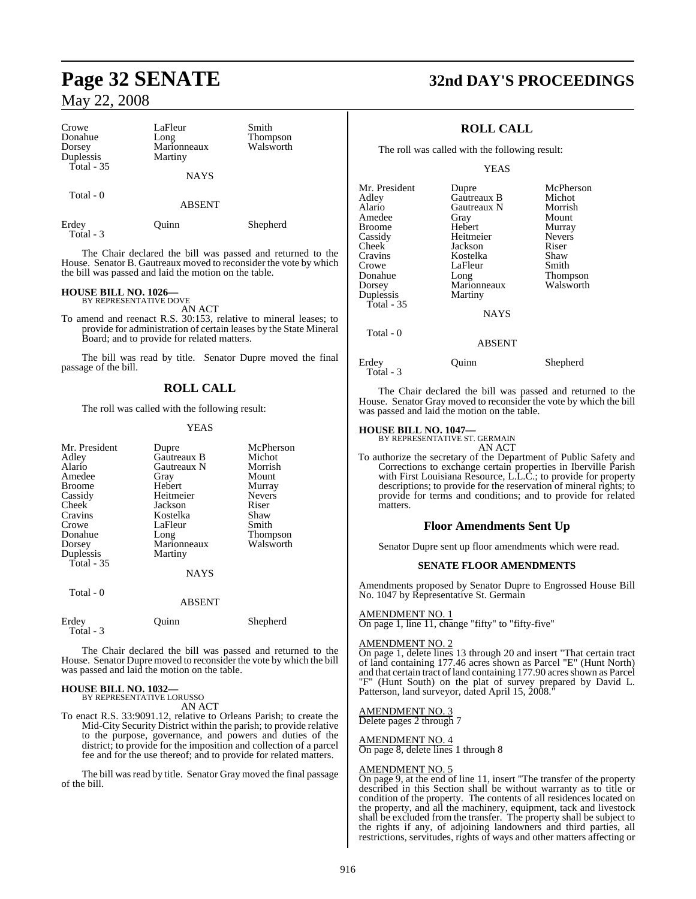| Crowe | LaFleur | Smith |
|---|---|---|
| Donahue | Long | Thompson |
| Dorsey | Marionneaux | Walsworth |
| Duplessis | Martiny | |
| Total - 35 | | |

NAYS

Total - 0

ABSENT

| Erdey | Quinn | Shepherd |
|---|---|---|
| Total - 3 | | |

The Chair declared the bill was passed and returned to the House. Senator B. Gautreaux moved to reconsider the vote by which the bill was passed and laid the motion on the table.

**HOUSE BILL NO. 1026—**
BY REPRESENTATIVE DOVE

AN ACT

To amend and reenact R.S. 30:153, relative to mineral leases; to provide for administration of certain leases by the State Mineral Board; and to provide for related matters.

The bill was read by title. Senator Dupre moved the final passage of the bill.

## ROLL CALL

The roll was called with the following result:

YEAS

| Mr. President | Dupre | McPherson |
|---|---|---|
| Adley | Gautreaux B | Michot |
| Alario | Gautreaux N | Morrish |
| Amedee | Gray | Mount |
| Broome | Hebert | Murray |
| Cassidy | Heitmeier | Nevers |
| Cheek | Jackson | Riser |
| Cravins | Kostelka | Shaw |
| Crowe | LaFleur | Smith |
| Donahue | Long | Thompson |
| Dorsey | Marionneaux | Walsworth |
| Duplessis | Martiny | |
| Total - 35 | | |

NAYS

Total - 0

ABSENT

| Erdey | Quinn | Shepherd |
|---|---|---|
| Total - 3 | | |

The Chair declared the bill was passed and returned to the House. Senator Dupre moved to reconsider the vote by which the bill was passed and laid the motion on the table.

**HOUSE BILL NO. 1032—**
BY REPRESENTATIVE LORUSSO

AN ACT

To enact R.S. 33:9091.12, relative to Orleans Parish; to create the Mid-City Security District within the parish; to provide relative to the purpose, governance, and powers and duties of the district; to provide for the imposition and collection of a parcel fee and for the use thereof; and to provide for related matters.

The bill was read by title. Senator Gray moved the final passage of the bill.

## ROLL CALL

The roll was called with the following result:

YEAS

| Mr. President | Dupre | McPherson |
|---|---|---|
| Adley | Gautreaux B | Michot |
| Alario | Gautreaux N | Morrish |
| Amedee | Gray | Mount |
| Broome | Hebert | Murray |
| Cassidy | Heitmeier | Nevers |
| Cheek | Jackson | Riser |
| Cravins | Kostelka | Shaw |
| Crowe | LaFleur | Smith |
| Donahue | Long | Thompson |
| Dorsey | Marionneaux | Walsworth |
| Duplessis | Martiny | |
| Total - 35 | | |

NAYS

Total - 0

ABSENT

| Erdey | Quinn | Shepherd |
|---|---|---|
| Total - 3 | | |

The Chair declared the bill was passed and returned to the House. Senator Gray moved to reconsider the vote by which the bill was passed and laid the motion on the table.

**HOUSE BILL NO. 1047—**
BY REPRESENTATIVE ST. GERMAIN

AN ACT

To authorize the secretary of the Department of Public Safety and Corrections to exchange certain properties in Iberville Parish with First Louisiana Resource, L.L.C.; to provide for property descriptions; to provide for the reservation of mineral rights; to provide for terms and conditions; and to provide for related matters.

## Floor Amendments Sent Up

Senator Dupre sent up floor amendments which were read.

**SENATE FLOOR AMENDMENTS**

Amendments proposed by Senator Dupre to Engrossed House Bill No. 1047 by Representative St. Germain

AMENDMENT NO. 1
On page 1, line 11, change "fifty" to "fifty-five"

AMENDMENT NO. 2
On page 1, delete lines 13 through 20 and insert "That certain tract of land containing 177.46 acres shown as Parcel "E" (Hunt North) and that certain tract of land containing 177.90 acres shown as Parcel "F" (Hunt South) on the plat of survey prepared by David L. Patterson, land surveyor, dated April 15, 2008."

AMENDMENT NO. 3
Delete pages 2 through 7

AMENDMENT NO. 4
On page 8, delete lines 1 through 8

AMENDMENT NO. 5
On page 9, at the end of line 11, insert "The transfer of the property described in this Section shall be without warranty as to title or condition of the property. The contents of all residences located on the property, and all the machinery, equipment, tack and livestock shall be excluded from the transfer. The property shall be subject to the rights if any, of adjoining landowners and third parties, all restrictions, servitudes, rights of ways and other matters affecting or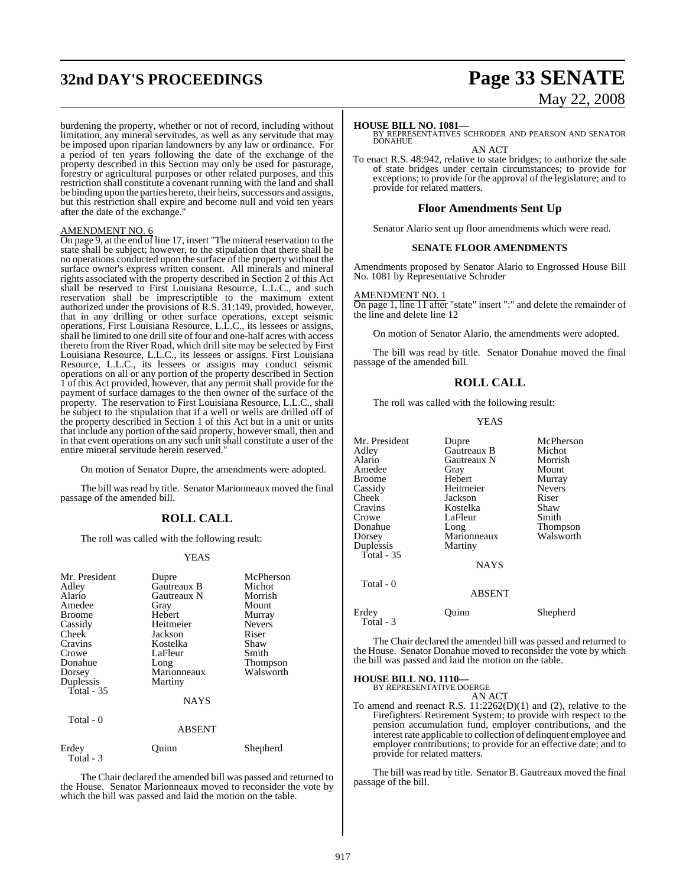burdening the property, whether or not of record, including without limitation, any mineral servitudes, as well as any servitude that may be imposed upon riparian landowners by any law or ordinance. For a period of ten years following the date of the exchange of the property described in this Section may only be used for pasturage, forestry or agricultural purposes or other related purposes, and this restriction shall constitute a covenant running with the land and shall be binding upon the parties hereto, their heirs, successors and assigns, but this restriction shall expire and become null and void ten years after the date of the exchange."

AMENDMENT NO. 6

On page 9, at the end of line 17, insert "The mineral reservation to the state shall be subject; however, to the stipulation that there shall be no operations conducted upon the surface of the property without the surface owner's express written consent. All minerals and mineral rights associated with the property described in Section 2 of this Act shall be reserved to First Louisiana Resource, L.L.C., and such reservation shall be imprescriptible to the maximum extent authorized under the provisions of R.S. 31:149, provided, however, that in any drilling or other surface operations, except seismic operations, First Louisiana Resource, L.L.C., its lessees or assigns, shall be limited to one drill site of four and one-half acres with access thereto from the River Road, which drill site may be selected by First Louisiana Resource, L.L.C., its lessees or assigns. First Louisiana Resource, L.L.C., its lessees or assigns may conduct seismic operations on all or any portion of the property described in Section 1 of this Act provided, however, that any permit shall provide for the payment of surface damages to the then owner of the surface of the property. The reservation to First Louisiana Resource, L.L.C., shall be subject to the stipulation that if a well or wells are drilled off of the property described in Section 1 of this Act but in a unit or units that include any portion of the said property, however small, then and in that event operations on any such unit shall constitute a user of the entire mineral servitude herein reserved."

On motion of Senator Dupre, the amendments were adopted.

The bill was read by title. Senator Marionneaux moved the final passage of the amended bill.

## ROLL CALL

The roll was called with the following result:

YEAS

| | | |
|---|---|---|
| Mr. President | Dupre | McPherson |
| Adley | Gautreaux B | Michot |
| Alario | Gautreaux N | Morrish |
| Amedee | Gray | Mount |
| Broome | Hebert | Murray |
| Cassidy | Heitmeier | Nevers |
| Cheek | Jackson | Riser |
| Cravins | Kostelka | Shaw |
| Crowe | LaFleur | Smith |
| Donahue | Long | Thompson |
| Dorsey | Marionneaux | Walsworth |
| Duplessis | Martiny | |

Total - 35

NAYS

Total - 0

ABSENT

| | | |
|---|---|---|
| Erdey | Quinn | Shepherd |

Total - 3

The Chair declared the amended bill was passed and returned to the House. Senator Marionneaux moved to reconsider the vote by which the bill was passed and laid the motion on the table.

**HOUSE BILL NO. 1081—**
BY REPRESENTATIVES SCHRODER AND PEARSON AND SENATOR DONAHUE

AN ACT

To enact R.S. 48:942, relative to state bridges; to authorize the sale of state bridges under certain circumstances; to provide for exceptions; to provide for the approval of the legislature; and to provide for related matters.

## Floor Amendments Sent Up

Senator Alario sent up floor amendments which were read.

### SENATE FLOOR AMENDMENTS

Amendments proposed by Senator Alario to Engrossed House Bill No. 1081 by Representative Schroder

AMENDMENT NO. 1

On page 1, line 11 after "state" insert ":" and delete the remainder of the line and delete line 12

On motion of Senator Alario, the amendments were adopted.

The bill was read by title. Senator Donahue moved the final passage of the amended bill.

## ROLL CALL

The roll was called with the following result:

YEAS

| | | |
|---|---|---|
| Mr. President | Dupre | McPherson |
| Adley | Gautreaux B | Michot |
| Alario | Gautreaux N | Morrish |
| Amedee | Gray | Mount |
| Broome | Hebert | Murray |
| Cassidy | Heitmeier | Nevers |
| Cheek | Jackson | Riser |
| Cravins | Kostelka | Shaw |
| Crowe | LaFleur | Smith |
| Donahue | Long | Thompson |
| Dorsey | Marionneaux | Walsworth |
| Duplessis | Martiny | |

Total - 35

NAYS

Total - 0

ABSENT

| | | |
|---|---|---|
| Erdey | Quinn | Shepherd |

Total - 3

The Chair declared the amended bill was passed and returned to the House. Senator Donahue moved to reconsider the vote by which the bill was passed and laid the motion on the table.

**HOUSE BILL NO. 1110—**
BY REPRESENTATIVE DOERGE

AN ACT

To amend and reenact R.S. 11:2262(D)(1) and (2), relative to the Firefighters' Retirement System; to provide with respect to the pension accumulation fund, employer contributions, and the interest rate applicable to collection of delinquent employee and employer contributions; to provide for an effective date; and to provide for related matters.

The bill was read by title. Senator B. Gautreaux moved the final passage of the bill.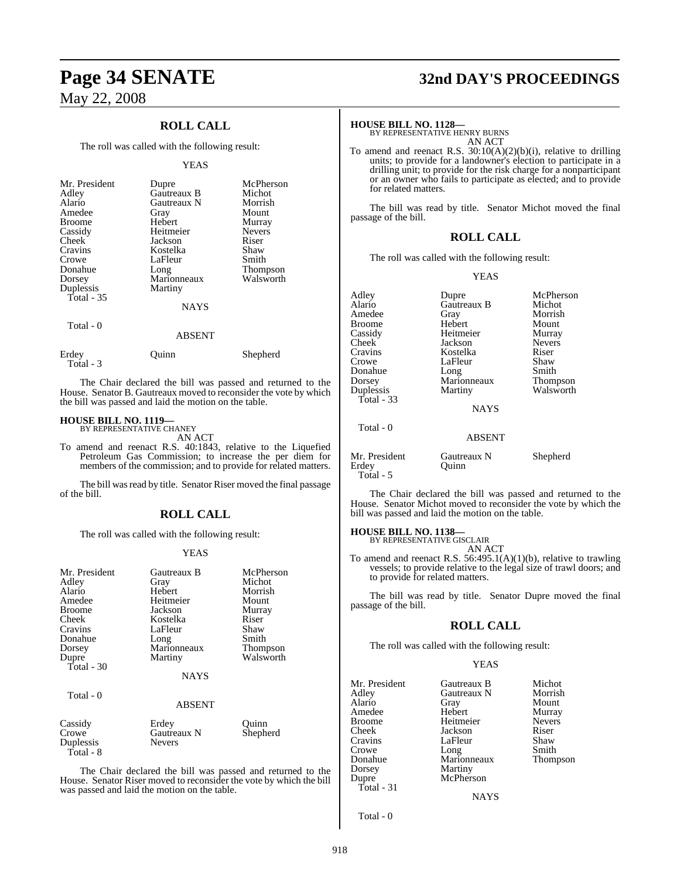## ROLL CALL

The roll was called with the following result:

YEAS

| | | |
|---|---|---|
| Mr. President | Dupre | McPherson |
| Adley | Gautreaux B | Michot |
| Alario | Gautreaux N | Morrish |
| Amedee | Gray | Mount |
| Broome | Hebert | Murray |
| Cassidy | Heitmeier | Nevers |
| Cheek | Jackson | Riser |
| Cravins | Kostelka | Shaw |
| Crowe | LaFleur | Smith |
| Donahue | Long | Thompson |
| Dorsey | Marionneaux | Walsworth |
| Duplessis | Martiny | |

Total - 35

NAYS

Total - 0

ABSENT

| | | |
|---|---|---|
| Erdey | Quinn | Shepherd |

Total - 3

The Chair declared the bill was passed and returned to the House. Senator B. Gautreaux moved to reconsider the vote by which the bill was passed and laid the motion on the table.

**HOUSE BILL NO. 1119—**
BY REPRESENTATIVE CHANEY

AN ACT

To amend and reenact R.S. 40:1843, relative to the Liquefied Petroleum Gas Commission; to increase the per diem for members of the commission; and to provide for related matters.

The bill was read by title. Senator Riser moved the final passage of the bill.

## ROLL CALL

The roll was called with the following result:

YEAS

| | | |
|---|---|---|
| Mr. President | Gautreaux B | McPherson |
| Adley | Gray | Michot |
| Alario | Hebert | Morrish |
| Amedee | Heitmeier | Mount |
| Broome | Jackson | Murray |
| Cheek | Kostelka | Riser |
| Cravins | LaFleur | Shaw |
| Donahue | Long | Smith |
| Dorsey | Marionneaux | Thompson |
| Dupre | Martiny | Walsworth |

Total - 30

NAYS

Total - 0

ABSENT

| | | |
|---|---|---|
| Cassidy | Erdey | Quinn |
| Crowe | Gautreaux N | Shepherd |
| Duplessis | Nevers | |

Total - 8

The Chair declared the bill was passed and returned to the House. Senator Riser moved to reconsider the vote by which the bill was passed and laid the motion on the table.

**HOUSE BILL NO. 1128—**
BY REPRESENTATIVE HENRY BURNS

AN ACT

To amend and reenact R.S. 30:10(A)(2)(b)(i), relative to drilling units; to provide for a landowner's election to participate in a drilling unit; to provide for the risk charge for a nonparticipant or an owner who fails to participate as elected; and to provide for related matters.

The bill was read by title. Senator Michot moved the final passage of the bill.

## ROLL CALL

The roll was called with the following result:

YEAS

| | | |
|---|---|---|
| Adley | Dupre | McPherson |
| Alario | Gautreaux B | Michot |
| Amedee | Gray | Morrish |
| Broome | Hebert | Mount |
| Cassidy | Heitmeier | Murray |
| Cheek | Jackson | Nevers |
| Cravins | Kostelka | Riser |
| Crowe | LaFleur | Shaw |
| Donahue | Long | Smith |
| Dorsey | Marionneaux | Thompson |
| Duplessis | Martiny | Walsworth |

Total - 33

NAYS

Total - 0

ABSENT

| | | |
|---|---|---|
| Mr. President | Gautreaux N | Shepherd |
| Erdey | Quinn | |

Total - 5

The Chair declared the bill was passed and returned to the House. Senator Michot moved to reconsider the vote by which the bill was passed and laid the motion on the table.

**HOUSE BILL NO. 1138—**
BY REPRESENTATIVE GISCLAIR

AN ACT

To amend and reenact R.S. 56:495.1(A)(1)(b), relative to trawling vessels; to provide relative to the legal size of trawl doors; and to provide for related matters.

The bill was read by title. Senator Dupre moved the final passage of the bill.

## ROLL CALL

The roll was called with the following result:

YEAS

| | | |
|---|---|---|
| Mr. President | Gautreaux B | Michot |
| Adley | Gautreaux N | Morrish |
| Alario | Gray | Mount |
| Amedee | Hebert | Murray |
| Broome | Heitmeier | Nevers |
| Cheek | Jackson | Riser |
| Cravins | LaFleur | Shaw |
| Crowe | Long | Smith |
| Donahue | Marionneaux | Thompson |
| Dorsey | Martiny | |
| Dupre | McPherson | |

Total - 31

NAYS

Total - 0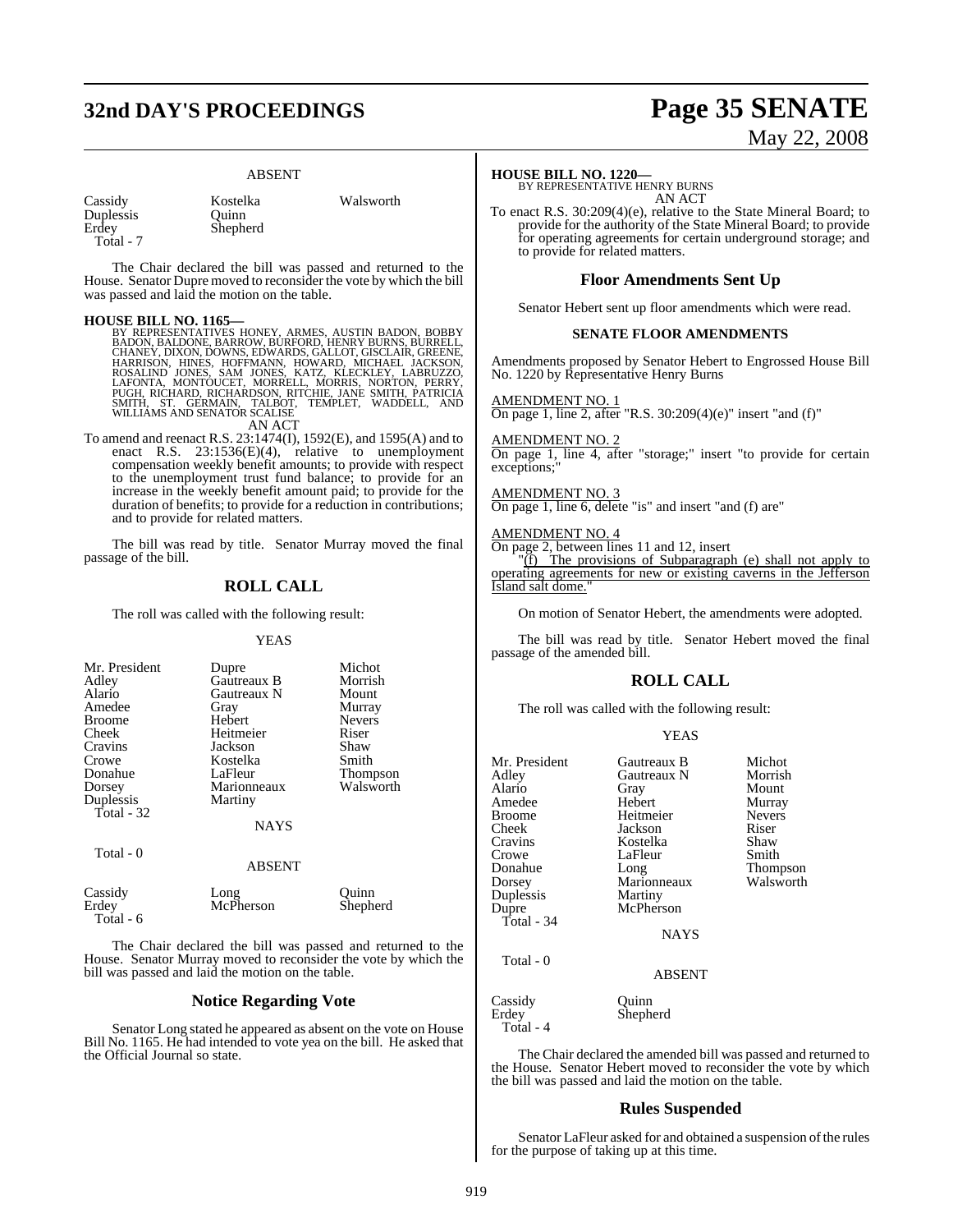ABSENT

| | | |
|---|---|---|
| Cassidy | Kostelka | Walsworth |
| Duplessis | Quinn | |
| Erdey | Shepherd | |
| Total - 7 | | |

The Chair declared the bill was passed and returned to the House. Senator Dupre moved to reconsider the vote by which the bill was passed and laid the motion on the table.

**HOUSE BILL NO. 1165—**
BY REPRESENTATIVES HONEY, ARMES, AUSTIN BADON, BOBBY BADON, BALDONE, BARROW, BURFORD, HENRY BURNS, BURRELL, CHANEY, DIXON, DOWNS, EDWARDS, GALLOT, GISCLAIR, GREENE, HARRISON, HINES, HOFFMANN, HOWARD, MICHAEL JACKSON, ROSALIND JONES, SAM JONES, KATZ, KLECKLEY, LABRUZZO, LAFONTA, MONTOUCET, MORRELL, MORRIS, NORTON, PERRY, PUGH, RICHARD, RICHARDSON, RITCHIE, JANE SMITH, PATRICIA SMITH, ST. GERMAIN, TALBOT, TEMPLET, WADDELL, AND WILLIAMS AND SENATOR SCALISE

AN ACT

To amend and reenact R.S. 23:1474(I), 1592(E), and 1595(A) and to enact R.S. 23:1536(E)(4), relative to unemployment compensation weekly benefit amounts; to provide with respect to the unemployment trust fund balance; to provide for an increase in the weekly benefit amount paid; to provide for the duration of benefits; to provide for a reduction in contributions; and to provide for related matters.

The bill was read by title. Senator Murray moved the final passage of the bill.

## ROLL CALL

The roll was called with the following result:

YEAS

| | | |
|---|---|---|
| Mr. President | Dupre | Michot |
| Adley | Gautreaux B | Morrish |
| Alario | Gautreaux N | Mount |
| Amedee | Gray | Murray |
| Broome | Hebert | Nevers |
| Cheek | Heitmeier | Riser |
| Cravins | Jackson | Shaw |
| Crowe | Kostelka | Smith |
| Donahue | LaFleur | Thompson |
| Dorsey | Marionneaux | Walsworth |
| Duplessis | Martiny | |
| Total - 32 | | |

NAYS

Total - 0

ABSENT

| | | |
|---|---|---|
| Cassidy | Long | Quinn |
| Erdey | McPherson | Shepherd |
| Total - 6 | | |

The Chair declared the bill was passed and returned to the House. Senator Murray moved to reconsider the vote by which the bill was passed and laid the motion on the table.

## Notice Regarding Vote

Senator Long stated he appeared as absent on the vote on House Bill No. 1165. He had intended to vote yea on the bill. He asked that the Official Journal so state.

**HOUSE BILL NO. 1220—**
BY REPRESENTATIVE HENRY BURNS

AN ACT

To enact R.S. 30:209(4)(e), relative to the State Mineral Board; to provide for the authority of the State Mineral Board; to provide for operating agreements for certain underground storage; and to provide for related matters.

## Floor Amendments Sent Up

Senator Hebert sent up floor amendments which were read.

### SENATE FLOOR AMENDMENTS

Amendments proposed by Senator Hebert to Engrossed House Bill No. 1220 by Representative Henry Burns

AMENDMENT NO. 1
On page 1, line 2, after "R.S. 30:209(4)(e)" insert "and (f)"

AMENDMENT NO. 2
On page 1, line 4, after "storage;" insert "to provide for certain exceptions;"

AMENDMENT NO. 3
On page 1, line 6, delete "is" and insert "and (f) are"

AMENDMENT NO. 4
On page 2, between lines 11 and 12, insert
"(f) The provisions of Subparagraph (e) shall not apply to operating agreements for new or existing caverns in the Jefferson Island salt dome."

On motion of Senator Hebert, the amendments were adopted.

The bill was read by title. Senator Hebert moved the final passage of the amended bill.

## ROLL CALL

The roll was called with the following result:

YEAS

| | | |
|---|---|---|
| Mr. President | Gautreaux B | Michot |
| Adley | Gautreaux N | Morrish |
| Alario | Gray | Mount |
| Amedee | Hebert | Murray |
| Broome | Heitmeier | Nevers |
| Cheek | Jackson | Riser |
| Cravins | Kostelka | Shaw |
| Crowe | LaFleur | Smith |
| Donahue | Long | Thompson |
| Dorsey | Marionneaux | Walsworth |
| Duplessis | Martiny | |
| Dupre | McPherson | |
| Total - 34 | | |

NAYS

Total - 0

ABSENT

| | |
|---|---|
| Cassidy | Quinn |
| Erdey | Shepherd |
| Total - 4 | |

The Chair declared the amended bill was passed and returned to the House. Senator Hebert moved to reconsider the vote by which the bill was passed and laid the motion on the table.

## Rules Suspended

Senator LaFleur asked for and obtained a suspension of the rules for the purpose of taking up at this time.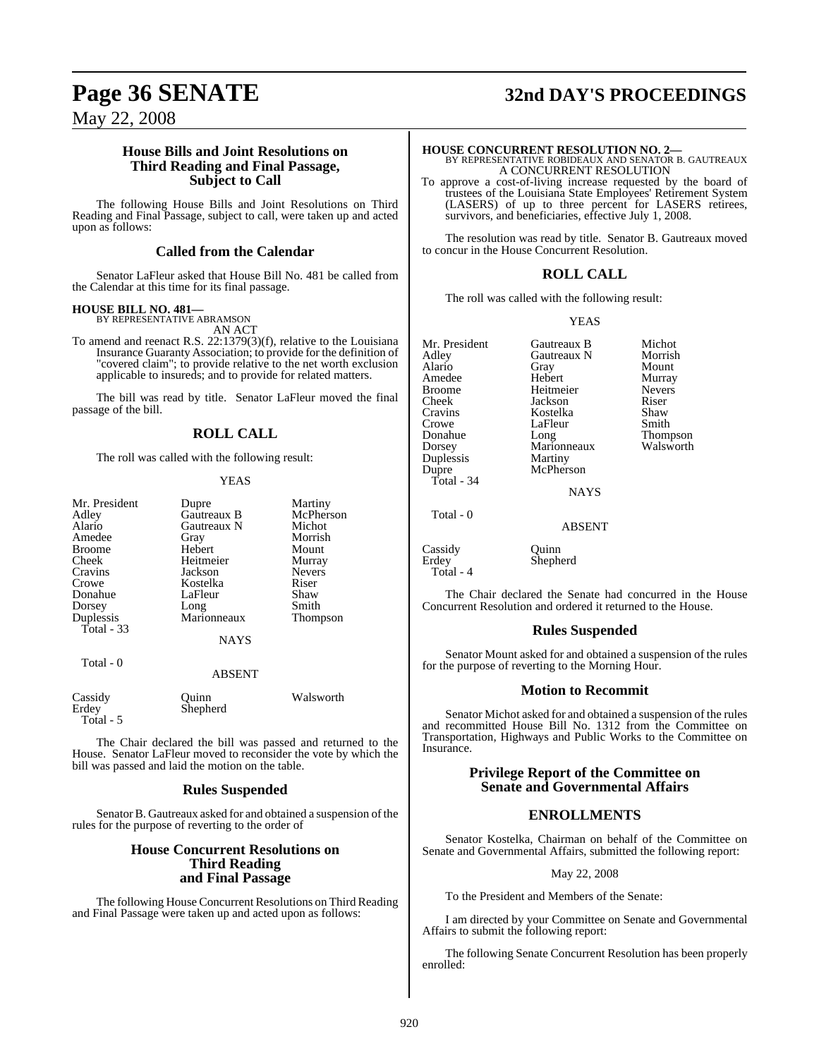## House Bills and Joint Resolutions on Third Reading and Final Passage, Subject to Call

The following House Bills and Joint Resolutions on Third Reading and Final Passage, subject to call, were taken up and acted upon as follows:

## Called from the Calendar

Senator LaFleur asked that House Bill No. 481 be called from the Calendar at this time for its final passage.

**HOUSE BILL NO. 481—**
BY REPRESENTATIVE ABRAMSON
AN ACT

To amend and reenact R.S. 22:1379(3)(f), relative to the Louisiana Insurance Guaranty Association; to provide for the definition of "covered claim"; to provide relative to the net worth exclusion applicable to insureds; and to provide for related matters.

The bill was read by title. Senator LaFleur moved the final passage of the bill.

## ROLL CALL

The roll was called with the following result:

YEAS

| | | |
|---|---|---|
| Mr. President | Dupre | Martiny |
| Adley | Gautreaux B | McPherson |
| Alario | Gautreaux N | Michot |
| Amedee | Gray | Morrish |
| Broome | Hebert | Mount |
| Cheek | Heitmeier | Murray |
| Cravins | Jackson | Nevers |
| Crowe | Kostelka | Riser |
| Donahue | LaFleur | Shaw |
| Dorsey | Long | Smith |
| Duplessis | Marionneaux | Thompson |

Total - 33

NAYS

Total - 0

ABSENT

| | | |
|---|---|---|
| Cassidy | Quinn | Walsworth |
| Erdey | Shepherd | |

Total - 5

The Chair declared the bill was passed and returned to the House. Senator LaFleur moved to reconsider the vote by which the bill was passed and laid the motion on the table.

## Rules Suspended

Senator B. Gautreaux asked for and obtained a suspension of the rules for the purpose of reverting to the order of

## House Concurrent Resolutions on Third Reading and Final Passage

The following House Concurrent Resolutions on Third Reading and Final Passage were taken up and acted upon as follows:

**HOUSE CONCURRENT RESOLUTION NO. 2—**
BY REPRESENTATIVE ROBIDEAUX AND SENATOR B. GAUTREAUX
A CONCURRENT RESOLUTION

To approve a cost-of-living increase requested by the board of trustees of the Louisiana State Employees' Retirement System (LASERS) of up to three percent for LASERS retirees, survivors, and beneficiaries, effective July 1, 2008.

The resolution was read by title. Senator B. Gautreaux moved to concur in the House Concurrent Resolution.

## ROLL CALL

The roll was called with the following result:

YEAS

| | | |
|---|---|---|
| Mr. President | Gautreaux B | Michot |
| Adley | Gautreaux N | Morrish |
| Alario | Gray | Mount |
| Amedee | Hebert | Murray |
| Broome | Heitmeier | Nevers |
| Cheek | Jackson | Riser |
| Cravins | Kostelka | Shaw |
| Crowe | LaFleur | Smith |
| Donahue | Long | Thompson |
| Dorsey | Marionneaux | Walsworth |
| Duplessis | Martiny | |
| Dupre | McPherson | |

Total - 34

NAYS

Total - 0

ABSENT

| | |
|---|---|
| Cassidy | Quinn |
| Erdey | Shepherd |

Total - 4

The Chair declared the Senate had concurred in the House Concurrent Resolution and ordered it returned to the House.

## Rules Suspended

Senator Mount asked for and obtained a suspension of the rules for the purpose of reverting to the Morning Hour.

## Motion to Recommit

Senator Michot asked for and obtained a suspension of the rules and recommitted House Bill No. 1312 from the Committee on Transportation, Highways and Public Works to the Committee on Insurance.

## Privilege Report of the Committee on Senate and Governmental Affairs

## ENROLLMENTS

Senator Kostelka, Chairman on behalf of the Committee on Senate and Governmental Affairs, submitted the following report:

May 22, 2008

To the President and Members of the Senate:

I am directed by your Committee on Senate and Governmental Affairs to submit the following report:

The following Senate Concurrent Resolution has been properly enrolled: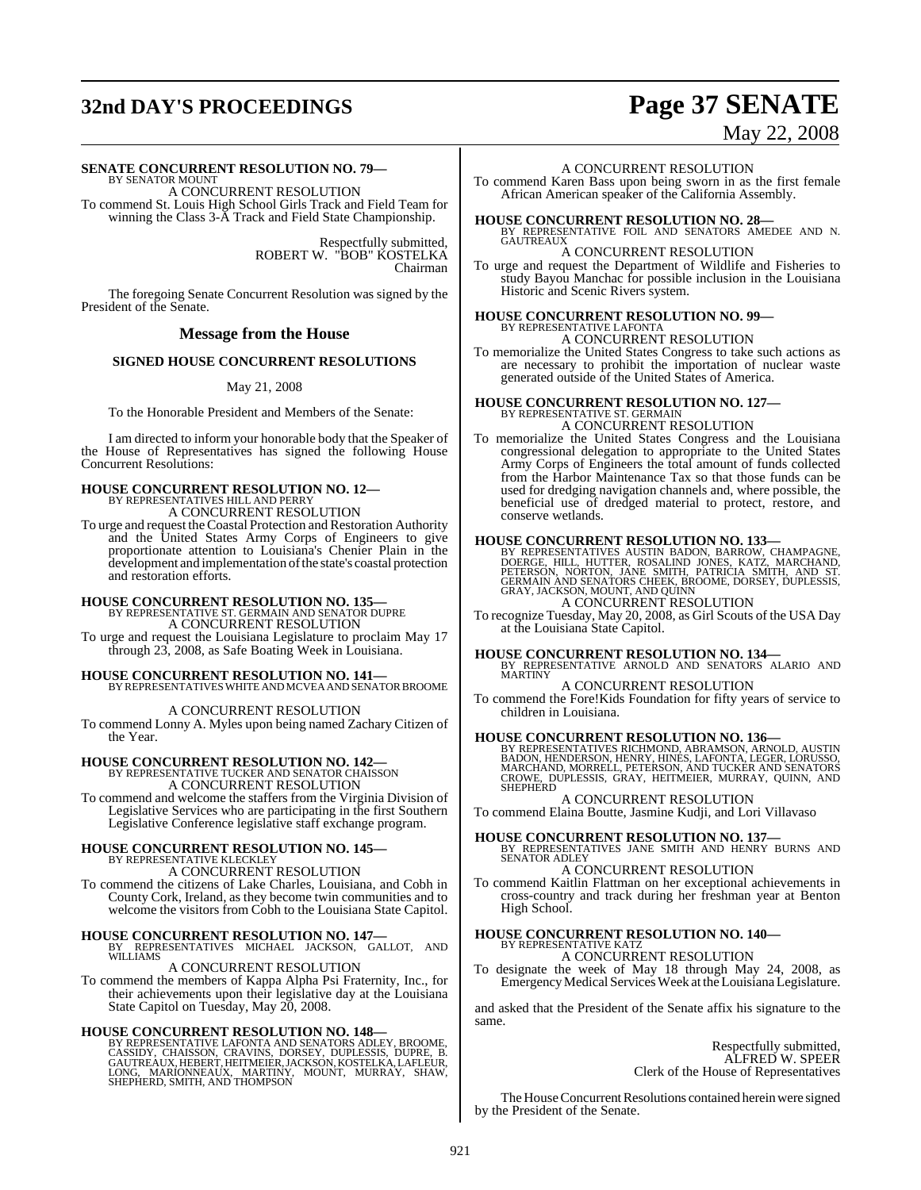**SENATE CONCURRENT RESOLUTION NO. 79—**
BY SENATOR MOUNT

A CONCURRENT RESOLUTION

To commend St. Louis High School Girls Track and Field Team for winning the Class 3-A Track and Field State Championship.

Respectfully submitted,
ROBERT W. "BOB" KOSTELKA
Chairman

The foregoing Senate Concurrent Resolution was signed by the President of the Senate.

## Message from the House

### SIGNED HOUSE CONCURRENT RESOLUTIONS

May 21, 2008

To the Honorable President and Members of the Senate:

I am directed to inform your honorable body that the Speaker of the House of Representatives has signed the following House Concurrent Resolutions:

**HOUSE CONCURRENT RESOLUTION NO. 12—**
BY REPRESENTATIVES HILL AND PERRY

A CONCURRENT RESOLUTION

To urge and request the Coastal Protection and Restoration Authority and the United States Army Corps of Engineers to give proportionate attention to Louisiana's Chenier Plain in the development and implementation of the state's coastal protection and restoration efforts.

**HOUSE CONCURRENT RESOLUTION NO. 135—**
BY REPRESENTATIVE ST. GERMAIN AND SENATOR DUPRE

A CONCURRENT RESOLUTION

To urge and request the Louisiana Legislature to proclaim May 17 through 23, 2008, as Safe Boating Week in Louisiana.

**HOUSE CONCURRENT RESOLUTION NO. 141—**
BY REPRESENTATIVES WHITE AND MCVEA AND SENATOR BROOME

A CONCURRENT RESOLUTION

To commend Lonny A. Myles upon being named Zachary Citizen of the Year.

**HOUSE CONCURRENT RESOLUTION NO. 142—**
BY REPRESENTATIVE TUCKER AND SENATOR CHAISSON

A CONCURRENT RESOLUTION

To commend and welcome the staffers from the Virginia Division of Legislative Services who are participating in the first Southern Legislative Conference legislative staff exchange program.

**HOUSE CONCURRENT RESOLUTION NO. 145—**
BY REPRESENTATIVE KLECKLEY

A CONCURRENT RESOLUTION

To commend the citizens of Lake Charles, Louisiana, and Cobh in County Cork, Ireland, as they become twin communities and to welcome the visitors from Cobh to the Louisiana State Capitol.

**HOUSE CONCURRENT RESOLUTION NO. 147—**
BY REPRESENTATIVES MICHAEL JACKSON, GALLOT, AND WILLIAMS

A CONCURRENT RESOLUTION

To commend the members of Kappa Alpha Psi Fraternity, Inc., for their achievements upon their legislative day at the Louisiana State Capitol on Tuesday, May 20, 2008.

**HOUSE CONCURRENT RESOLUTION NO. 148—**
BY REPRESENTATIVE LAFONTA AND SENATORS ADLEY, BROOME, CASSIDY, CHAISSON, CRAVINS, DORSEY, DUPLESSIS, DUPRE, B. GAUTREAUX, HEBERT, HEITMEIER, JACKSON, KOSTELKA, LAFLEUR, LONG, MARIONNEAUX, MARTINY, MOUNT, MURRAY, SHAW, SHEPHERD, SMITH, AND THOMPSON

A CONCURRENT RESOLUTION

To commend Karen Bass upon being sworn in as the first female African American speaker of the California Assembly.

**HOUSE CONCURRENT RESOLUTION NO. 28—**
BY REPRESENTATIVE FOIL AND SENATORS AMEDEE AND N. GAUTREAUX

A CONCURRENT RESOLUTION

To urge and request the Department of Wildlife and Fisheries to study Bayou Manchac for possible inclusion in the Louisiana Historic and Scenic Rivers system.

**HOUSE CONCURRENT RESOLUTION NO. 99—**
BY REPRESENTATIVE LAFONTA

A CONCURRENT RESOLUTION

To memorialize the United States Congress to take such actions as are necessary to prohibit the importation of nuclear waste generated outside of the United States of America.

**HOUSE CONCURRENT RESOLUTION NO. 127—**
BY REPRESENTATIVE ST. GERMAIN

A CONCURRENT RESOLUTION

To memorialize the United States Congress and the Louisiana congressional delegation to appropriate to the United States Army Corps of Engineers the total amount of funds collected from the Harbor Maintenance Tax so that those funds can be used for dredging navigation channels and, where possible, the beneficial use of dredged material to protect, restore, and conserve wetlands.

**HOUSE CONCURRENT RESOLUTION NO. 133—**
BY REPRESENTATIVES AUSTIN BADON, BARROW, CHAMPAGNE, DOERGE, HILL, HUTTER, ROSALIND JONES, KATZ, MARCHAND, PETERSON, NORTON, JANE SMITH, PATRICIA SMITH, AND ST. GERMAIN AND SENATORS CHEEK, BROOME, DORSEY, DUPLESSIS, GRAY, JACKSON, MOUNT, AND QUINN

A CONCURRENT RESOLUTION

To recognize Tuesday, May 20, 2008, as Girl Scouts of the USA Day at the Louisiana State Capitol.

**HOUSE CONCURRENT RESOLUTION NO. 134—**
BY REPRESENTATIVE ARNOLD AND SENATORS ALARIO AND MARTINY

A CONCURRENT RESOLUTION

To commend the Fore!Kids Foundation for fifty years of service to children in Louisiana.

**HOUSE CONCURRENT RESOLUTION NO. 136—**
BY REPRESENTATIVES RICHMOND, ABRAMSON, ARNOLD, AUSTIN BADON, HENDERSON, HENRY, HINES, LAFONTA, LEGER, LORUSSO, MARCHAND, MORRELL, PETERSON, AND TUCKER AND SENATORS CROWE, DUPLESSIS, GRAY, HEITMEIER, MURRAY, QUINN, AND SHEPHERD

A CONCURRENT RESOLUTION

To commend Elaina Boutte, Jasmine Kudji, and Lori Villavaso

**HOUSE CONCURRENT RESOLUTION NO. 137—**
BY REPRESENTATIVES JANE SMITH AND HENRY BURNS AND SENATOR ADLEY

A CONCURRENT RESOLUTION

To commend Kaitlin Flattman on her exceptional achievements in cross-country and track during her freshman year at Benton High School.

**HOUSE CONCURRENT RESOLUTION NO. 140—**
BY REPRESENTATIVE KATZ

A CONCURRENT RESOLUTION

To designate the week of May 18 through May 24, 2008, as Emergency Medical Services Week at the Louisiana Legislature.

and asked that the President of the Senate affix his signature to the same.

Respectfully submitted,
ALFRED W. SPEER
Clerk of the House of Representatives

The House Concurrent Resolutions contained herein were signed by the President of the Senate.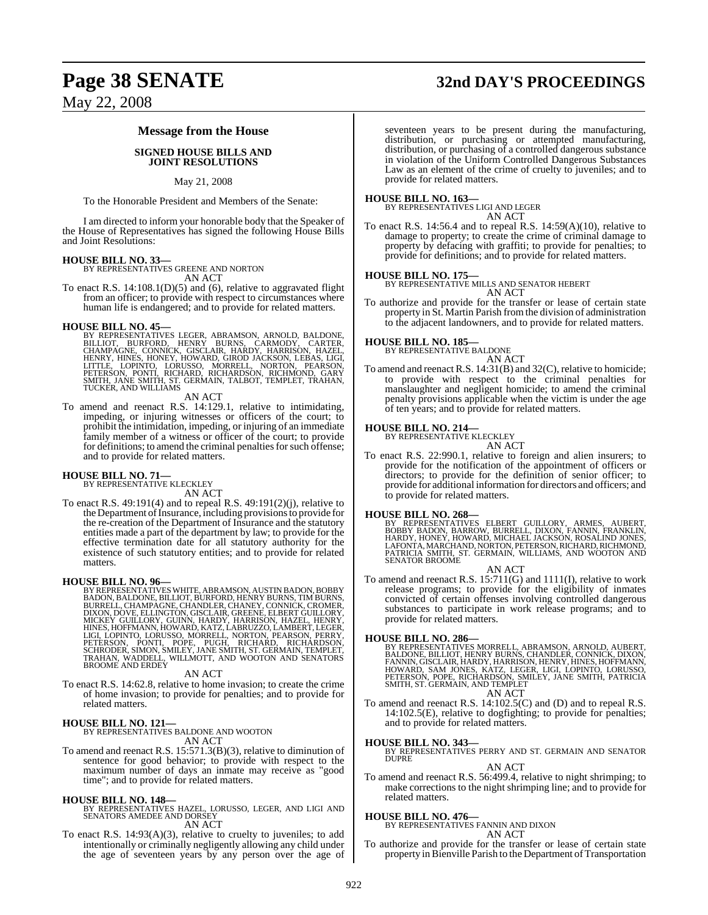## Message from the House

### SIGNED HOUSE BILLS AND JOINT RESOLUTIONS

May 21, 2008

To the Honorable President and Members of the Senate:

I am directed to inform your honorable body that the Speaker of the House of Representatives has signed the following House Bills and Joint Resolutions:

**HOUSE BILL NO. 33—**
BY REPRESENTATIVES GREENE AND NORTON
AN ACT
To enact R.S. 14:108.1(D)(5) and (6), relative to aggravated flight from an officer; to provide with respect to circumstances where human life is endangered; and to provide for related matters.

**HOUSE BILL NO. 45—**
BY REPRESENTATIVES LEGER, ABRAMSON, ARNOLD, BALDONE, BILLIOT, BURFORD, HENRY BURNS, CARMODY, CARTER, CHAMPAGNE, CONNICK, GISCLAIR, HARDY, HARRISON, HAZEL, HENRY, HINES, HONEY, HOWARD, GIROD JACKSON, LEBAS, LIGI, LITTLE, LOPINTO, LORUSSO, MORRELL, NORTON, PEARSON, PETERSON, PONTI, RICHARD, RICHARDSON, RICHMOND, GARY SMITH, JANE SMITH, ST. GERMAIN, TALBOT, TEMPLET, TRAHAN, TUCKER, AND WILLIAMS
AN ACT
To amend and reenact R.S. 14:129.1, relative to intimidating, impeding, or injuring witnesses or officers of the court; to prohibit the intimidation, impeding, or injuring of an immediate family member of a witness or officer of the court; to provide for definitions; to amend the criminal penalties for such offense; and to provide for related matters.

**HOUSE BILL NO. 71—**
BY REPRESENTATIVE KLECKLEY
AN ACT
To enact R.S. 49:191(4) and to repeal R.S. 49:191(2)(j), relative to the Department of Insurance, including provisions to provide for the re-creation of the Department of Insurance and the statutory entities made a part of the department by law; to provide for the effective termination date for all statutory authority for the existence of such statutory entities; and to provide for related matters.

**HOUSE BILL NO. 96—**
BY REPRESENTATIVES WHITE, ABRAMSON, AUSTIN BADON, BOBBY BADON, BALDONE, BILLIOT, BURFORD, HENRY BURNS, TIM BURNS, BURRELL, CHAMPAGNE, CHANDLER, CHANEY, CONNICK, CROMER, DIXON, DOVE, ELLINGTON, GISCLAIR, GREENE, ELBERT GUILLORY, MICKEY GUILLORY, GUINN, HARDY, HARRISON, HAZEL, HENRY, HINES, HOFFMANN, HOWARD, KATZ, LABRUZZO, LAMBERT, LEGER, LIGI, LOPINTO, LORUSSO, MORRELL, NORTON, PEARSON, PERRY, PETERSON, PONTI, POPE, PUGH, RICHARD, RICHARDSON, SCHRODER, SIMON, SMILEY, JANE SMITH, ST. GERMAIN, TEMPLET, TRAHAN, WADDELL, WILLMOTT, AND WOOTON AND SENATORS BROOME AND ERDEY
AN ACT
To enact R.S. 14:62.8, relative to home invasion; to create the crime of home invasion; to provide for penalties; and to provide for related matters.

**HOUSE BILL NO. 121—**
BY REPRESENTATIVES BALDONE AND WOOTON
AN ACT
To amend and reenact R.S. 15:571.3(B)(3), relative to diminution of sentence for good behavior; to provide with respect to the maximum number of days an inmate may receive as "good time"; and to provide for related matters.

**HOUSE BILL NO. 148—**
BY REPRESENTATIVES HAZEL, LORUSSO, LEGER, AND LIGI AND SENATORS AMEDEE AND DORSEY
AN ACT
To enact R.S. 14:93(A)(3), relative to cruelty to juveniles; to add intentionally or criminally negligently allowing any child under the age of seventeen years by any person over the age of seventeen years to be present during the manufacturing, distribution, or purchasing or attempted manufacturing, distribution, or purchasing of a controlled dangerous substance in violation of the Uniform Controlled Dangerous Substances Law as an element of the crime of cruelty to juveniles; and to provide for related matters.

**HOUSE BILL NO. 163—**
BY REPRESENTATIVES LIGI AND LEGER
AN ACT
To enact R.S. 14:56.4 and to repeal R.S. 14:59(A)(10), relative to damage to property; to create the crime of criminal damage to property by defacing with graffiti; to provide for penalties; to provide for definitions; and to provide for related matters.

**HOUSE BILL NO. 175—**
BY REPRESENTATIVE MILLS AND SENATOR HEBERT
AN ACT
To authorize and provide for the transfer or lease of certain state property in St. Martin Parish from the division of administration to the adjacent landowners, and to provide for related matters.

**HOUSE BILL NO. 185—**
BY REPRESENTATIVE BALDONE
AN ACT
To amend and reenact R.S. 14:31(B) and 32(C), relative to homicide; to provide with respect to the criminal penalties for manslaughter and negligent homicide; to amend the criminal penalty provisions applicable when the victim is under the age of ten years; and to provide for related matters.

**HOUSE BILL NO. 214—**
BY REPRESENTATIVE KLECKLEY
AN ACT
To enact R.S. 22:990.1, relative to foreign and alien insurers; to provide for the notification of the appointment of officers or directors; to provide for the definition of senior officer; to provide for additional information for directors and officers; and to provide for related matters.

**HOUSE BILL NO. 268—**
BY REPRESENTATIVES ELBERT GUILLORY, ARMES, AUBERT, BOBBY BADON, BARROW, BURRELL, DIXON, FANNIN, FRANKLIN, HARDY, HONEY, HOWARD, MICHAEL JACKSON, ROSALIND JONES, LAFONTA, MARCHAND, NORTON, PETERSON, RICHARD, RICHMOND, PATRICIA SMITH, ST. GERMAIN, WILLIAMS, AND WOOTON AND SENATOR BROOME
AN ACT
To amend and reenact R.S. 15:711(G) and 1111(I), relative to work release programs; to provide for the eligibility of inmates convicted of certain offenses involving controlled dangerous substances to participate in work release programs; and to provide for related matters.

**HOUSE BILL NO. 286—**
BY REPRESENTATIVES MORRELL, ABRAMSON, ARNOLD, AUBERT, BALDONE, BILLIOT, HENRY BURNS, CHANDLER, CONNICK, DIXON, FANNIN, GISCLAIR, HARDY, HARRISON, HENRY, HINES, HOFFMANN, HOWARD, SAM JONES, KATZ, LEGER, LIGI, LOPINTO, LORUSSO, PETERSON, POPE, RICHARDSON, SMILEY, JANE SMITH, PATRICIA SMITH, ST. GERMAIN, AND TEMPLET
AN ACT
To amend and reenact R.S. 14:102.5(C) and (D) and to repeal R.S. 14:102.5(E), relative to dogfighting; to provide for penalties; and to provide for related matters.

**HOUSE BILL NO. 343—**
BY REPRESENTATIVES PERRY AND ST. GERMAIN AND SENATOR DUPRE
AN ACT
To amend and reenact R.S. 56:499.4, relative to night shrimping; to make corrections to the night shrimping line; and to provide for related matters.

**HOUSE BILL NO. 476—**
BY REPRESENTATIVES FANNIN AND DIXON
AN ACT
To authorize and provide for the transfer or lease of certain state property in Bienville Parish to the Department of Transportation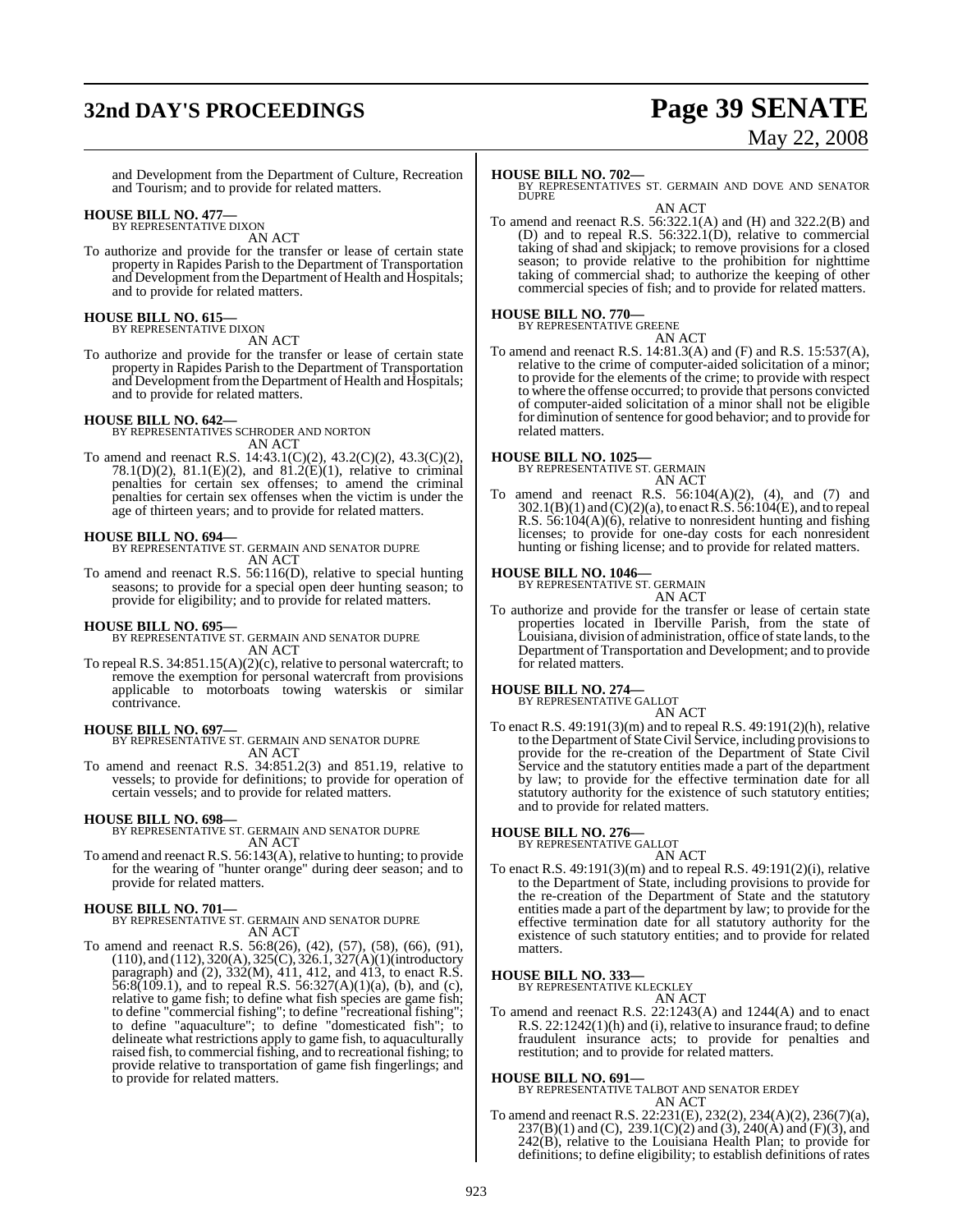and Development from the Department of Culture, Recreation and Tourism; and to provide for related matters.

**HOUSE BILL NO. 477—**
BY REPRESENTATIVE DIXON
AN ACT

To authorize and provide for the transfer or lease of certain state property in Rapides Parish to the Department of Transportation and Development from the Department of Health and Hospitals; and to provide for related matters.

**HOUSE BILL NO. 615—**
BY REPRESENTATIVE DIXON
AN ACT

To authorize and provide for the transfer or lease of certain state property in Rapides Parish to the Department of Transportation and Development from the Department of Health and Hospitals; and to provide for related matters.

**HOUSE BILL NO. 642—**
BY REPRESENTATIVES SCHRODER AND NORTON
AN ACT

To amend and reenact R.S. 14:43.1(C)(2), 43.2(C)(2), 43.3(C)(2), 78.1(D)(2), 81.1(E)(2), and 81.2(E)(1), relative to criminal penalties for certain sex offenses; to amend the criminal penalties for certain sex offenses when the victim is under the age of thirteen years; and to provide for related matters.

**HOUSE BILL NO. 694—**
BY REPRESENTATIVE ST. GERMAIN AND SENATOR DUPRE
AN ACT

To amend and reenact R.S. 56:116(D), relative to special hunting seasons; to provide for a special open deer hunting season; to provide for eligibility; and to provide for related matters.

**HOUSE BILL NO. 695—**
BY REPRESENTATIVE ST. GERMAIN AND SENATOR DUPRE
AN ACT

To repeal R.S. 34:851.15(A)(2)(c), relative to personal watercraft; to remove the exemption for personal watercraft from provisions applicable to motorboats towing waterskis or similar contrivance.

**HOUSE BILL NO. 697—**
BY REPRESENTATIVE ST. GERMAIN AND SENATOR DUPRE
AN ACT

To amend and reenact R.S. 34:851.2(3) and 851.19, relative to vessels; to provide for definitions; to provide for operation of certain vessels; and to provide for related matters.

**HOUSE BILL NO. 698—**
BY REPRESENTATIVE ST. GERMAIN AND SENATOR DUPRE
AN ACT

To amend and reenact R.S. 56:143(A), relative to hunting; to provide for the wearing of "hunter orange" during deer season; and to provide for related matters.

**HOUSE BILL NO. 701—**
BY REPRESENTATIVE ST. GERMAIN AND SENATOR DUPRE
AN ACT

To amend and reenact R.S. 56:8(26), (42), (57), (58), (66), (91), (110), and (112), 320(A), 325(C), 326.1, 327(A)(1)(introductory paragraph) and (2), 332(M), 411, 412, and 413, to enact R.S. 56:8(109.1), and to repeal R.S. 56:327(A)(1)(a), (b), and (c), relative to game fish; to define what fish species are game fish; to define "commercial fishing"; to define "recreational fishing"; to define "aquaculture"; to define "domesticated fish"; to delineate what restrictions apply to game fish, to aquaculturally raised fish, to commercial fishing, and to recreational fishing; to provide relative to transportation of game fish fingerlings; and to provide for related matters.

**HOUSE BILL NO. 702—**
BY REPRESENTATIVES ST. GERMAIN AND DOVE AND SENATOR DUPRE
AN ACT

To amend and reenact R.S. 56:322.1(A) and (H) and 322.2(B) and (D) and to repeal R.S. 56:322.1(D), relative to commercial taking of shad and skipjack; to remove provisions for a closed season; to provide relative to the prohibition for nighttime taking of commercial shad; to authorize the keeping of other commercial species of fish; and to provide for related matters.

**HOUSE BILL NO. 770—**
BY REPRESENTATIVE GREENE
AN ACT

To amend and reenact R.S. 14:81.3(A) and (F) and R.S. 15:537(A), relative to the crime of computer-aided solicitation of a minor; to provide for the elements of the crime; to provide with respect to where the offense occurred; to provide that persons convicted of computer-aided solicitation of a minor shall not be eligible for diminution of sentence for good behavior; and to provide for related matters.

**HOUSE BILL NO. 1025—**
BY REPRESENTATIVE ST. GERMAIN
AN ACT

To amend and reenact R.S. 56:104(A)(2), (4), and (7) and 302.1(B)(1) and (C)(2)(a), to enact R.S. 56:104(E), and to repeal R.S. 56:104(A)(6), relative to nonresident hunting and fishing licenses; to provide for one-day costs for each nonresident hunting or fishing license; and to provide for related matters.

**HOUSE BILL NO. 1046—**
BY REPRESENTATIVE ST. GERMAIN
AN ACT

To authorize and provide for the transfer or lease of certain state properties located in Iberville Parish, from the state of Louisiana, division of administration, office of state lands, to the Department of Transportation and Development; and to provide for related matters.

**HOUSE BILL NO. 274—**
BY REPRESENTATIVE GALLOT
AN ACT

To enact R.S. 49:191(3)(m) and to repeal R.S. 49:191(2)(h), relative to the Department of State Civil Service, including provisions to provide for the re-creation of the Department of State Civil Service and the statutory entities made a part of the department by law; to provide for the effective termination date for all statutory authority for the existence of such statutory entities; and to provide for related matters.

**HOUSE BILL NO. 276—**
BY REPRESENTATIVE GALLOT
AN ACT

To enact R.S. 49:191(3)(m) and to repeal R.S. 49:191(2)(i), relative to the Department of State, including provisions to provide for the re-creation of the Department of State and the statutory entities made a part of the department by law; to provide for the effective termination date for all statutory authority for the existence of such statutory entities; and to provide for related matters.

**HOUSE BILL NO. 333—**
BY REPRESENTATIVE KLECKLEY
AN ACT

To amend and reenact R.S. 22:1243(A) and 1244(A) and to enact R.S. 22:1242(1)(h) and (i), relative to insurance fraud; to define fraudulent insurance acts; to provide for penalties and restitution; and to provide for related matters.

**HOUSE BILL NO. 691—**
BY REPRESENTATIVE TALBOT AND SENATOR ERDEY
AN ACT

To amend and reenact R.S. 22:231(E), 232(2), 234(A)(2), 236(7)(a), 237(B)(1) and (C), 239.1(C)(2) and (3), 240(A) and (F)(3), and 242(B), relative to the Louisiana Health Plan; to provide for definitions; to define eligibility; to establish definitions of rates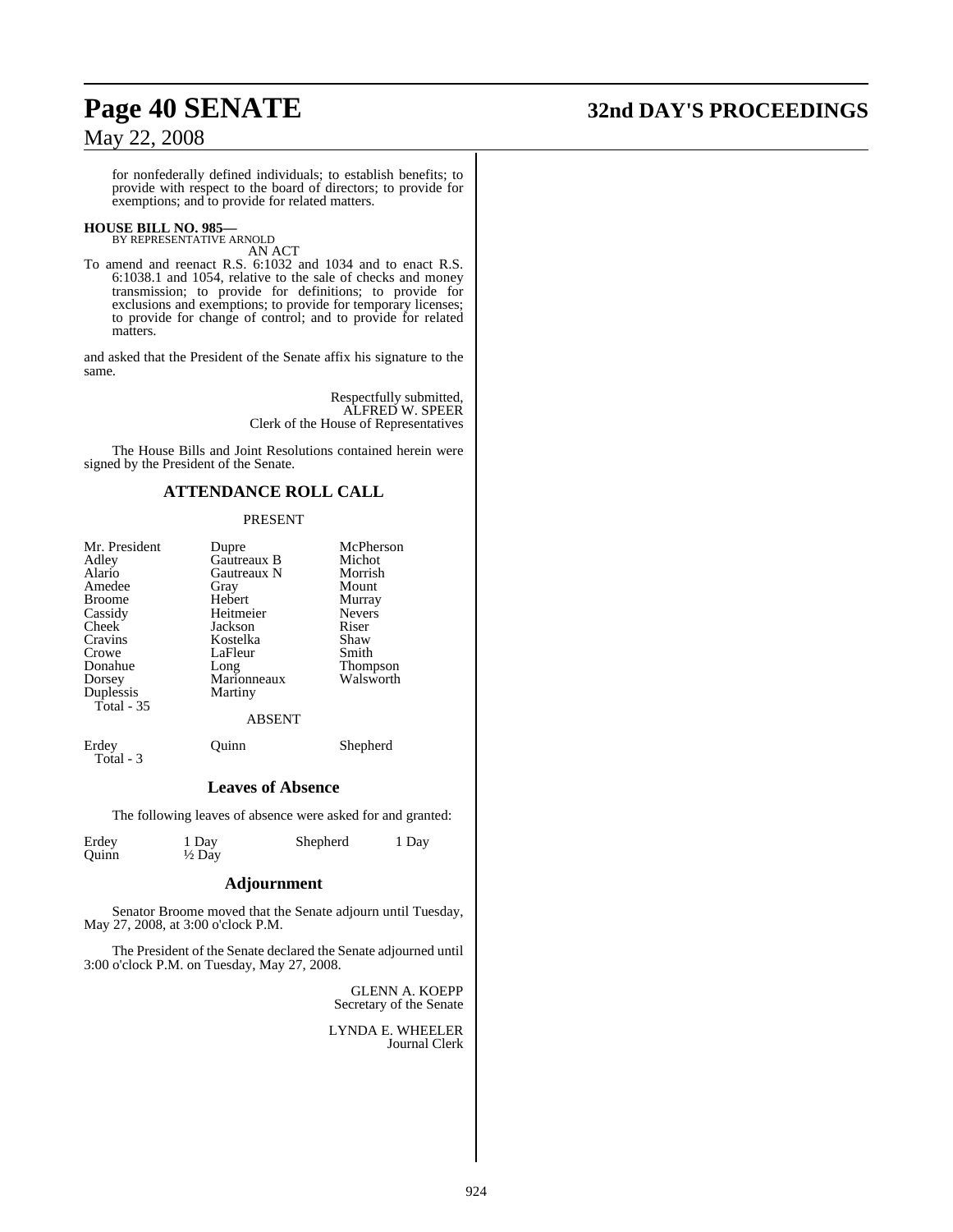for nonfederally defined individuals; to establish benefits; to provide with respect to the board of directors; to provide for exemptions; and to provide for related matters.

**HOUSE BILL NO. 985—**
BY REPRESENTATIVE ARNOLD
AN ACT

To amend and reenact R.S. 6:1032 and 1034 and to enact R.S. 6:1038.1 and 1054, relative to the sale of checks and money transmission; to provide for definitions; to provide for exclusions and exemptions; to provide for temporary licenses; to provide for change of control; and to provide for related matters.

and asked that the President of the Senate affix his signature to the same.

Respectfully submitted,
ALFRED W. SPEER
Clerk of the House of Representatives

The House Bills and Joint Resolutions contained herein were signed by the President of the Senate.

## ATTENDANCE ROLL CALL

PRESENT

| | | |
|---|---|---|
| Mr. President | Dupre | McPherson |
| Adley | Gautreaux B | Michot |
| Alario | Gautreaux N | Morrish |
| Amedee | Gray | Mount |
| Broome | Hebert | Murray |
| Cassidy | Heitmeier | Nevers |
| Cheek | Jackson | Riser |
| Cravins | Kostelka | Shaw |
| Crowe | LaFleur | Smith |
| Donahue | Long | Thompson |
| Dorsey | Marionneaux | Walsworth |
| Duplessis | Martiny | |

Total - 35

ABSENT

| | | |
|---|---|---|
| Erdey | Quinn | Shepherd |

Total - 3

## Leaves of Absence

The following leaves of absence were asked for and granted:

| | | | |
|---|---|---|---|
| Erdey | 1 Day | Shepherd | 1 Day |
| Quinn | ½ Day | | |

## Adjournment

Senator Broome moved that the Senate adjourn until Tuesday, May 27, 2008, at 3:00 o'clock P.M.

The President of the Senate declared the Senate adjourned until 3:00 o'clock P.M. on Tuesday, May 27, 2008.

GLENN A. KOEPP
Secretary of the Senate

LYNDA E. WHEELER
Journal Clerk